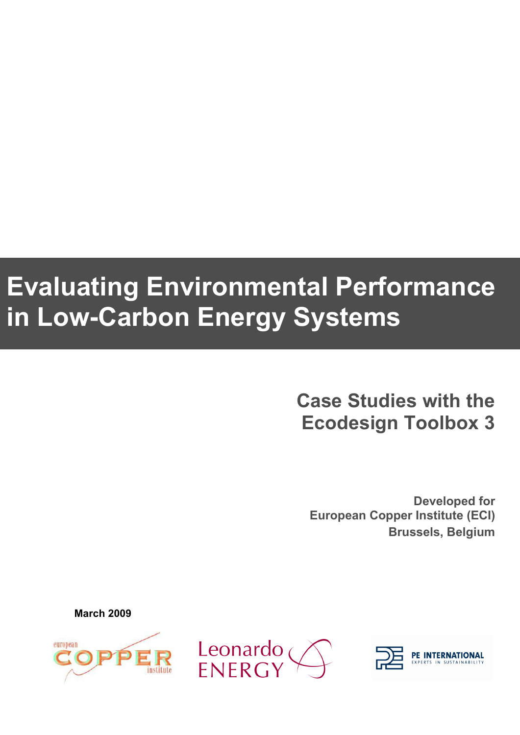# Evaluating Environmental Performance in Low-Carbon Energy Systems

## Case Studies with the Ecodesign Toolbox 3

**Developed for**
**European Copper Institute (ECI)**
**Brussels, Belgium**

**March 2009**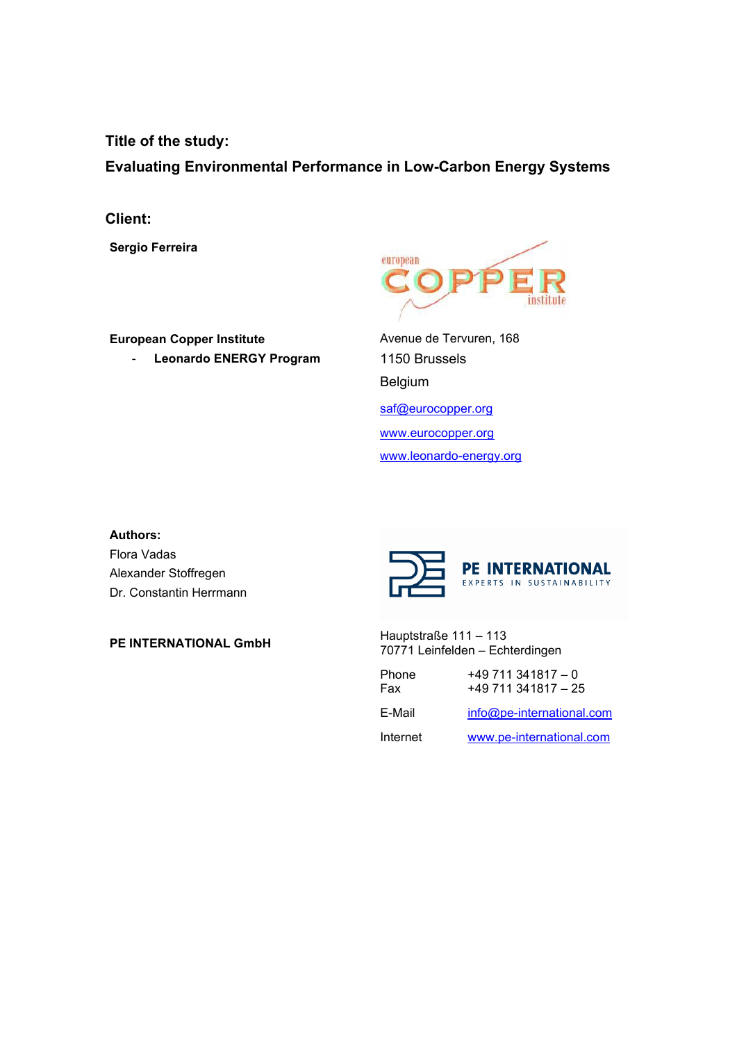**Title of the study:**

**Evaluating Environmental Performance in Low-Carbon Energy Systems**

**Client:**

**Sergio Ferreira**

**European Copper Institute**

- **Leonardo ENERGY Program**

Avenue de Tervuren, 168

1150 Brussels

Belgium

saf@eurocopper.org

www.eurocopper.org

www.leonardo-energy.org

**Authors:**

Flora Vadas

Alexander Stoffregen

Dr. Constantin Herrmann

**PE INTERNATIONAL GmbH**

Hauptstraße 111 – 113
70771 Leinfelden – Echterdingen

Phone +49 711 341817 – 0
Fax +49 711 341817 – 25

E-Mail info@pe-international.com

Internet www.pe-international.com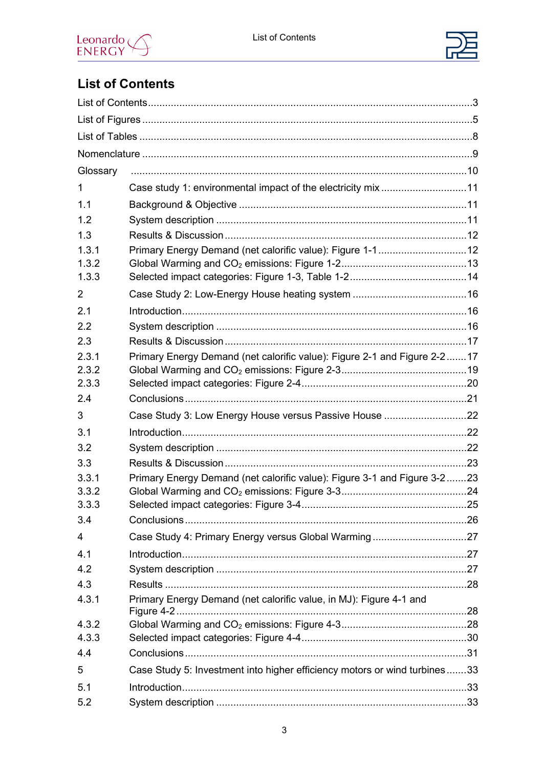## List of Contents

List of Contents ... 3

List of Figures ... 5

List of Tables ... 8

Nomenclature ... 9

Glossary ... 10

1 Case study 1: environmental impact of the electricity mix ... 11

1.1 Background & Objective ... 11

1.2 System description ... 11

1.3 Results & Discussion ... 12

1.3.1 Primary Energy Demand (net calorific value): Figure 1-1 ... 12

1.3.2 Global Warming and $CO_2$ emissions: Figure 1-2 ... 13

1.3.3 Selected impact categories: Figure 1-3, Table 1-2 ... 14

2 Case Study 2: Low-Energy House heating system ... 16

2.1 Introduction ... 16

2.2 System description ... 16

2.3 Results & Discussion ... 17

2.3.1 Primary Energy Demand (net calorific value): Figure 2-1 and Figure 2-2 ... 17

2.3.2 Global Warming and $CO_2$ emissions: Figure 2-3 ... 19

2.3.3 Selected impact categories: Figure 2-4 ... 20

2.4 Conclusions ... 21

3 Case Study 3: Low Energy House versus Passive House ... 22

3.1 Introduction ... 22

3.2 System description ... 22

3.3 Results & Discussion ... 23

3.3.1 Primary Energy Demand (net calorific value): Figure 3-1 and Figure 3-2 ... 23

3.3.2 Global Warming and $CO_2$ emissions: Figure 3-3 ... 24

3.3.3 Selected impact categories: Figure 3-4 ... 25

3.4 Conclusions ... 26

4 Case Study 4: Primary Energy versus Global Warming ... 27

4.1 Introduction ... 27

4.2 System description ... 27

4.3 Results ... 28

4.3.1 Primary Energy Demand (net calorific value, in MJ): Figure 4-1 and Figure 4-2 ... 28

4.3.2 Global Warming and $CO_2$ emissions: Figure 4-3 ... 28

4.3.3 Selected impact categories: Figure 4-4 ... 30

4.4 Conclusions ... 31

5 Case Study 5: Investment into higher efficiency motors or wind turbines ... 33

5.1 Introduction ... 33

5.2 System description ... 33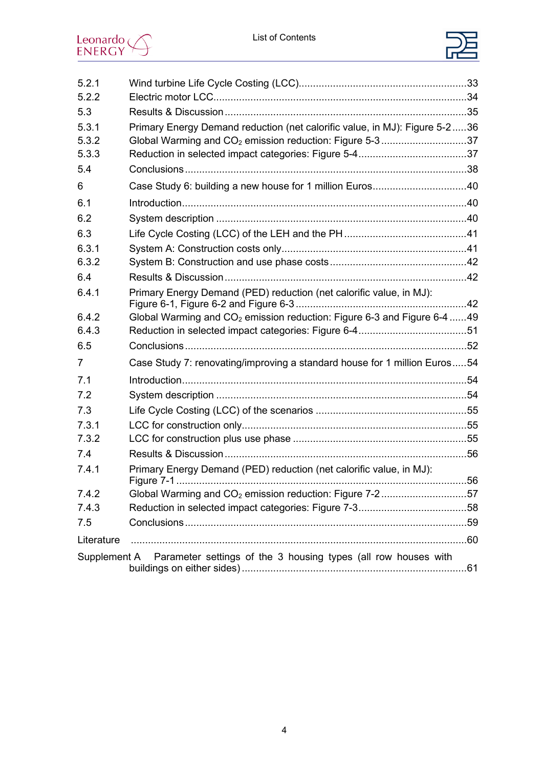5.2.1 Wind turbine Life Cycle Costing (LCC)....................................................................33
5.2.2 Electric motor LCC.......................................................................................................34
5.3 Results & Discussion .....................................................................................................35
5.3.1 Primary Energy Demand reduction (net calorific value, in MJ): Figure 5-2 .....36
5.3.2 Global Warming and $CO_2$ emission reduction: Figure 5-3 ..............................37
5.3.3 Reduction in selected impact categories: Figure 5-4......................................37
5.4 Conclusions ...................................................................................................................38
6 Case Study 6: building a new house for 1 million Euros.................................40
6.1 Introduction....................................................................................................................40
6.2 System description .......................................................................................................40
6.3 Life Cycle Costing (LCC) of the LEH and the PH ...........................................41
6.3.1 System A: Construction costs only.................................................................41
6.3.2 System B: Construction and use phase costs ................................................42
6.4 Results & Discussion .....................................................................................................42
6.4.1 Primary Energy Demand (PED) reduction (net calorific value, in MJ): Figure 6-1, Figure 6-2 and Figure 6-3 ............................................................42
6.4.2 Global Warming and $CO_2$ emission reduction: Figure 6-3 and Figure 6-4 ......49
6.4.3 Reduction in selected impact categories: Figure 6-4......................................51
6.5 Conclusions ...................................................................................................................52
7 Case Study 7: renovating/improving a standard house for 1 million Euros.....54
7.1 Introduction....................................................................................................................54
7.2 System description .......................................................................................................54
7.3 Life Cycle Costing (LCC) of the scenarios .....................................................55
7.3.1 LCC for construction only...............................................................................55
7.3.2 LCC for construction plus use phase .............................................................55
7.4 Results & Discussion .....................................................................................................56
7.4.1 Primary Energy Demand (PED) reduction (net calorific value, in MJ): Figure 7-1 .....................................................................................................56
7.4.2 Global Warming and $CO_2$ emission reduction: Figure 7-2 ..............................57
7.4.3 Reduction in selected impact categories: Figure 7-3......................................58
7.5 Conclusions ...................................................................................................................59
Literature ......................................................................................................................60
Supplement A Parameter settings of the 3 housing types (all row houses with buildings on either sides) ...............................................................................61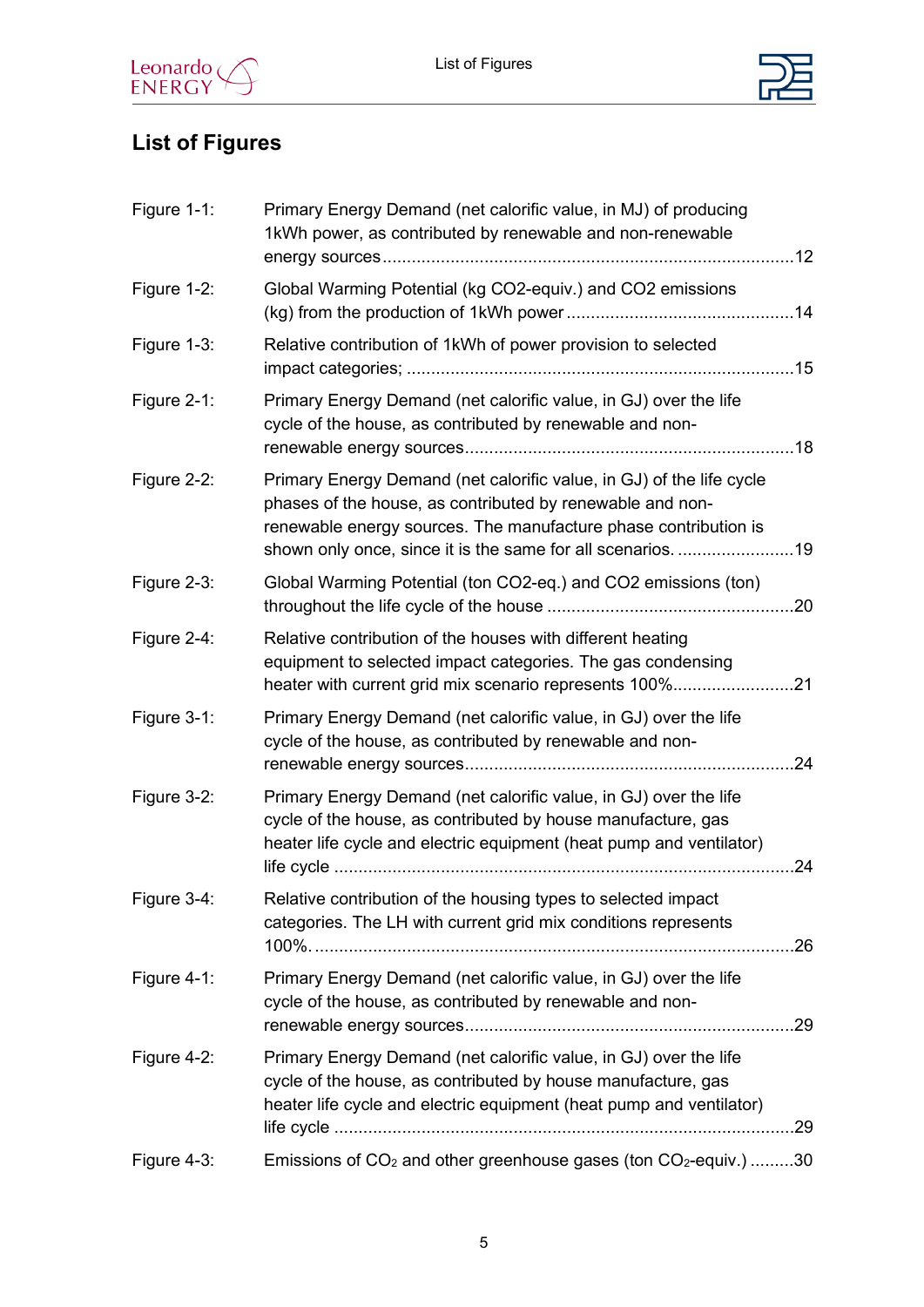## List of Figures

Figure 1-1: Primary Energy Demand (net calorific value, in MJ) of producing 1kWh power, as contributed by renewable and non-renewable energy sources ..... 12

Figure 1-2: Global Warming Potential (kg CO2-equiv.) and CO2 emissions (kg) from the production of 1kWh power ..... 14

Figure 1-3: Relative contribution of 1kWh of power provision to selected impact categories; ..... 15

Figure 2-1: Primary Energy Demand (net calorific value, in GJ) over the life cycle of the house, as contributed by renewable and non-renewable energy sources ..... 18

Figure 2-2: Primary Energy Demand (net calorific value, in GJ) of the life cycle phases of the house, as contributed by renewable and non-renewable energy sources. The manufacture phase contribution is shown only once, since it is the same for all scenarios. ..... 19

Figure 2-3: Global Warming Potential (ton CO2-eq.) and CO2 emissions (ton) throughout the life cycle of the house ..... 20

Figure 2-4: Relative contribution of the houses with different heating equipment to selected impact categories. The gas condensing heater with current grid mix scenario represents 100% ..... 21

Figure 3-1: Primary Energy Demand (net calorific value, in GJ) over the life cycle of the house, as contributed by renewable and non-renewable energy sources ..... 24

Figure 3-2: Primary Energy Demand (net calorific value, in GJ) over the life cycle of the house, as contributed by house manufacture, gas heater life cycle and electric equipment (heat pump and ventilator) life cycle ..... 24

Figure 3-4: Relative contribution of the housing types to selected impact categories. The LH with current grid mix conditions represents 100%. ..... 26

Figure 4-1: Primary Energy Demand (net calorific value, in GJ) over the life cycle of the house, as contributed by renewable and non-renewable energy sources ..... 29

Figure 4-2: Primary Energy Demand (net calorific value, in GJ) over the life cycle of the house, as contributed by house manufacture, gas heater life cycle and electric equipment (heat pump and ventilator) life cycle ..... 29

Figure 4-3: Emissions of $CO_2$ and other greenhouse gases (ton $CO_2$-equiv.) ..... 30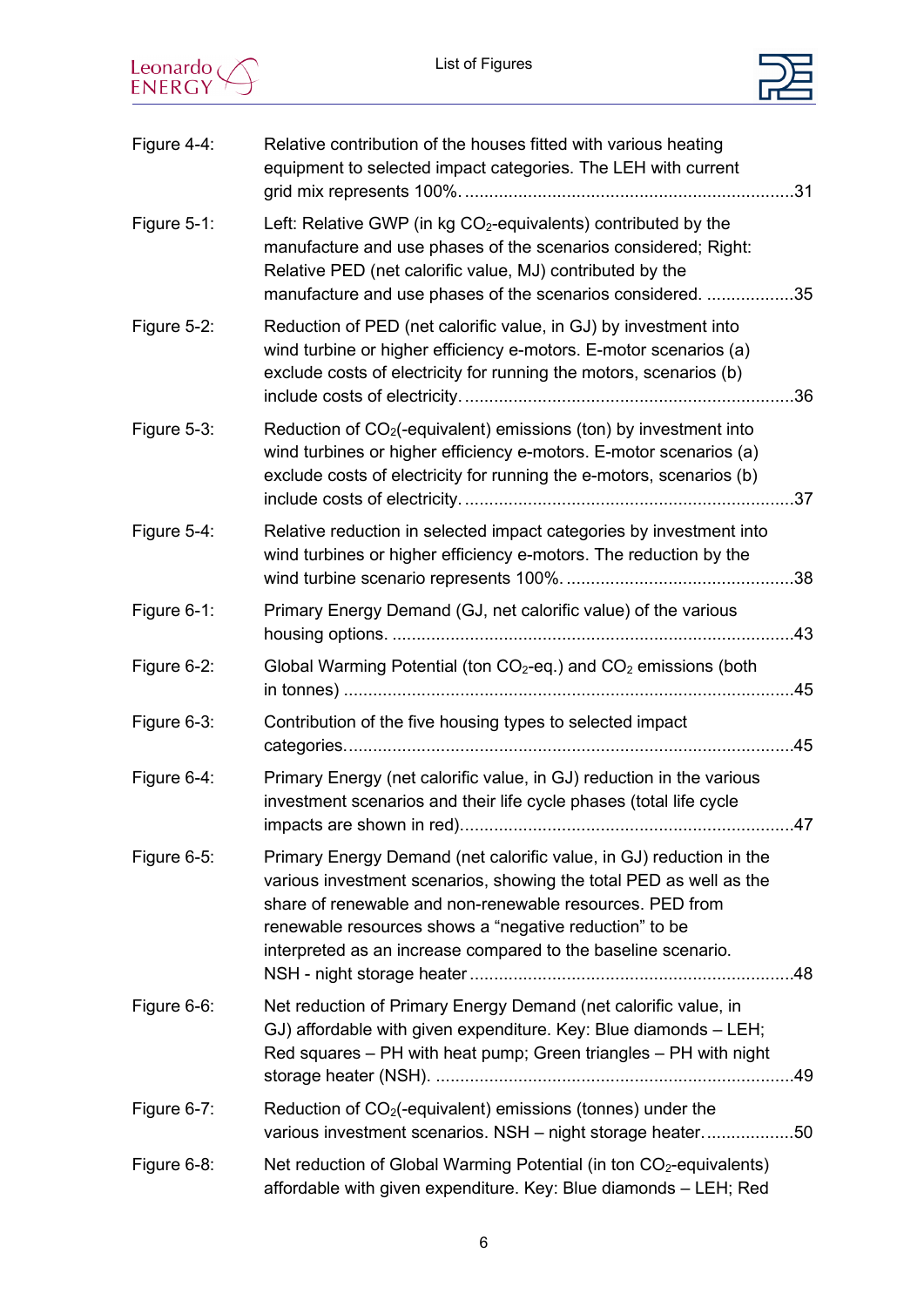Figure 4-4: Relative contribution of the houses fitted with various heating equipment to selected impact categories. The LEH with current grid mix represents 100%. ....................................................................31

Figure 5-1: Left: Relative GWP (in kg $CO_2$-equivalents) contributed by the manufacture and use phases of the scenarios considered; Right: Relative PED (net calorific value, MJ) contributed by the manufacture and use phases of the scenarios considered. ..................35

Figure 5-2: Reduction of PED (net calorific value, in GJ) by investment into wind turbine or higher efficiency e-motors. E-motor scenarios (a) exclude costs of electricity for running the motors, scenarios (b) include costs of electricity. ....................................................................36

Figure 5-3: Reduction of $CO_2$(-equivalent) emissions (ton) by investment into wind turbines or higher efficiency e-motors. E-motor scenarios (a) exclude costs of electricity for running the e-motors, scenarios (b) include costs of electricity. ....................................................................37

Figure 5-4: Relative reduction in selected impact categories by investment into wind turbines or higher efficiency e-motors. The reduction by the wind turbine scenario represents 100%. ...............................................38

Figure 6-1: Primary Energy Demand (GJ, net calorific value) of the various housing options. ...................................................................................43

Figure 6-2: Global Warming Potential (ton $CO_2$-eq.) and $CO_2$ emissions (both in tonnes) ............................................................................................45

Figure 6-3: Contribution of the five housing types to selected impact categories. ...........................................................................................45

Figure 6-4: Primary Energy (net calorific value, in GJ) reduction in the various investment scenarios and their life cycle phases (total life cycle impacts are shown in red).....................................................................47

Figure 6-5: Primary Energy Demand (net calorific value, in GJ) reduction in the various investment scenarios, showing the total PED as well as the share of renewable and non-renewable resources. PED from renewable resources shows a “negative reduction” to be interpreted as an increase compared to the baseline scenario. NSH - night storage heater ...................................................................48

Figure 6-6: Net reduction of Primary Energy Demand (net calorific value, in GJ) affordable with given expenditure. Key: Blue diamonds – LEH; Red squares – PH with heat pump; Green triangles – PH with night storage heater (NSH). ..........................................................................49

Figure 6-7: Reduction of $CO_2$(-equivalent) emissions (tonnes) under the various investment scenarios. NSH – night storage heater...................50

Figure 6-8: Net reduction of Global Warming Potential (in ton $CO_2$-equivalents) affordable with given expenditure. Key: Blue diamonds – LEH; Red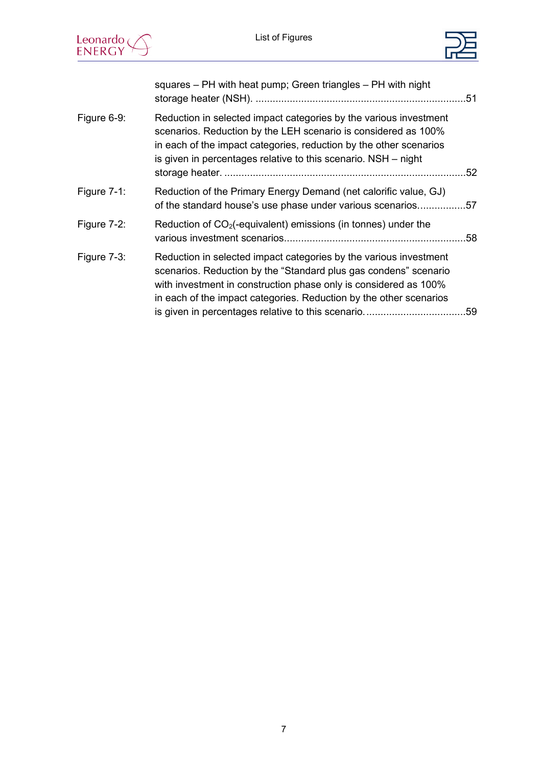squares – PH with heat pump; Green triangles – PH with night storage heater (NSH). ..........................................................................51

Figure 6-9: Reduction in selected impact categories by the various investment scenarios. Reduction by the LEH scenario is considered as 100% in each of the impact categories, reduction by the other scenarios is given in percentages relative to this scenario. NSH – night storage heater. ....................................................................................52

Figure 7-1: Reduction of the Primary Energy Demand (net calorific value, GJ) of the standard house's use phase under various scenarios.................57

Figure 7-2: Reduction of $CO_2$(-equivalent) emissions (in tonnes) under the various investment scenarios................................................................58

Figure 7-3: Reduction in selected impact categories by the various investment scenarios. Reduction by the "Standard plus gas condens" scenario with investment in construction phase only is considered as 100% in each of the impact categories. Reduction by the other scenarios is given in percentages relative to this scenario. ..................................59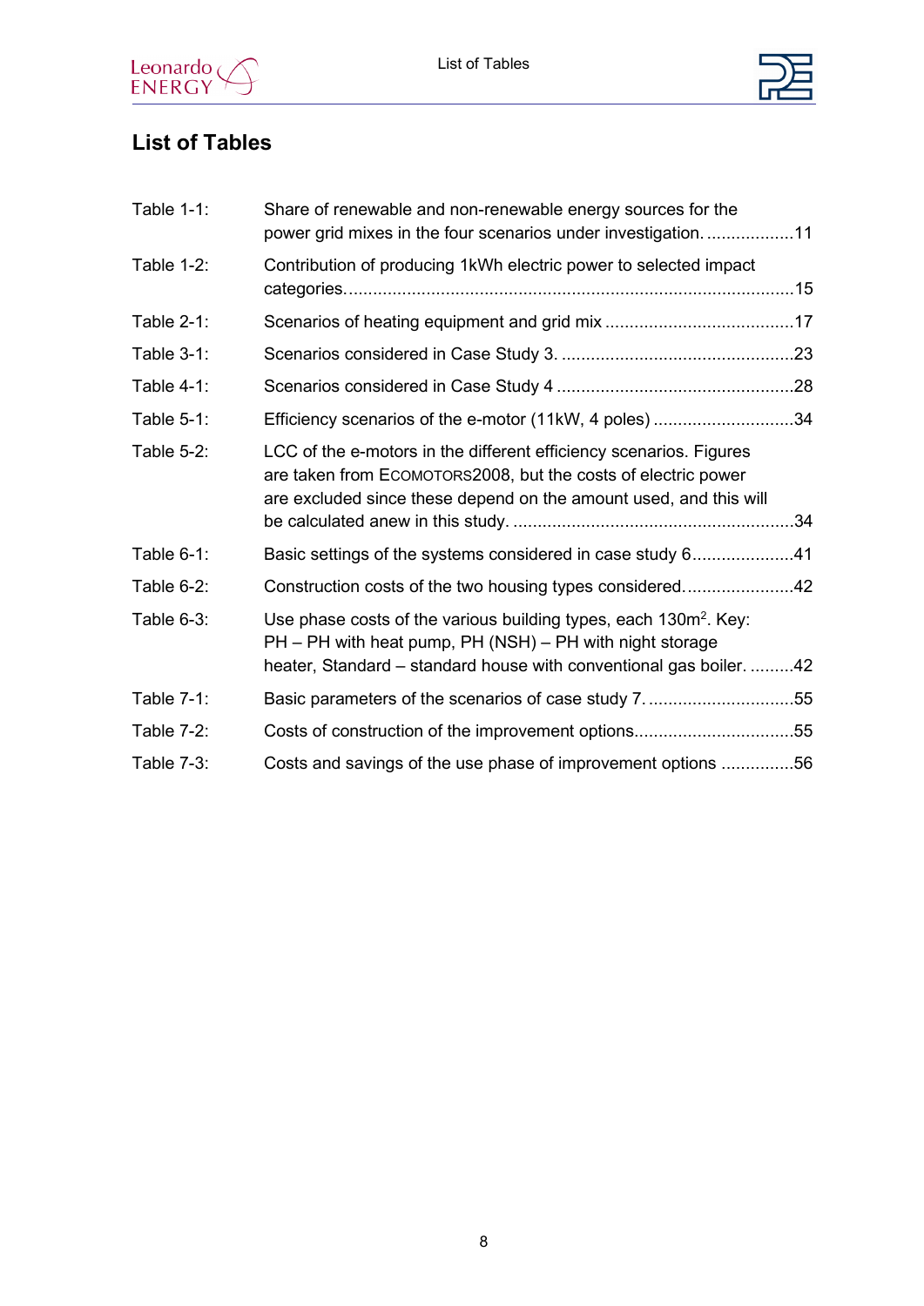## List of Tables

Table 1-1: Share of renewable and non-renewable energy sources for the power grid mixes in the four scenarios under investigation. ..................11

Table 1-2: Contribution of producing 1kWh electric power to selected impact categories. ..........................................................................................15

Table 2-1: Scenarios of heating equipment and grid mix .......................................17

Table 3-1: Scenarios considered in Case Study 3. ................................................23

Table 4-1: Scenarios considered in Case Study 4 .................................................28

Table 5-1: Efficiency scenarios of the e-motor (11kW, 4 poles) .............................34

Table 5-2: LCC of the e-motors in the different efficiency scenarios. Figures are taken from ECOMOTORS2008, but the costs of electric power are excluded since these depend on the amount used, and this will be calculated anew in this study. ..........................................................34

Table 6-1: Basic settings of the systems considered in case study 6.....................41

Table 6-2: Construction costs of the two housing types considered.......................42

Table 6-3: Use phase costs of the various building types, each 130m$^2$. Key: PH – PH with heat pump, PH (NSH) – PH with night storage heater, Standard – standard house with conventional gas boiler. .........42

Table 7-1: Basic parameters of the scenarios of case study 7. ..............................55

Table 7-2: Costs of construction of the improvement options.................................55

Table 7-3: Costs and savings of the use phase of improvement options ...............56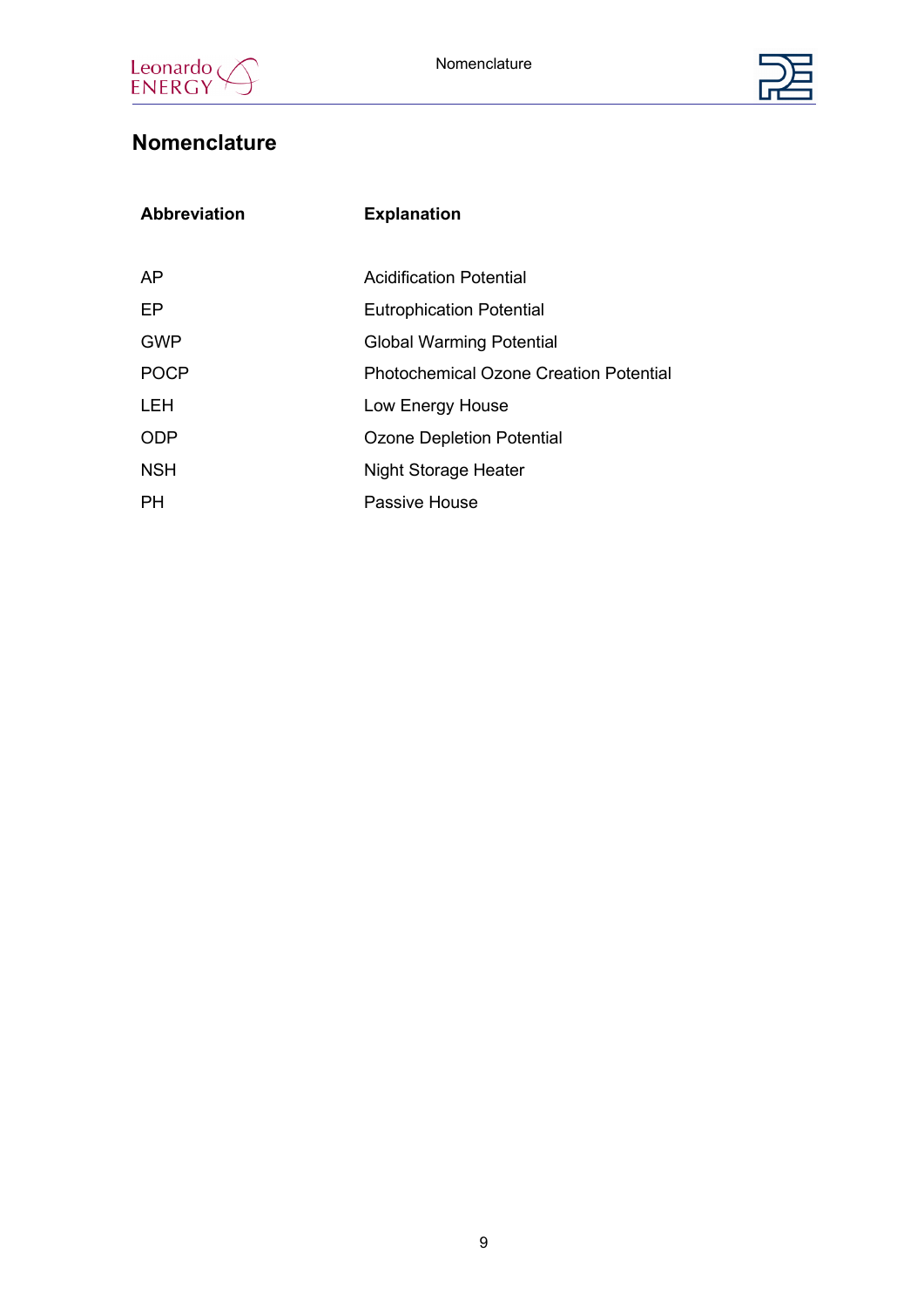# Nomenclature

| Abbreviation | Explanation |
|---|---|
| AP | Acidification Potential |
| EP | Eutrophication Potential |
| GWP | Global Warming Potential |
| POCP | Photochemical Ozone Creation Potential |
| LEH | Low Energy House |
| ODP | Ozone Depletion Potential |
| NSH | Night Storage Heater |
| PH | Passive House |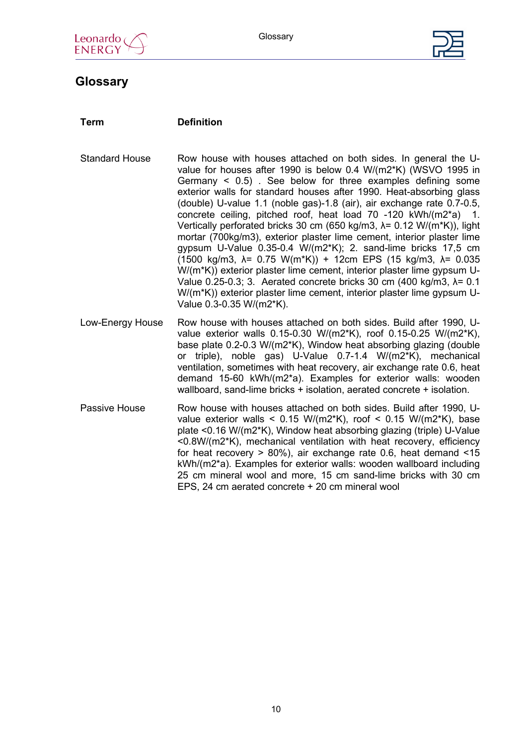## Glossary

| Term | Definition |
|---|---|
| Standard House | Row house with houses attached on both sides. In general the U-value for houses after 1990 is below 0.4 W/(m2*K) (WSVO 1995 in Germany < 0.5) . See below for three examples defining some exterior walls for standard houses after 1990. Heat-absorbing glass (double) U-value 1.1 (noble gas)-1.8 (air), air exchange rate 0.7-0.5, concrete ceiling, pitched roof, heat load 70 -120 kWh/(m2*a) 1. Vertically perforated bricks 30 cm (650 kg/m3, λ= 0.12 W/(m*K)), light mortar (700kg/m3), exterior plaster lime cement, interior plaster lime gypsum U-Value 0.35-0.4 W/(m2*K); 2. sand-lime bricks 17,5 cm (1500 kg/m3, λ= 0.75 W(m*K)) + 12cm EPS (15 kg/m3, λ= 0.035 W/(m*K)) exterior plaster lime cement, interior plaster lime gypsum U-Value 0.25-0.3; 3. Aerated concrete bricks 30 cm (400 kg/m3, λ= 0.1 W/(m*K)) exterior plaster lime cement, interior plaster lime gypsum U-Value 0.3-0.35 W/(m2*K). |
| Low-Energy House | Row house with houses attached on both sides. Build after 1990, U-value exterior walls 0.15-0.30 W/(m2*K), roof 0.15-0.25 W/(m2*K), base plate 0.2-0.3 W/(m2*K), Window heat absorbing glazing (double or triple), noble gas) U-Value 0.7-1.4 W/(m2*K), mechanical ventilation, sometimes with heat recovery, air exchange rate 0.6, heat demand 15-60 kWh/(m2*a). Examples for exterior walls: wooden wallboard, sand-lime bricks + isolation, aerated concrete + isolation. |
| Passive House | Row house with houses attached on both sides. Build after 1990, U-value exterior walls < 0.15 W/(m2*K), roof < 0.15 W/(m2*K), base plate <0.16 W/(m2*K), Window heat absorbing glazing (triple) U-Value <0.8W/(m2*K), mechanical ventilation with heat recovery, efficiency for heat recovery > 80%), air exchange rate 0.6, heat demand <15 kWh/(m2*a). Examples for exterior walls: wooden wallboard including 25 cm mineral wool and more, 15 cm sand-lime bricks with 30 cm EPS, 24 cm aerated concrete + 20 cm mineral wool |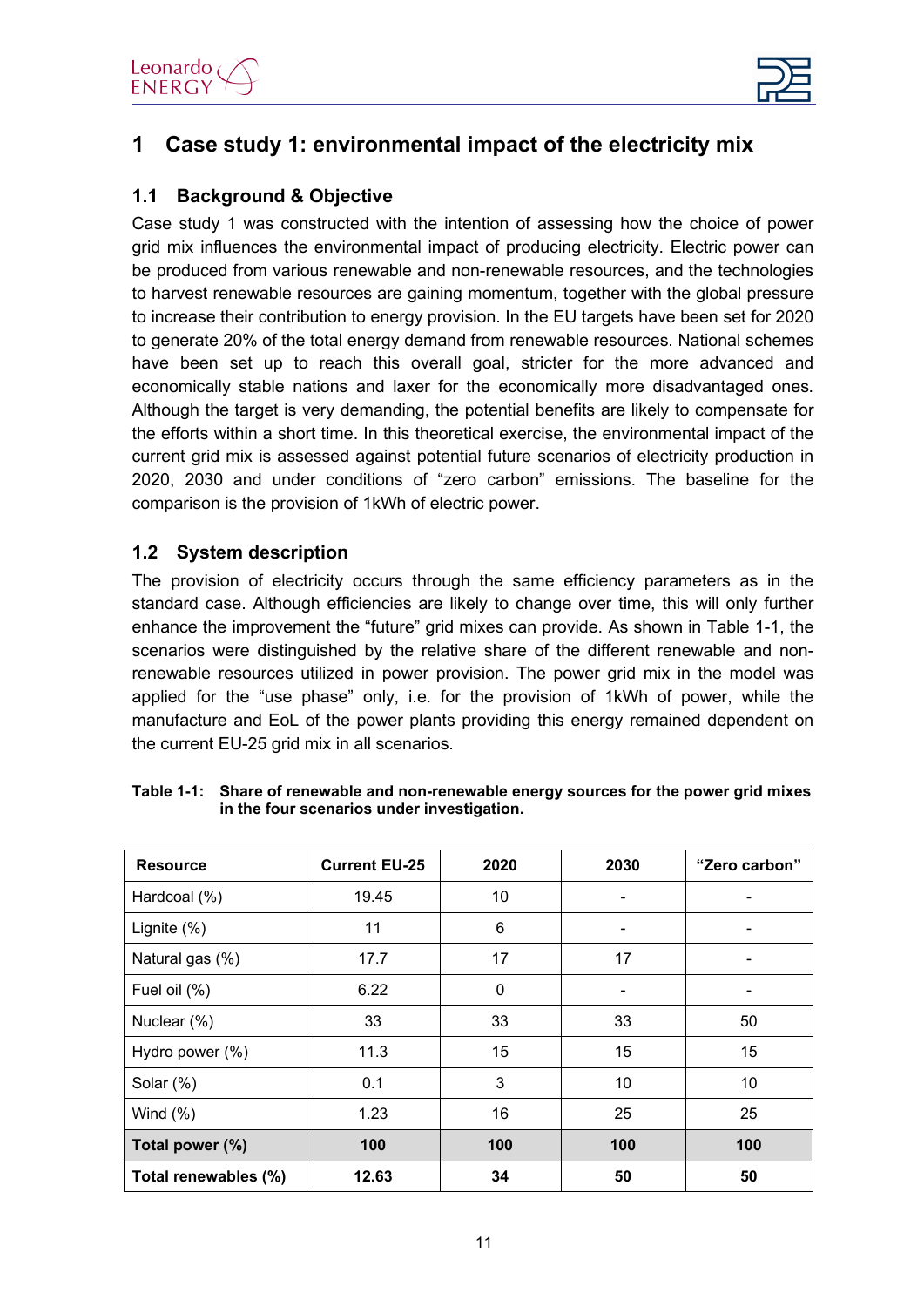# 1 Case study 1: environmental impact of the electricity mix

## 1.1 Background & Objective

Case study 1 was constructed with the intention of assessing how the choice of power grid mix influences the environmental impact of producing electricity. Electric power can be produced from various renewable and non-renewable resources, and the technologies to harvest renewable resources are gaining momentum, together with the global pressure to increase their contribution to energy provision. In the EU targets have been set for 2020 to generate 20% of the total energy demand from renewable resources. National schemes have been set up to reach this overall goal, stricter for the more advanced and economically stable nations and laxer for the economically more disadvantaged ones. Although the target is very demanding, the potential benefits are likely to compensate for the efforts within a short time. In this theoretical exercise, the environmental impact of the current grid mix is assessed against potential future scenarios of electricity production in 2020, 2030 and under conditions of “zero carbon” emissions. The baseline for the comparison is the provision of 1kWh of electric power.

## 1.2 System description

The provision of electricity occurs through the same efficiency parameters as in the standard case. Although efficiencies are likely to change over time, this will only further enhance the improvement the “future” grid mixes can provide. As shown in Table 1-1, the scenarios were distinguished by the relative share of the different renewable and non-renewable resources utilized in power provision. The power grid mix in the model was applied for the “use phase” only, i.e. for the provision of 1kWh of power, while the manufacture and EoL of the power plants providing this energy remained dependent on the current EU-25 grid mix in all scenarios.

**Table 1-1: Share of renewable and non-renewable energy sources for the power grid mixes in the four scenarios under investigation.**

| Resource | Current EU-25 | 2020 | 2030 | “Zero carbon” |
|---|---|---|---|---|
| Hardcoal (%) | 19.45 | 10 | - | - |
| Lignite (%) | 11 | 6 | - | - |
| Natural gas (%) | 17.7 | 17 | 17 | - |
| Fuel oil (%) | 6.22 | 0 | - | - |
| Nuclear (%) | 33 | 33 | 33 | 50 |
| Hydro power (%) | 11.3 | 15 | 15 | 15 |
| Solar (%) | 0.1 | 3 | 10 | 10 |
| Wind (%) | 1.23 | 16 | 25 | 25 |
| **Total power (%)** | **100** | **100** | **100** | **100** |
| **Total renewables (%)** | **12.63** | **34** | **50** | **50** |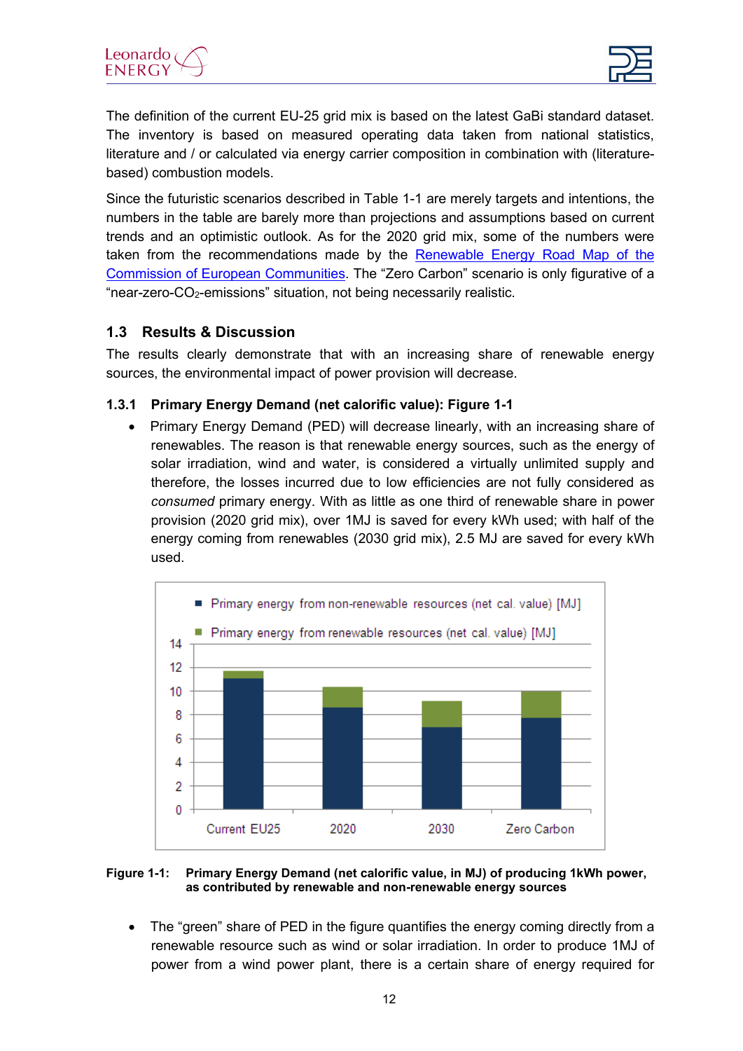The definition of the current EU-25 grid mix is based on the latest GaBi standard dataset. The inventory is based on measured operating data taken from national statistics, literature and / or calculated via energy carrier composition in combination with (literature-based) combustion models.

Since the futuristic scenarios described in Table 1-1 are merely targets and intentions, the numbers in the table are barely more than projections and assumptions based on current trends and an optimistic outlook. As for the 2020 grid mix, some of the numbers were taken from the recommendations made by the [Renewable Energy Road Map of the Commission of European Communities](). The "Zero Carbon" scenario is only figurative of a "near-zero-$CO_2$-emissions" situation, not being necessarily realistic.

## 1.3 Results & Discussion

The results clearly demonstrate that with an increasing share of renewable energy sources, the environmental impact of power provision will decrease.

### 1.3.1 Primary Energy Demand (net calorific value): Figure 1-1

- Primary Energy Demand (PED) will decrease linearly, with an increasing share of renewables. The reason is that renewable energy sources, such as the energy of solar irradiation, wind and water, is considered a virtually unlimited supply and therefore, the losses incurred due to low efficiencies are not fully considered as *consumed* primary energy. With as little as one third of renewable share in power provision (2020 grid mix), over 1MJ is saved for every kWh used; with half of the energy coming from renewables (2030 grid mix), 2.5 MJ are saved for every kWh used.

Primary energy from non-renewable resources (net cal. value) [MJ]
Primary energy from renewable resources (net cal. value) [MJ]
14
12
10
8
6
4
2
0
Current EU25
2020
2030
Zero Carbon

**Figure 1-1: Primary Energy Demand (net calorific value, in MJ) of producing 1kWh power, as contributed by renewable and non-renewable energy sources**

- The "green" share of PED in the figure quantifies the energy coming directly from a renewable resource such as wind or solar irradiation. In order to produce 1MJ of power from a wind power plant, there is a certain share of energy required for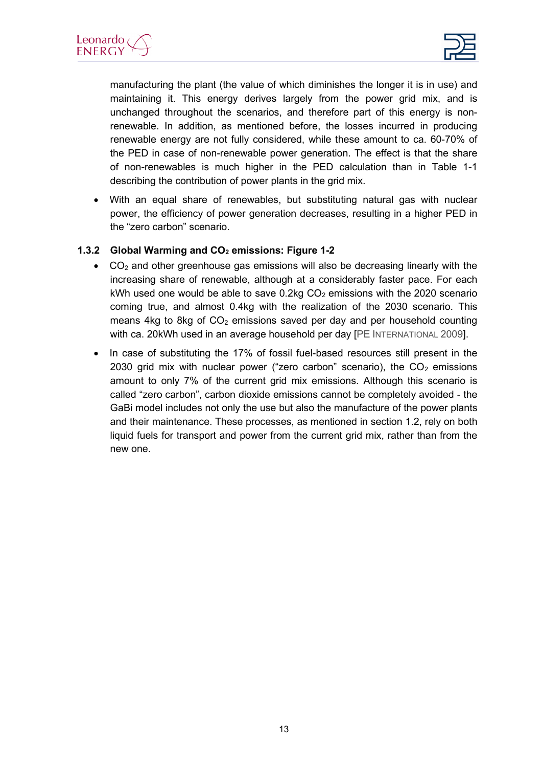manufacturing the plant (the value of which diminishes the longer it is in use) and maintaining it. This energy derives largely from the power grid mix, and is unchanged throughout the scenarios, and therefore part of this energy is non-renewable. In addition, as mentioned before, the losses incurred in producing renewable energy are not fully considered, while these amount to ca. 60-70% of the PED in case of non-renewable power generation. The effect is that the share of non-renewables is much higher in the PED calculation than in Table 1-1 describing the contribution of power plants in the grid mix.

- With an equal share of renewables, but substituting natural gas with nuclear power, the efficiency of power generation decreases, resulting in a higher PED in the "zero carbon" scenario.

### 1.3.2 Global Warming and $CO_2$ emissions: Figure 1-2

- $CO_2$ and other greenhouse gas emissions will also be decreasing linearly with the increasing share of renewable, although at a considerably faster pace. For each kWh used one would be able to save 0.2kg $CO_2$ emissions with the 2020 scenario coming true, and almost 0.4kg with the realization of the 2030 scenario. This means 4kg to 8kg of $CO_2$ emissions saved per day and per household counting with ca. 20kWh used in an average household per day [PE INTERNATIONAL 2009].
- In case of substituting the 17% of fossil fuel-based resources still present in the 2030 grid mix with nuclear power ("zero carbon" scenario), the $CO_2$ emissions amount to only 7% of the current grid mix emissions. Although this scenario is called "zero carbon", carbon dioxide emissions cannot be completely avoided - the GaBi model includes not only the use but also the manufacture of the power plants and their maintenance. These processes, as mentioned in section 1.2, rely on both liquid fuels for transport and power from the current grid mix, rather than from the new one.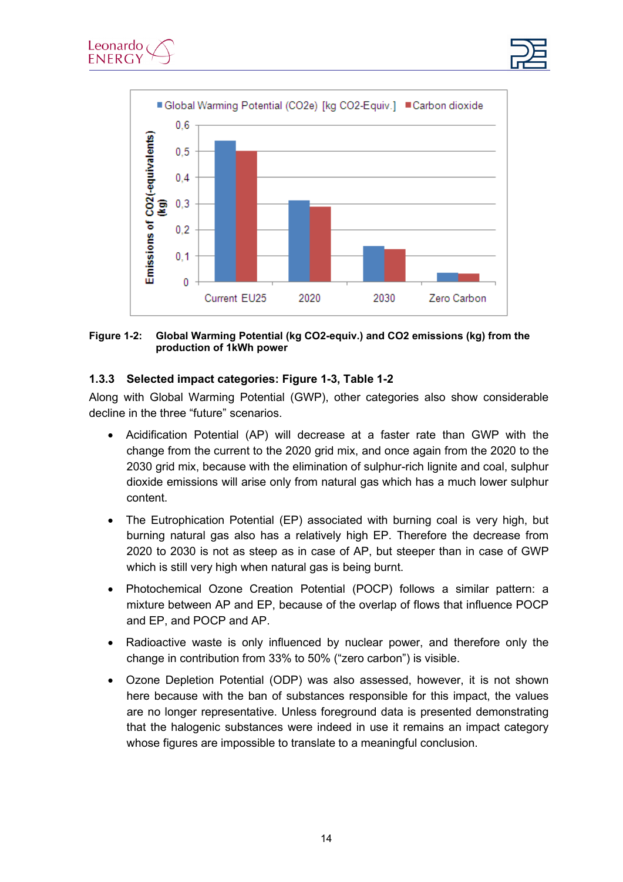Global Warming Potential (CO2e) [kg CO2-Equiv.]
Carbon dioxide

Emissions of CO2(-equivalents) (kg)

0,6
0,5
0,4
0,3
0,2
0,1
0

Current EU25
2020
2030
Zero Carbon

**Figure 1-2: Global Warming Potential (kg CO2-equiv.) and CO2 emissions (kg) from the production of 1kWh power**

### 1.3.3 Selected impact categories: Figure 1-3, Table 1-2

Along with Global Warming Potential (GWP), other categories also show considerable decline in the three "future" scenarios.

- Acidification Potential (AP) will decrease at a faster rate than GWP with the change from the current to the 2020 grid mix, and once again from the 2020 to the 2030 grid mix, because with the elimination of sulphur-rich lignite and coal, sulphur dioxide emissions will arise only from natural gas which has a much lower sulphur content.
- The Eutrophication Potential (EP) associated with burning coal is very high, but burning natural gas also has a relatively high EP. Therefore the decrease from 2020 to 2030 is not as steep as in case of AP, but steeper than in case of GWP which is still very high when natural gas is being burnt.
- Photochemical Ozone Creation Potential (POCP) follows a similar pattern: a mixture between AP and EP, because of the overlap of flows that influence POCP and EP, and POCP and AP.
- Radioactive waste is only influenced by nuclear power, and therefore only the change in contribution from 33% to 50% ("zero carbon") is visible.
- Ozone Depletion Potential (ODP) was also assessed, however, it is not shown here because with the ban of substances responsible for this impact, the values are no longer representative. Unless foreground data is presented demonstrating that the halogenic substances were indeed in use it remains an impact category whose figures are impossible to translate to a meaningful conclusion.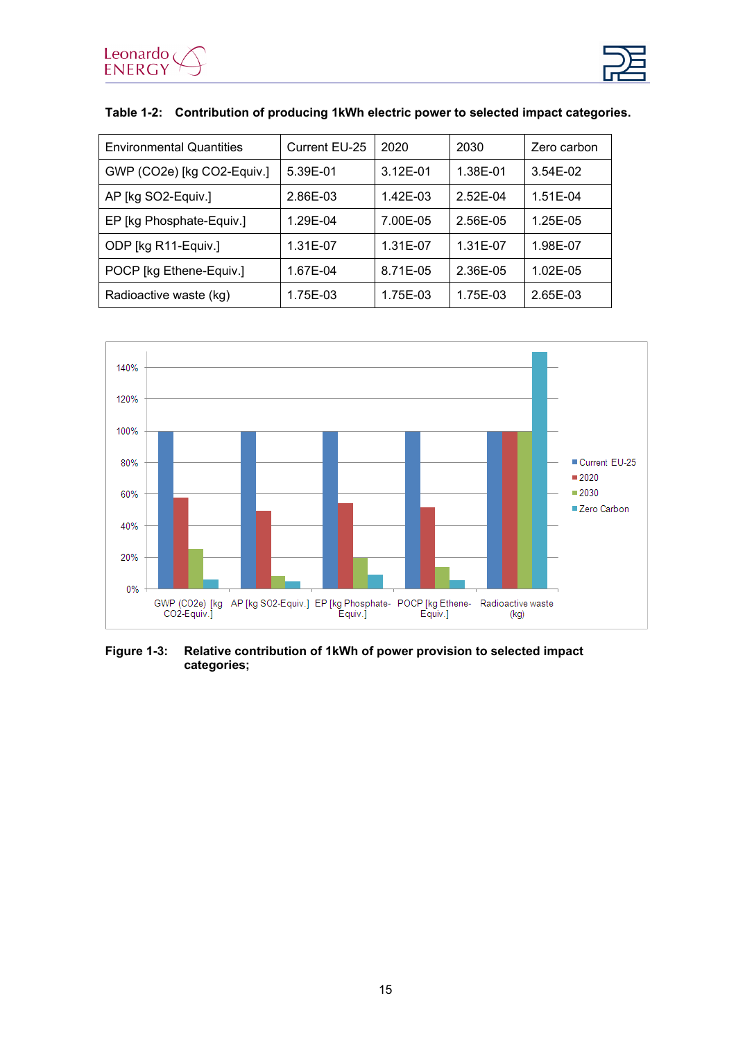**Table 1-2: Contribution of producing 1kWh electric power to selected impact categories.**

| Environmental Quantities | Current EU-25 | 2020 | 2030 | Zero carbon |
|---|---|---|---|---|
| GWP (CO2e) [kg CO2-Equiv.] | 5.39E-01 | 3.12E-01 | 1.38E-01 | 3.54E-02 |
| AP [kg SO2-Equiv.] | 2.86E-03 | 1.42E-03 | 2.52E-04 | 1.51E-04 |
| EP [kg Phosphate-Equiv.] | 1.29E-04 | 7.00E-05 | 2.56E-05 | 1.25E-05 |
| ODP [kg R11-Equiv.] | 1.31E-07 | 1.31E-07 | 1.31E-07 | 1.98E-07 |
| POCP [kg Ethene-Equiv.] | 1.67E-04 | 8.71E-05 | 2.36E-05 | 1.02E-05 |
| Radioactive waste (kg) | 1.75E-03 | 1.75E-03 | 1.75E-03 | 2.65E-03 |

140%
120%
100%
80%
60%
40%
20%
0%

GWP (CO2e) [kg CO2-Equiv.]
AP [kg SO2-Equiv.]
EP [kg Phosphate-Equiv.]
POCP [kg Ethene-Equiv.]
Radioactive waste (kg)

Current EU-25
2020
2030
Zero Carbon

**Figure 1-3: Relative contribution of 1kWh of power provision to selected impact categories;**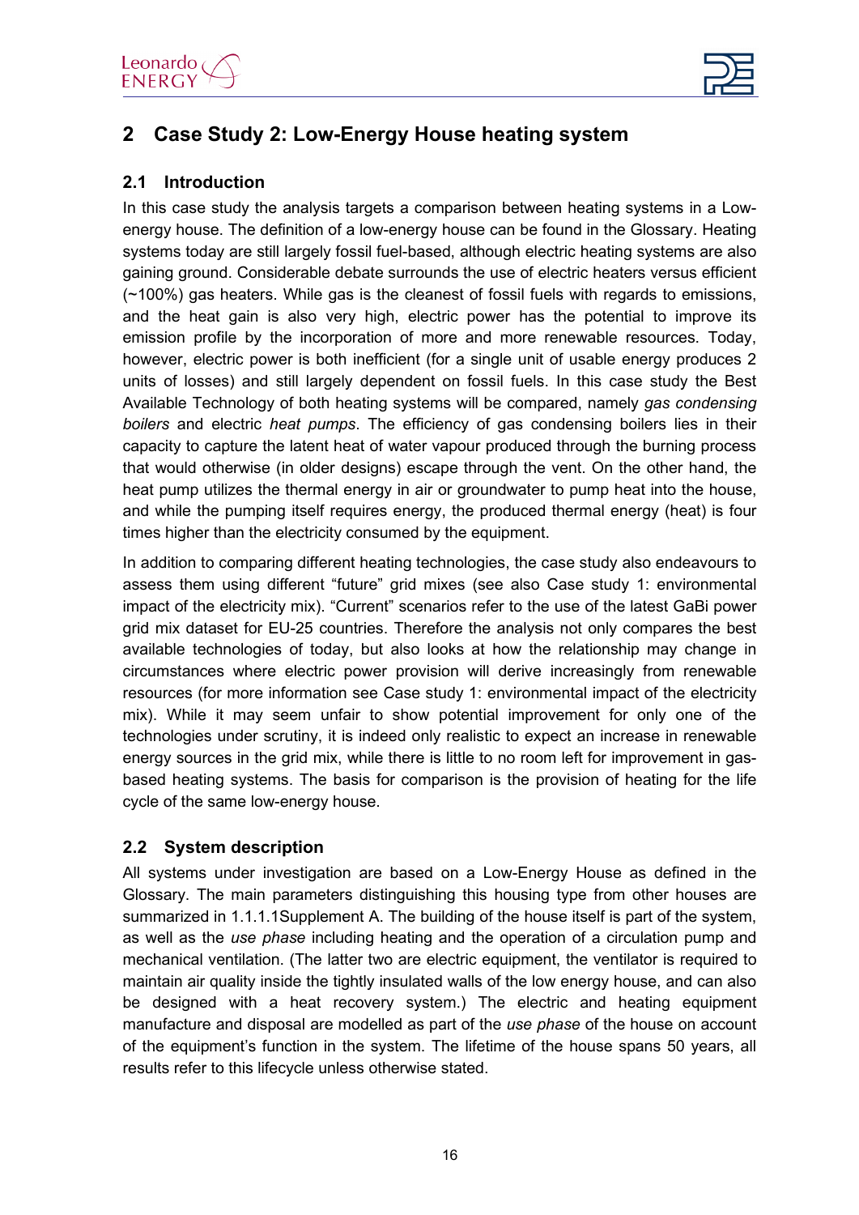## 2 Case Study 2: Low-Energy House heating system

### 2.1 Introduction

In this case study the analysis targets a comparison between heating systems in a Low-energy house. The definition of a low-energy house can be found in the Glossary. Heating systems today are still largely fossil fuel-based, although electric heating systems are also gaining ground. Considerable debate surrounds the use of electric heaters versus efficient (~100%) gas heaters. While gas is the cleanest of fossil fuels with regards to emissions, and the heat gain is also very high, electric power has the potential to improve its emission profile by the incorporation of more and more renewable resources. Today, however, electric power is both inefficient (for a single unit of usable energy produces 2 units of losses) and still largely dependent on fossil fuels. In this case study the Best Available Technology of both heating systems will be compared, namely *gas condensing boilers* and electric *heat pumps*. The efficiency of gas condensing boilers lies in their capacity to capture the latent heat of water vapour produced through the burning process that would otherwise (in older designs) escape through the vent. On the other hand, the heat pump utilizes the thermal energy in air or groundwater to pump heat into the house, and while the pumping itself requires energy, the produced thermal energy (heat) is four times higher than the electricity consumed by the equipment.

In addition to comparing different heating technologies, the case study also endeavours to assess them using different "future" grid mixes (see also Case study 1: environmental impact of the electricity mix). "Current" scenarios refer to the use of the latest GaBi power grid mix dataset for EU-25 countries. Therefore the analysis not only compares the best available technologies of today, but also looks at how the relationship may change in circumstances where electric power provision will derive increasingly from renewable resources (for more information see Case study 1: environmental impact of the electricity mix). While it may seem unfair to show potential improvement for only one of the technologies under scrutiny, it is indeed only realistic to expect an increase in renewable energy sources in the grid mix, while there is little to no room left for improvement in gas-based heating systems. The basis for comparison is the provision of heating for the life cycle of the same low-energy house.

### 2.2 System description

All systems under investigation are based on a Low-Energy House as defined in the Glossary. The main parameters distinguishing this housing type from other houses are summarized in 1.1.1.1Supplement A. The building of the house itself is part of the system, as well as the *use phase* including heating and the operation of a circulation pump and mechanical ventilation. (The latter two are electric equipment, the ventilator is required to maintain air quality inside the tightly insulated walls of the low energy house, and can also be designed with a heat recovery system.) The electric and heating equipment manufacture and disposal are modelled as part of the *use phase* of the house on account of the equipment's function in the system. The lifetime of the house spans 50 years, all results refer to this lifecycle unless otherwise stated.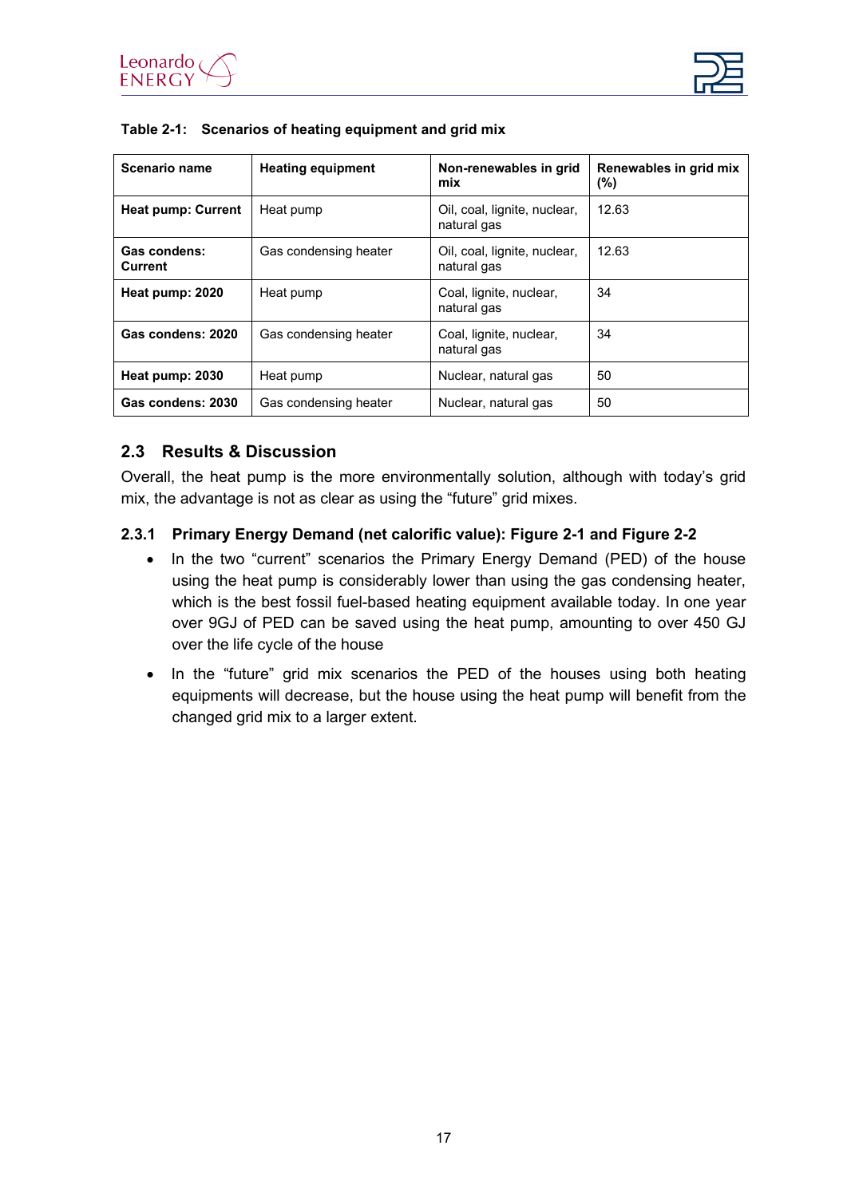**Table 2-1: Scenarios of heating equipment and grid mix**

| Scenario name | Heating equipment | Non-renewables in grid mix | Renewables in grid mix (%) |
|---|---|---|---|
| **Heat pump: Current** | Heat pump | Oil, coal, lignite, nuclear, natural gas | 12.63 |
| **Gas condens: Current** | Gas condensing heater | Oil, coal, lignite, nuclear, natural gas | 12.63 |
| **Heat pump: 2020** | Heat pump | Coal, lignite, nuclear, natural gas | 34 |
| **Gas condens: 2020** | Gas condensing heater | Coal, lignite, nuclear, natural gas | 34 |
| **Heat pump: 2030** | Heat pump | Nuclear, natural gas | 50 |
| **Gas condens: 2030** | Gas condensing heater | Nuclear, natural gas | 50 |

## 2.3 Results & Discussion

Overall, the heat pump is the more environmentally solution, although with today's grid mix, the advantage is not as clear as using the "future" grid mixes.

### 2.3.1 Primary Energy Demand (net calorific value): Figure 2-1 and Figure 2-2

- In the two "current" scenarios the Primary Energy Demand (PED) of the house using the heat pump is considerably lower than using the gas condensing heater, which is the best fossil fuel-based heating equipment available today. In one year over 9GJ of PED can be saved using the heat pump, amounting to over 450 GJ over the life cycle of the house
- In the "future" grid mix scenarios the PED of the houses using both heating equipments will decrease, but the house using the heat pump will benefit from the changed grid mix to a larger extent.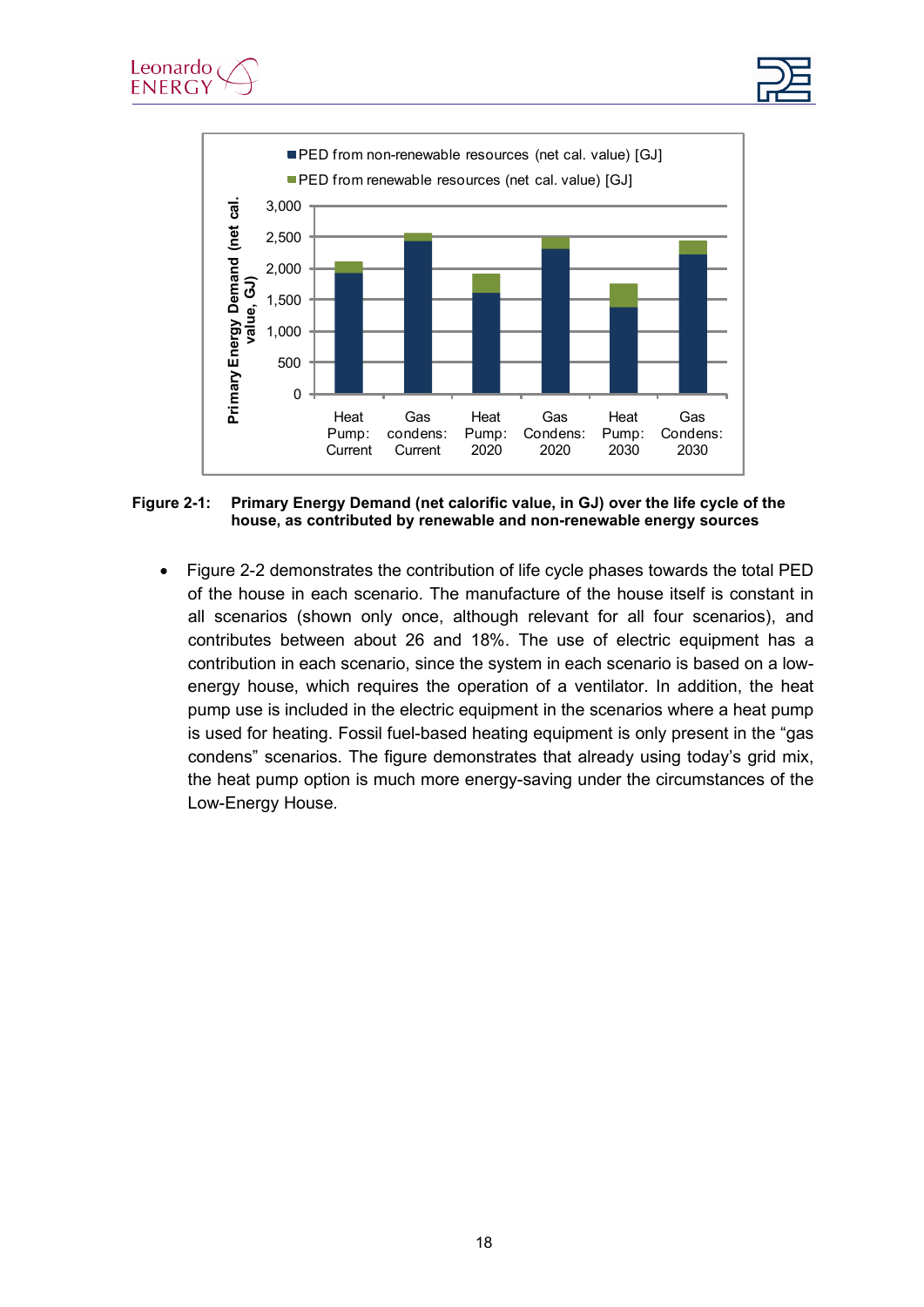PED from non-renewable resources (net cal. value) [GJ]
PED from renewable resources (net cal. value) [GJ]

Primary Energy Demand (net cal. value, GJ)

3,000
2,500
2,000
1,500
1,000
500
0

Heat Pump: Current
Gas condens: Current
Heat Pump: 2020
Gas Condens: 2020
Heat Pump: 2030
Gas Condens: 2030

**Figure 2-1: Primary Energy Demand (net calorific value, in GJ) over the life cycle of the house, as contributed by renewable and non-renewable energy sources**

- Figure 2-2 demonstrates the contribution of life cycle phases towards the total PED of the house in each scenario. The manufacture of the house itself is constant in all scenarios (shown only once, although relevant for all four scenarios), and contributes between about 26 and 18%. The use of electric equipment has a contribution in each scenario, since the system in each scenario is based on a low-energy house, which requires the operation of a ventilator. In addition, the heat pump use is included in the electric equipment in the scenarios where a heat pump is used for heating. Fossil fuel-based heating equipment is only present in the "gas condens" scenarios. The figure demonstrates that already using today's grid mix, the heat pump option is much more energy-saving under the circumstances of the Low-Energy House.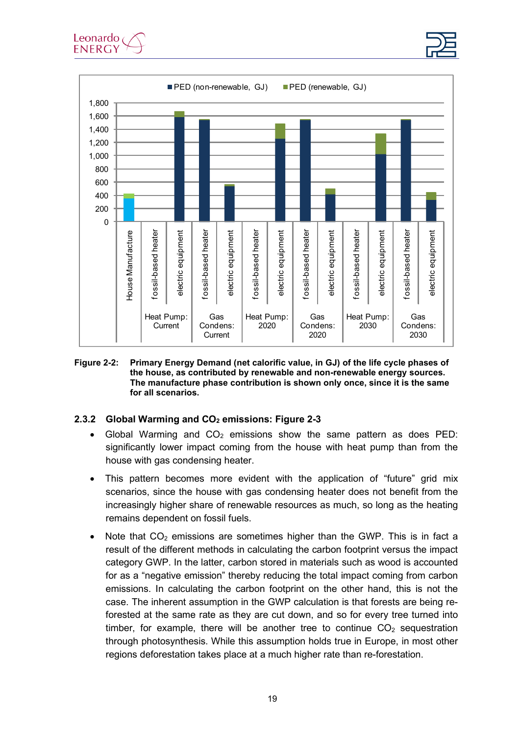PED (non-renewable, GJ)
PED (renewable, GJ)

1,800
1,600
1,400
1,200
1,000
800
600
400
200
0

House Manufacture
fossil-based heater
electric equipment
fossil-based heater
electric equipment
fossil-based heater
electric equipment
fossil-based heater
electric equipment
fossil-based heater
electric equipment
fossil-based heater
electric equipment

Heat Pump: Current
Gas Condens: Current
Heat Pump: 2020
Gas Condens: 2020
Heat Pump: 2030
Gas Condens: 2030

**Figure 2-2: Primary Energy Demand (net calorific value, in GJ) of the life cycle phases of the house, as contributed by renewable and non-renewable energy sources. The manufacture phase contribution is shown only once, since it is the same for all scenarios.**

### 2.3.2 Global Warming and $CO_2$ emissions: Figure 2-3

- Global Warming and $CO_2$ emissions show the same pattern as does PED: significantly lower impact coming from the house with heat pump than from the house with gas condensing heater.
- This pattern becomes more evident with the application of "future" grid mix scenarios, since the house with gas condensing heater does not benefit from the increasingly higher share of renewable resources as much, so long as the heating remains dependent on fossil fuels.
- Note that $CO_2$ emissions are sometimes higher than the GWP. This is in fact a result of the different methods in calculating the carbon footprint versus the impact category GWP. In the latter, carbon stored in materials such as wood is accounted for as a "negative emission" thereby reducing the total impact coming from carbon emissions. In calculating the carbon footprint on the other hand, this is not the case. The inherent assumption in the GWP calculation is that forests are being re-forested at the same rate as they are cut down, and so for every tree turned into timber, for example, there will be another tree to continue $CO_2$ sequestration through photosynthesis. While this assumption holds true in Europe, in most other regions deforestation takes place at a much higher rate than re-forestation.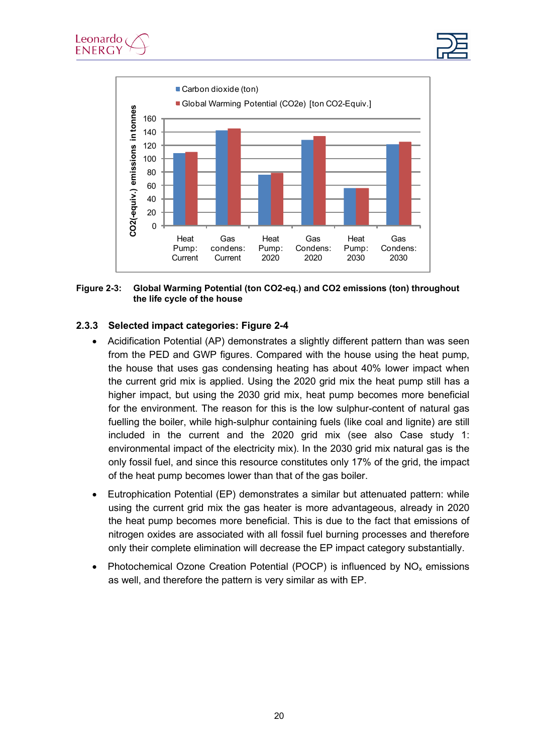Carbon dioxide (ton)
Global Warming Potential (CO2e) [ton CO2-Equiv.]

CO2(-equiv.) emissions in tonnes

160
140
120
100
80
60
40
20
0

Heat Pump: Current
Gas condens: Current
Heat Pump: 2020
Gas Condens: 2020
Heat Pump: 2030
Gas Condens: 2030

**Figure 2-3: Global Warming Potential (ton CO2-eq.) and CO2 emissions (ton) throughout the life cycle of the house**

### 2.3.3 Selected impact categories: Figure 2-4

- Acidification Potential (AP) demonstrates a slightly different pattern than was seen from the PED and GWP figures. Compared with the house using the heat pump, the house that uses gas condensing heating has about 40% lower impact when the current grid mix is applied. Using the 2020 grid mix the heat pump still has a higher impact, but using the 2030 grid mix, heat pump becomes more beneficial for the environment. The reason for this is the low sulphur-content of natural gas fuelling the boiler, while high-sulphur containing fuels (like coal and lignite) are still included in the current and the 2020 grid mix (see also Case study 1: environmental impact of the electricity mix). In the 2030 grid mix natural gas is the only fossil fuel, and since this resource constitutes only 17% of the grid, the impact of the heat pump becomes lower than that of the gas boiler.
- Eutrophication Potential (EP) demonstrates a similar but attenuated pattern: while using the current grid mix the gas heater is more advantageous, already in 2020 the heat pump becomes more beneficial. This is due to the fact that emissions of nitrogen oxides are associated with all fossil fuel burning processes and therefore only their complete elimination will decrease the EP impact category substantially.
- Photochemical Ozone Creation Potential (POCP) is influenced by $NO_x$ emissions as well, and therefore the pattern is very similar as with EP.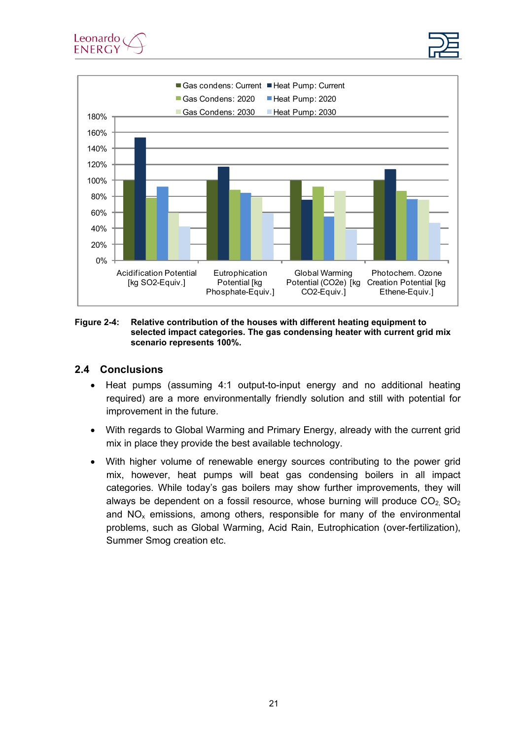Gas condens: Current
Heat Pump: Current
Gas Condens: 2020
Heat Pump: 2020
Gas Condens: 2030
Heat Pump: 2030

180%
160%
140%
120%
100%
80%
60%
40%
20%
0%

Acidification Potential [kg SO2-Equiv.]
Eutrophication Potential [kg Phosphate-Equiv.]
Global Warming Potential (CO2e) [kg CO2-Equiv.]
Photochem. Ozone Creation Potential [kg Ethene-Equiv.]

**Figure 2-4: Relative contribution of the houses with different heating equipment to selected impact categories. The gas condensing heater with current grid mix scenario represents 100%.**

## 2.4 Conclusions

- Heat pumps (assuming 4:1 output-to-input energy and no additional heating required) are a more environmentally friendly solution and still with potential for improvement in the future.
- With regards to Global Warming and Primary Energy, already with the current grid mix in place they provide the best available technology.
- With higher volume of renewable energy sources contributing to the power grid mix, however, heat pumps will beat gas condensing boilers in all impact categories. While today's gas boilers may show further improvements, they will always be dependent on a fossil resource, whose burning will produce $CO_2$, $SO_2$ and $NO_x$ emissions, among others, responsible for many of the environmental problems, such as Global Warming, Acid Rain, Eutrophication (over-fertilization), Summer Smog creation etc.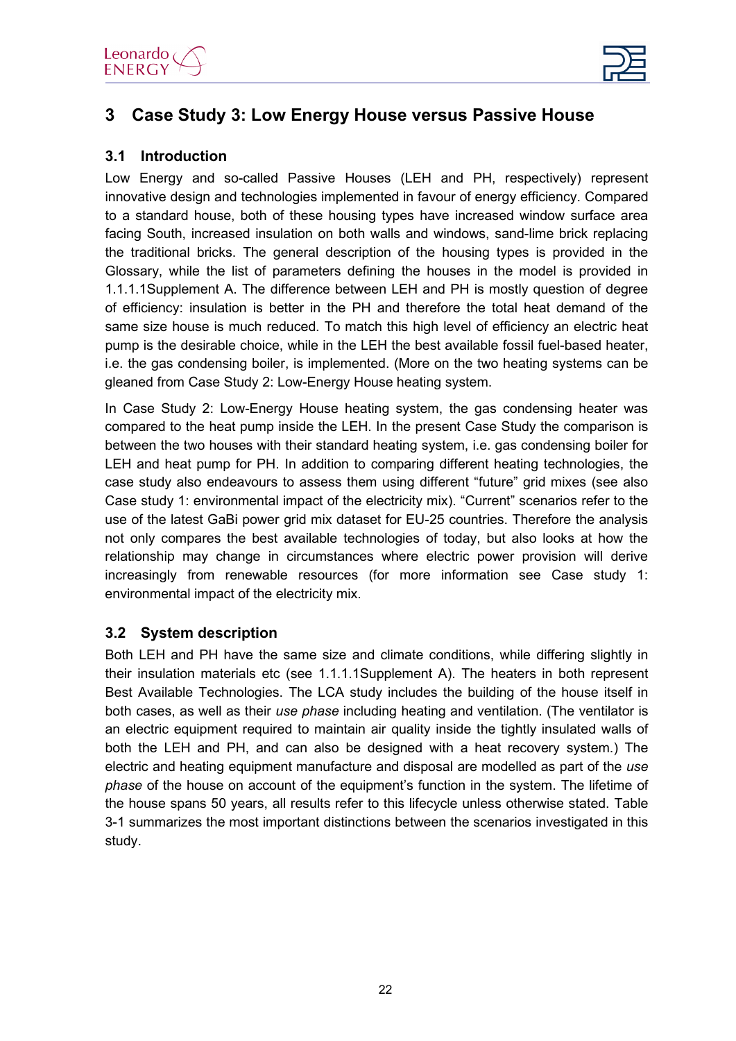## 3 Case Study 3: Low Energy House versus Passive House

### 3.1 Introduction

Low Energy and so-called Passive Houses (LEH and PH, respectively) represent innovative design and technologies implemented in favour of energy efficiency. Compared to a standard house, both of these housing types have increased window surface area facing South, increased insulation on both walls and windows, sand-lime brick replacing the traditional bricks. The general description of the housing types is provided in the Glossary, while the list of parameters defining the houses in the model is provided in 1.1.1.1Supplement A. The difference between LEH and PH is mostly question of degree of efficiency: insulation is better in the PH and therefore the total heat demand of the same size house is much reduced. To match this high level of efficiency an electric heat pump is the desirable choice, while in the LEH the best available fossil fuel-based heater, i.e. the gas condensing boiler, is implemented. (More on the two heating systems can be gleaned from Case Study 2: Low-Energy House heating system.

In Case Study 2: Low-Energy House heating system, the gas condensing heater was compared to the heat pump inside the LEH. In the present Case Study the comparison is between the two houses with their standard heating system, i.e. gas condensing boiler for LEH and heat pump for PH. In addition to comparing different heating technologies, the case study also endeavours to assess them using different "future" grid mixes (see also Case study 1: environmental impact of the electricity mix). "Current" scenarios refer to the use of the latest GaBi power grid mix dataset for EU-25 countries. Therefore the analysis not only compares the best available technologies of today, but also looks at how the relationship may change in circumstances where electric power provision will derive increasingly from renewable resources (for more information see Case study 1: environmental impact of the electricity mix.

### 3.2 System description

Both LEH and PH have the same size and climate conditions, while differing slightly in their insulation materials etc (see 1.1.1.1Supplement A). The heaters in both represent Best Available Technologies. The LCA study includes the building of the house itself in both cases, as well as their *use phase* including heating and ventilation. (The ventilator is an electric equipment required to maintain air quality inside the tightly insulated walls of both the LEH and PH, and can also be designed with a heat recovery system.) The electric and heating equipment manufacture and disposal are modelled as part of the *use phase* of the house on account of the equipment's function in the system. The lifetime of the house spans 50 years, all results refer to this lifecycle unless otherwise stated. Table 3-1 summarizes the most important distinctions between the scenarios investigated in this study.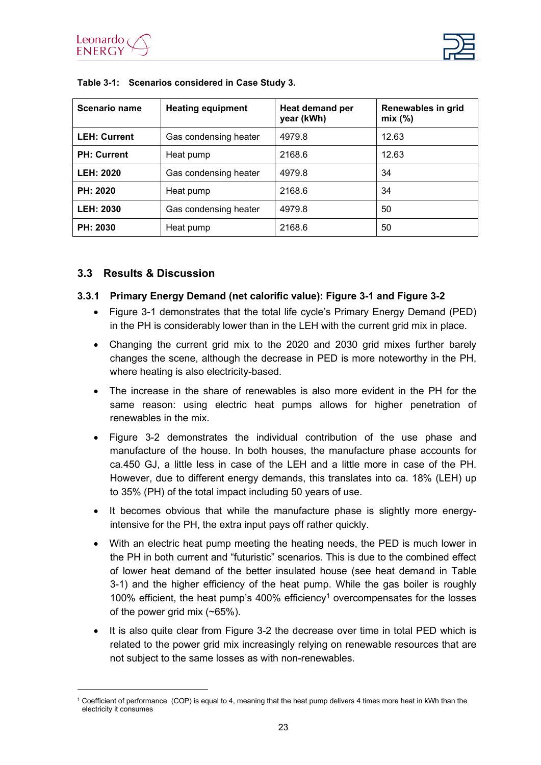**Table 3-1: Scenarios considered in Case Study 3.**

| Scenario name | Heating equipment | Heat demand per year (kWh) | Renewables in grid mix (%) |
|---|---|---|---|
| **LEH: Current** | Gas condensing heater | 4979.8 | 12.63 |
| **PH: Current** | Heat pump | 2168.6 | 12.63 |
| **LEH: 2020** | Gas condensing heater | 4979.8 | 34 |
| **PH: 2020** | Heat pump | 2168.6 | 34 |
| **LEH: 2030** | Gas condensing heater | 4979.8 | 50 |
| **PH: 2030** | Heat pump | 2168.6 | 50 |

## 3.3 Results & Discussion

### 3.3.1 Primary Energy Demand (net calorific value): Figure 3-1 and Figure 3-2

- Figure 3-1 demonstrates that the total life cycle's Primary Energy Demand (PED) in the PH is considerably lower than in the LEH with the current grid mix in place.
- Changing the current grid mix to the 2020 and 2030 grid mixes further barely changes the scene, although the decrease in PED is more noteworthy in the PH, where heating is also electricity-based.
- The increase in the share of renewables is also more evident in the PH for the same reason: using electric heat pumps allows for higher penetration of renewables in the mix.
- Figure 3-2 demonstrates the individual contribution of the use phase and manufacture of the house. In both houses, the manufacture phase accounts for ca.450 GJ, a little less in case of the LEH and a little more in case of the PH. However, due to different energy demands, this translates into ca. 18% (LEH) up to 35% (PH) of the total impact including 50 years of use.
- It becomes obvious that while the manufacture phase is slightly more energy-intensive for the PH, the extra input pays off rather quickly.
- With an electric heat pump meeting the heating needs, the PED is much lower in the PH in both current and "futuristic" scenarios. This is due to the combined effect of lower heat demand of the better insulated house (see heat demand in Table 3-1) and the higher efficiency of the heat pump. While the gas boiler is roughly 100% efficient, the heat pump's 400% efficiency[1] overcompensates for the losses of the power grid mix (~65%).
- It is also quite clear from Figure 3-2 the decrease over time in total PED which is related to the power grid mix increasingly relying on renewable resources that are not subject to the same losses as with non-renewables.

[1] Coefficient of performance (COP) is equal to 4, meaning that the heat pump delivers 4 times more heat in kWh than the electricity it consumes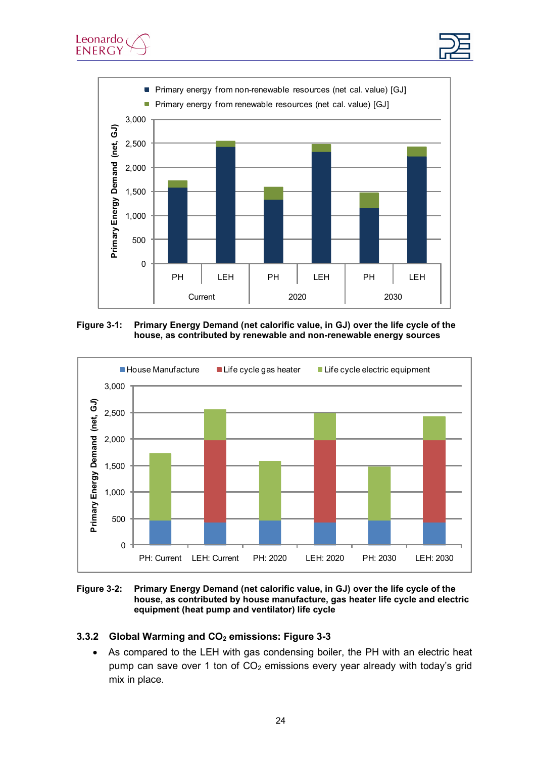Figure 3-1: **Primary Energy Demand (net calorific value, in GJ) over the life cycle of the house, as contributed by renewable and non-renewable energy sources**

Figure 3-2: **Primary Energy Demand (net calorific value, in GJ) over the life cycle of the house, as contributed by house manufacture, gas heater life cycle and electric equipment (heat pump and ventilator) life cycle**

### 3.3.2 Global Warming and $CO_2$ emissions: Figure 3-3

- As compared to the LEH with gas condensing boiler, the PH with an electric heat pump can save over 1 ton of $CO_2$ emissions every year already with today's grid mix in place.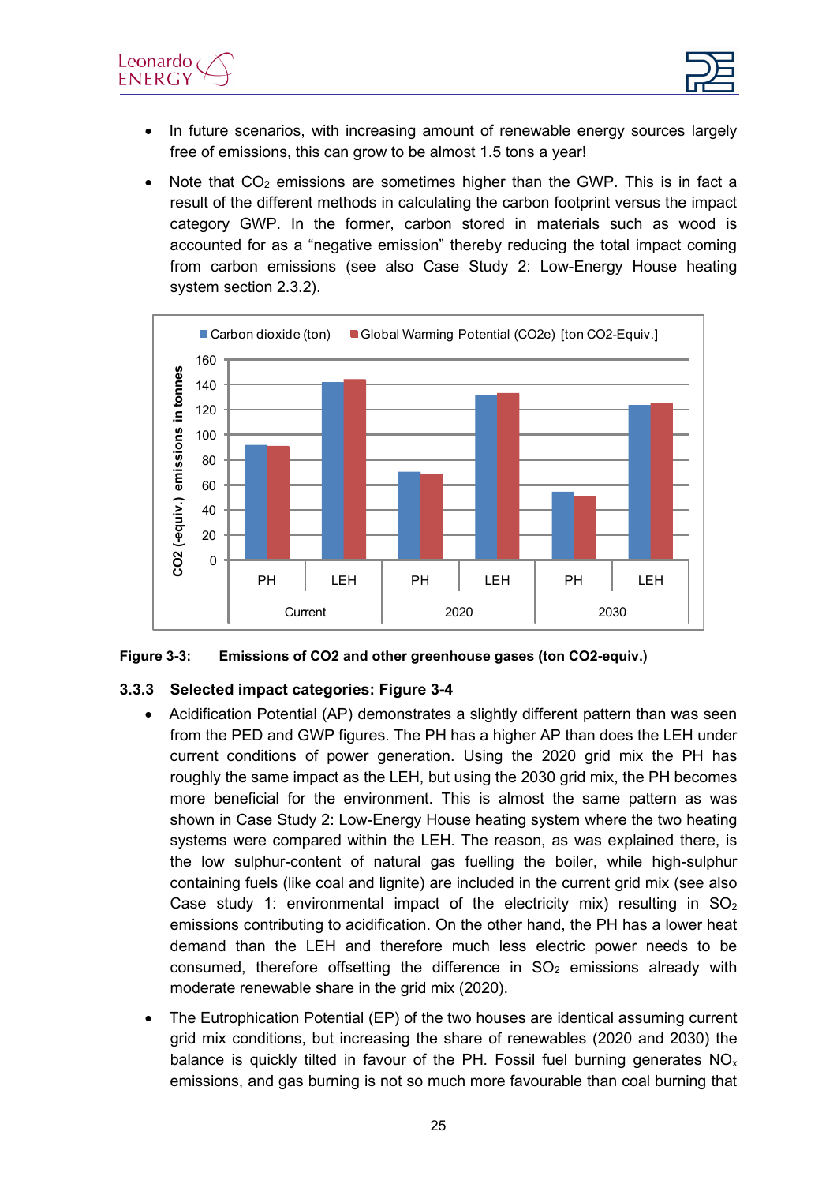- In future scenarios, with increasing amount of renewable energy sources largely free of emissions, this can grow to be almost 1.5 tons a year!
- Note that $CO_2$ emissions are sometimes higher than the GWP. This is in fact a result of the different methods in calculating the carbon footprint versus the impact category GWP. In the former, carbon stored in materials such as wood is accounted for as a "negative emission" thereby reducing the total impact coming from carbon emissions (see also Case Study 2: Low-Energy House heating system section 2.3.2).

Carbon dioxide (ton)
Global Warming Potential (CO2e) [ton CO2-Equiv.]

CO2 (-equiv.) emissions in tonnes

160
140
120
100
80
60
40
20
0

PH LEH PH LEH PH LEH

Current 2020 2030

**Figure 3-3: Emissions of CO2 and other greenhouse gases (ton CO2-equiv.)**

### 3.3.3 Selected impact categories: Figure 3-4

- Acidification Potential (AP) demonstrates a slightly different pattern than was seen from the PED and GWP figures. The PH has a higher AP than does the LEH under current conditions of power generation. Using the 2020 grid mix the PH has roughly the same impact as the LEH, but using the 2030 grid mix, the PH becomes more beneficial for the environment. This is almost the same pattern as was shown in Case Study 2: Low-Energy House heating system where the two heating systems were compared within the LEH. The reason, as was explained there, is the low sulphur-content of natural gas fuelling the boiler, while high-sulphur containing fuels (like coal and lignite) are included in the current grid mix (see also Case study 1: environmental impact of the electricity mix) resulting in $SO_2$ emissions contributing to acidification. On the other hand, the PH has a lower heat demand than the LEH and therefore much less electric power needs to be consumed, therefore offsetting the difference in $SO_2$ emissions already with moderate renewable share in the grid mix (2020).
- The Eutrophication Potential (EP) of the two houses are identical assuming current grid mix conditions, but increasing the share of renewables (2020 and 2030) the balance is quickly tilted in favour of the PH. Fossil fuel burning generates $NO_x$ emissions, and gas burning is not so much more favourable than coal burning that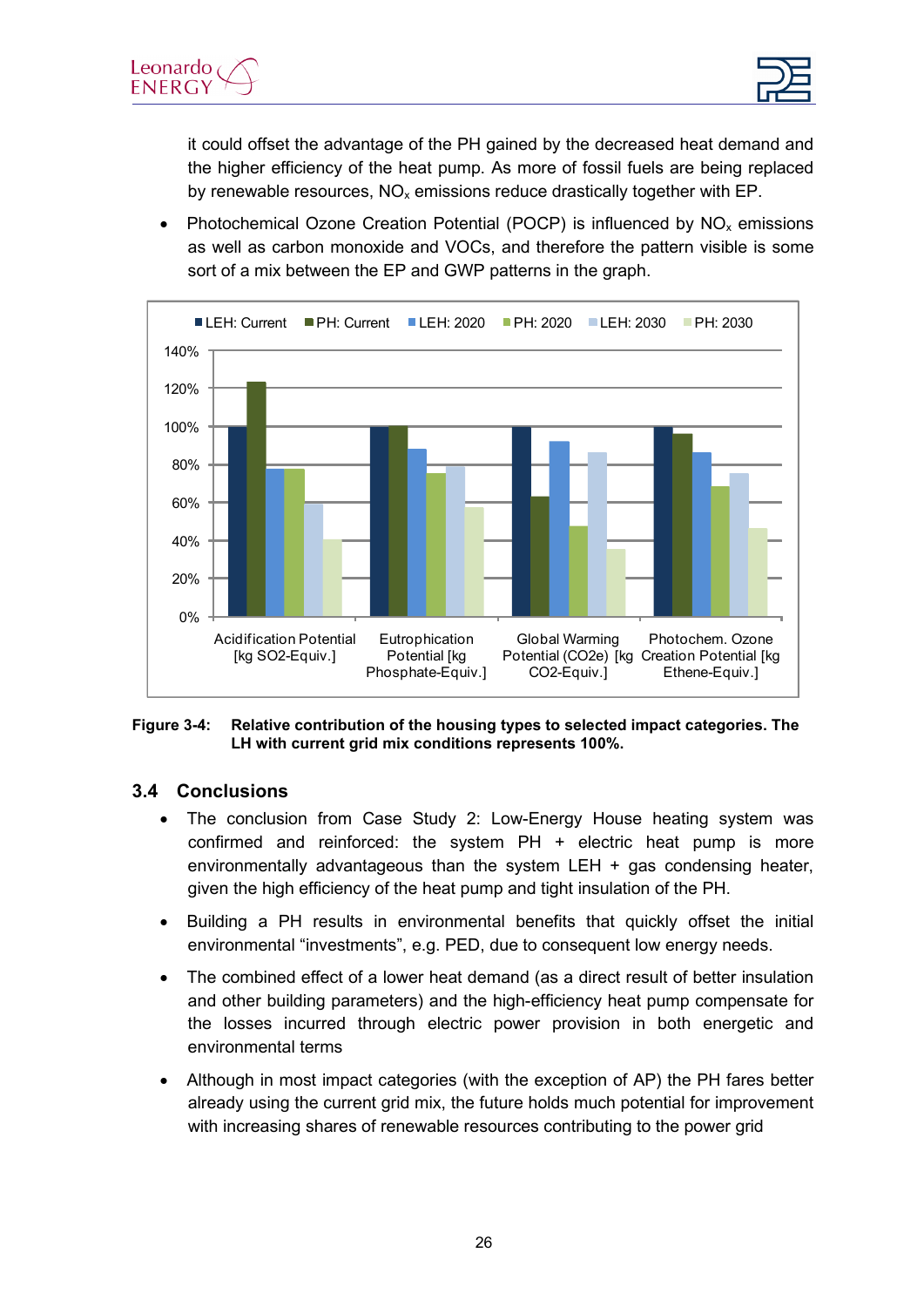it could offset the advantage of the PH gained by the decreased heat demand and the higher efficiency of the heat pump. As more of fossil fuels are being replaced by renewable resources, $NO_x$ emissions reduce drastically together with EP.

- Photochemical Ozone Creation Potential (POCP) is influenced by $NO_x$ emissions as well as carbon monoxide and VOCs, and therefore the pattern visible is some sort of a mix between the EP and GWP patterns in the graph.

LEH: Current
PH: Current
LEH: 2020
PH: 2020
LEH: 2030
PH: 2030

140%
120%
100%
80%
60%
40%
20%
0%

Acidification Potential [kg SO2-Equiv.]
Eutrophication Potential [kg Phosphate-Equiv.]
Global Warming Potential (CO2e) [kg CO2-Equiv.]
Photochem. Ozone Creation Potential [kg Ethene-Equiv.]

**Figure 3-4: Relative contribution of the housing types to selected impact categories. The LH with current grid mix conditions represents 100%.**

## 3.4 Conclusions

- The conclusion from Case Study 2: Low-Energy House heating system was confirmed and reinforced: the system PH + electric heat pump is more environmentally advantageous than the system LEH + gas condensing heater, given the high efficiency of the heat pump and tight insulation of the PH.
- Building a PH results in environmental benefits that quickly offset the initial environmental “investments”, e.g. PED, due to consequent low energy needs.
- The combined effect of a lower heat demand (as a direct result of better insulation and other building parameters) and the high-efficiency heat pump compensate for the losses incurred through electric power provision in both energetic and environmental terms
- Although in most impact categories (with the exception of AP) the PH fares better already using the current grid mix, the future holds much potential for improvement with increasing shares of renewable resources contributing to the power grid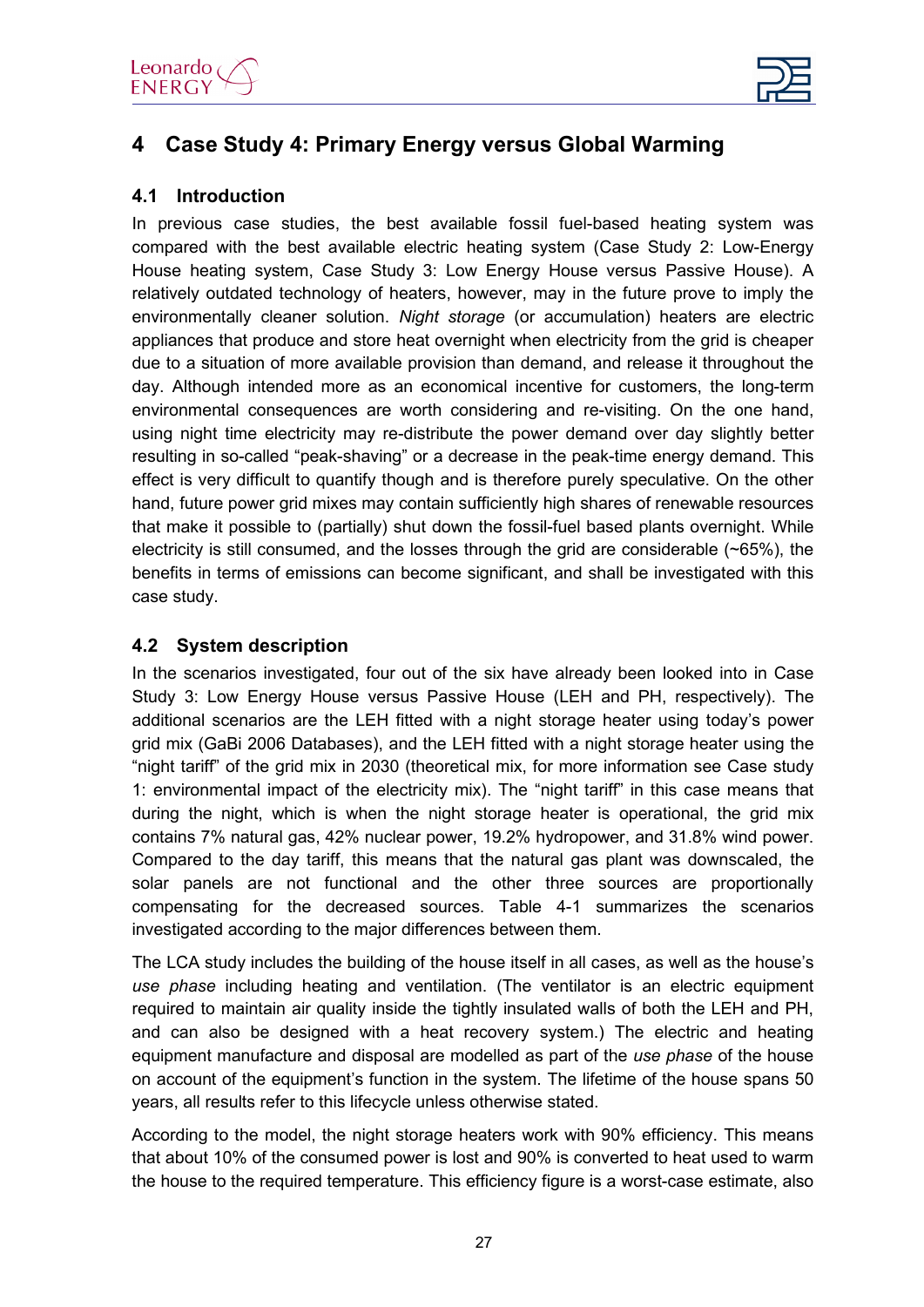# 4 Case Study 4: Primary Energy versus Global Warming

## 4.1 Introduction

In previous case studies, the best available fossil fuel-based heating system was compared with the best available electric heating system (Case Study 2: Low-Energy House heating system, Case Study 3: Low Energy House versus Passive House). A relatively outdated technology of heaters, however, may in the future prove to imply the environmentally cleaner solution. *Night storage* (or accumulation) heaters are electric appliances that produce and store heat overnight when electricity from the grid is cheaper due to a situation of more available provision than demand, and release it throughout the day. Although intended more as an economical incentive for customers, the long-term environmental consequences are worth considering and re-visiting. On the one hand, using night time electricity may re-distribute the power demand over day slightly better resulting in so-called "peak-shaving" or a decrease in the peak-time energy demand. This effect is very difficult to quantify though and is therefore purely speculative. On the other hand, future power grid mixes may contain sufficiently high shares of renewable resources that make it possible to (partially) shut down the fossil-fuel based plants overnight. While electricity is still consumed, and the losses through the grid are considerable (~65%), the benefits in terms of emissions can become significant, and shall be investigated with this case study.

## 4.2 System description

In the scenarios investigated, four out of the six have already been looked into in Case Study 3: Low Energy House versus Passive House (LEH and PH, respectively). The additional scenarios are the LEH fitted with a night storage heater using today's power grid mix (GaBi 2006 Databases), and the LEH fitted with a night storage heater using the "night tariff" of the grid mix in 2030 (theoretical mix, for more information see Case study 1: environmental impact of the electricity mix). The "night tariff" in this case means that during the night, which is when the night storage heater is operational, the grid mix contains 7% natural gas, 42% nuclear power, 19.2% hydropower, and 31.8% wind power. Compared to the day tariff, this means that the natural gas plant was downscaled, the solar panels are not functional and the other three sources are proportionally compensating for the decreased sources. Table 4-1 summarizes the scenarios investigated according to the major differences between them.

The LCA study includes the building of the house itself in all cases, as well as the house's *use phase* including heating and ventilation. (The ventilator is an electric equipment required to maintain air quality inside the tightly insulated walls of both the LEH and PH, and can also be designed with a heat recovery system.) The electric and heating equipment manufacture and disposal are modelled as part of the *use phase* of the house on account of the equipment's function in the system. The lifetime of the house spans 50 years, all results refer to this lifecycle unless otherwise stated.

According to the model, the night storage heaters work with 90% efficiency. This means that about 10% of the consumed power is lost and 90% is converted to heat used to warm the house to the required temperature. This efficiency figure is a worst-case estimate, also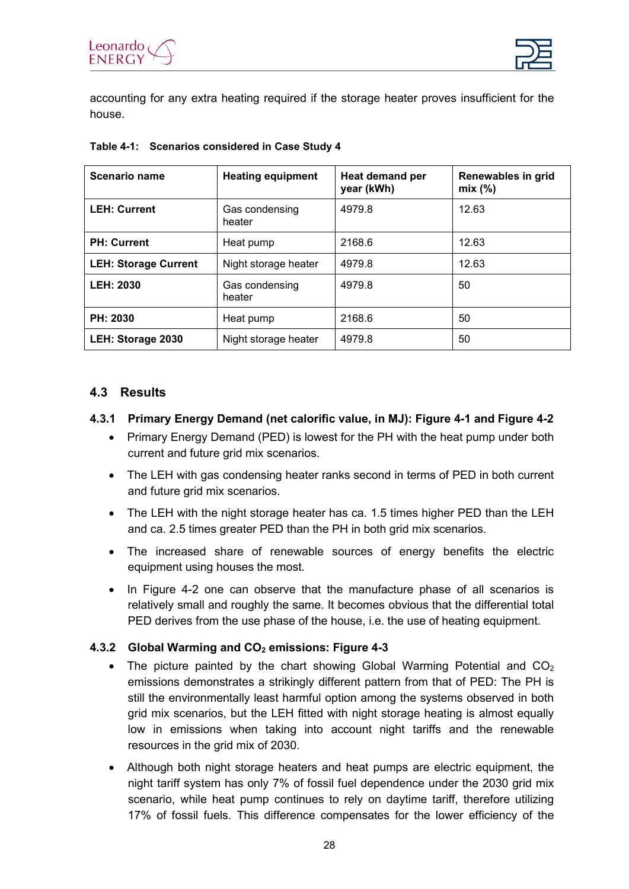accounting for any extra heating required if the storage heater proves insufficient for the house.

**Table 4-1: Scenarios considered in Case Study 4**

| Scenario name | Heating equipment | Heat demand per year (kWh) | Renewables in grid mix (%) |
|---|---|---|---|
| **LEH: Current** | Gas condensing heater | 4979.8 | 12.63 |
| **PH: Current** | Heat pump | 2168.6 | 12.63 |
| **LEH: Storage Current** | Night storage heater | 4979.8 | 12.63 |
| **LEH: 2030** | Gas condensing heater | 4979.8 | 50 |
| **PH: 2030** | Heat pump | 2168.6 | 50 |
| **LEH: Storage 2030** | Night storage heater | 4979.8 | 50 |

## 4.3 Results

### 4.3.1 Primary Energy Demand (net calorific value, in MJ): Figure 4-1 and Figure 4-2

- Primary Energy Demand (PED) is lowest for the PH with the heat pump under both current and future grid mix scenarios.
- The LEH with gas condensing heater ranks second in terms of PED in both current and future grid mix scenarios.
- The LEH with the night storage heater has ca. 1.5 times higher PED than the LEH and ca. 2.5 times greater PED than the PH in both grid mix scenarios.
- The increased share of renewable sources of energy benefits the electric equipment using houses the most.
- In Figure 4-2 one can observe that the manufacture phase of all scenarios is relatively small and roughly the same. It becomes obvious that the differential total PED derives from the use phase of the house, i.e. the use of heating equipment.

### 4.3.2 Global Warming and $CO_2$ emissions: Figure 4-3

- The picture painted by the chart showing Global Warming Potential and $CO_2$ emissions demonstrates a strikingly different pattern from that of PED: The PH is still the environmentally least harmful option among the systems observed in both grid mix scenarios, but the LEH fitted with night storage heating is almost equally low in emissions when taking into account night tariffs and the renewable resources in the grid mix of 2030.
- Although both night storage heaters and heat pumps are electric equipment, the night tariff system has only 7% of fossil fuel dependence under the 2030 grid mix scenario, while heat pump continues to rely on daytime tariff, therefore utilizing 17% of fossil fuels. This difference compensates for the lower efficiency of the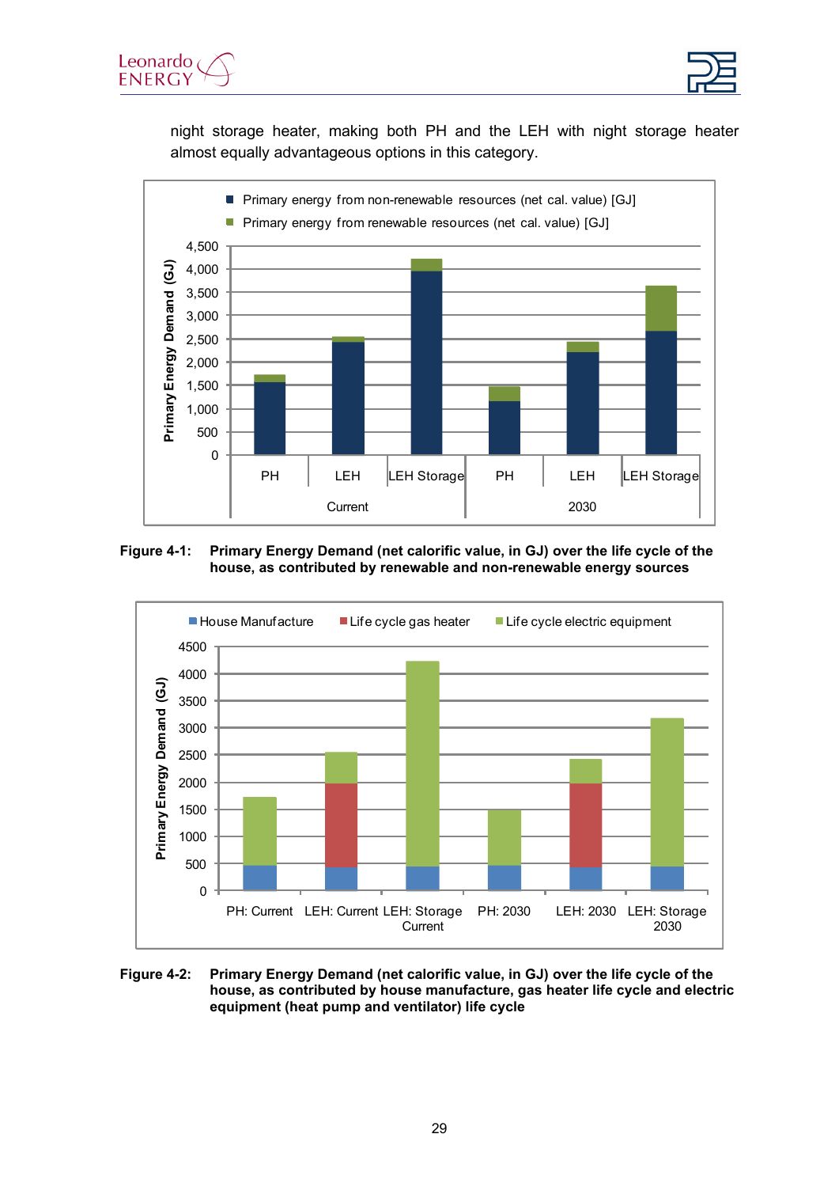night storage heater, making both PH and the LEH with night storage heater almost equally advantageous options in this category.

**Figure 4-1: Primary Energy Demand (net calorific value, in GJ) over the life cycle of the house, as contributed by renewable and non-renewable energy sources**

**Figure 4-2: Primary Energy Demand (net calorific value, in GJ) over the life cycle of the house, as contributed by house manufacture, gas heater life cycle and electric equipment (heat pump and ventilator) life cycle**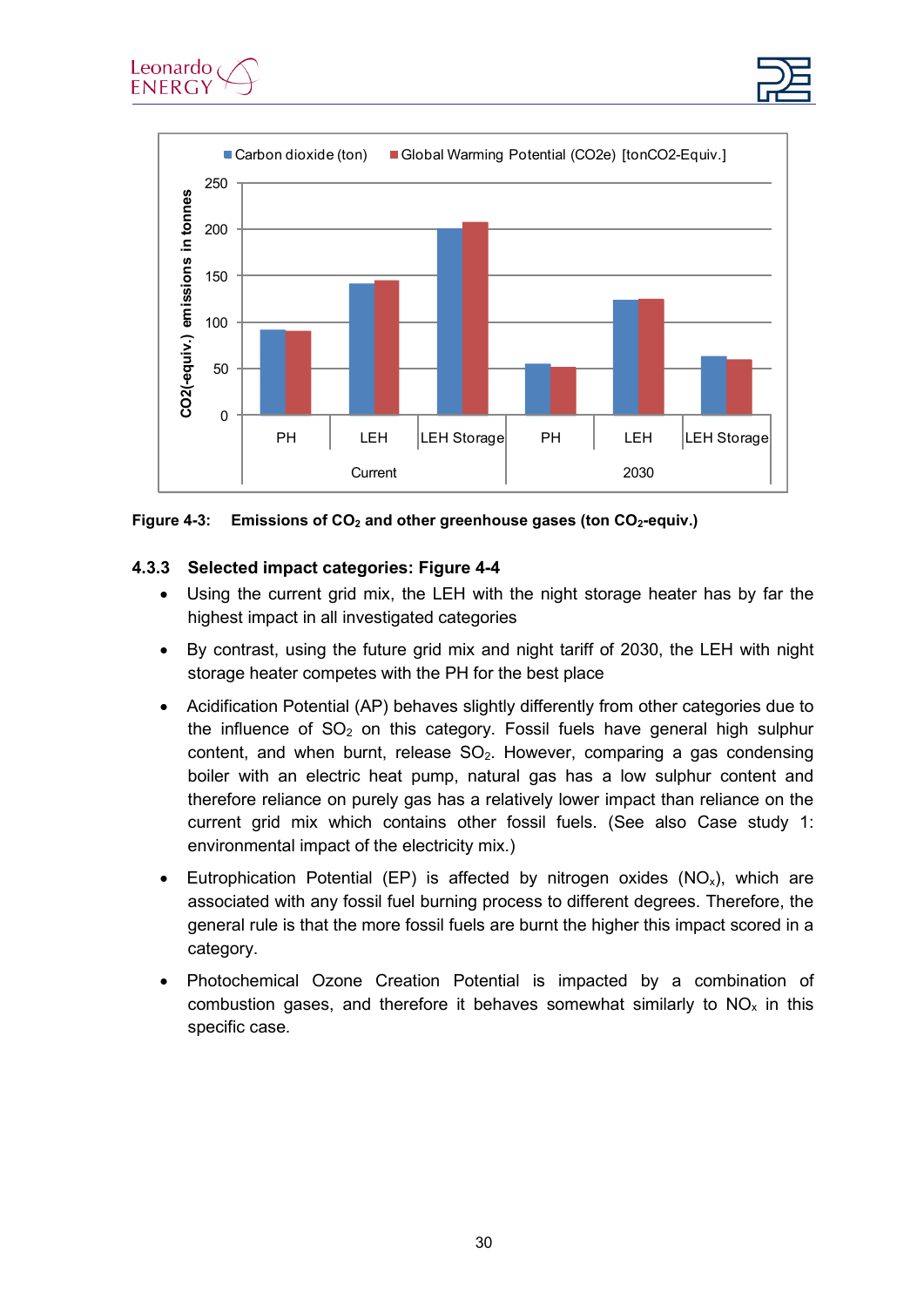Carbon dioxide (ton)
Global Warming Potential (CO2e) [tonCO2-Equiv.]

CO2(-equiv.) emissions in tonnes

250
200
150
100
50
0

PH
LEH
LEH Storage
PH
LEH
LEH Storage

Current
2030

**Figure 4-3: Emissions of $CO_2$ and other greenhouse gases (ton $CO_2$-equiv.)**

### 4.3.3 Selected impact categories: Figure 4-4

- Using the current grid mix, the LEH with the night storage heater has by far the highest impact in all investigated categories
- By contrast, using the future grid mix and night tariff of 2030, the LEH with night storage heater competes with the PH for the best place
- Acidification Potential (AP) behaves slightly differently from other categories due to the influence of $SO_2$ on this category. Fossil fuels have general high sulphur content, and when burnt, release $SO_2$. However, comparing a gas condensing boiler with an electric heat pump, natural gas has a low sulphur content and therefore reliance on purely gas has a relatively lower impact than reliance on the current grid mix which contains other fossil fuels. (See also Case study 1: environmental impact of the electricity mix.)
- Eutrophication Potential (EP) is affected by nitrogen oxides ($NO_x$), which are associated with any fossil fuel burning process to different degrees. Therefore, the general rule is that the more fossil fuels are burnt the higher this impact scored in a category.
- Photochemical Ozone Creation Potential is impacted by a combination of combustion gases, and therefore it behaves somewhat similarly to $NO_x$ in this specific case.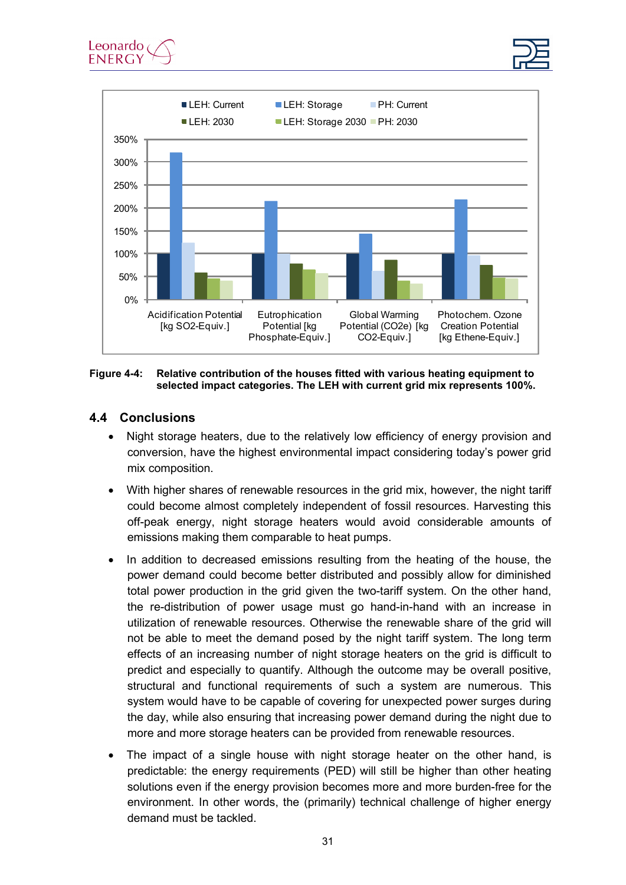LEH: Current
LEH: Storage
PH: Current
LEH: 2030
LEH: Storage 2030
PH: 2030

350%
300%
250%
200%
150%
100%
50%
0%

Acidification Potential [kg SO2-Equiv.]
Eutrophication Potential [kg Phosphate-Equiv.]
Global Warming Potential (CO2e) [kg CO2-Equiv.]
Photochem. Ozone Creation Potential [kg Ethene-Equiv.]

**Figure 4-4: Relative contribution of the houses fitted with various heating equipment to selected impact categories. The LEH with current grid mix represents 100%.**

## 4.4 Conclusions

- Night storage heaters, due to the relatively low efficiency of energy provision and conversion, have the highest environmental impact considering today's power grid mix composition.
- With higher shares of renewable resources in the grid mix, however, the night tariff could become almost completely independent of fossil resources. Harvesting this off-peak energy, night storage heaters would avoid considerable amounts of emissions making them comparable to heat pumps.
- In addition to decreased emissions resulting from the heating of the house, the power demand could become better distributed and possibly allow for diminished total power production in the grid given the two-tariff system. On the other hand, the re-distribution of power usage must go hand-in-hand with an increase in utilization of renewable resources. Otherwise the renewable share of the grid will not be able to meet the demand posed by the night tariff system. The long term effects of an increasing number of night storage heaters on the grid is difficult to predict and especially to quantify. Although the outcome may be overall positive, structural and functional requirements of such a system are numerous. This system would have to be capable of covering for unexpected power surges during the day, while also ensuring that increasing power demand during the night due to more and more storage heaters can be provided from renewable resources.
- The impact of a single house with night storage heater on the other hand, is predictable: the energy requirements (PED) will still be higher than other heating solutions even if the energy provision becomes more and more burden-free for the environment. In other words, the (primarily) technical challenge of higher energy demand must be tackled.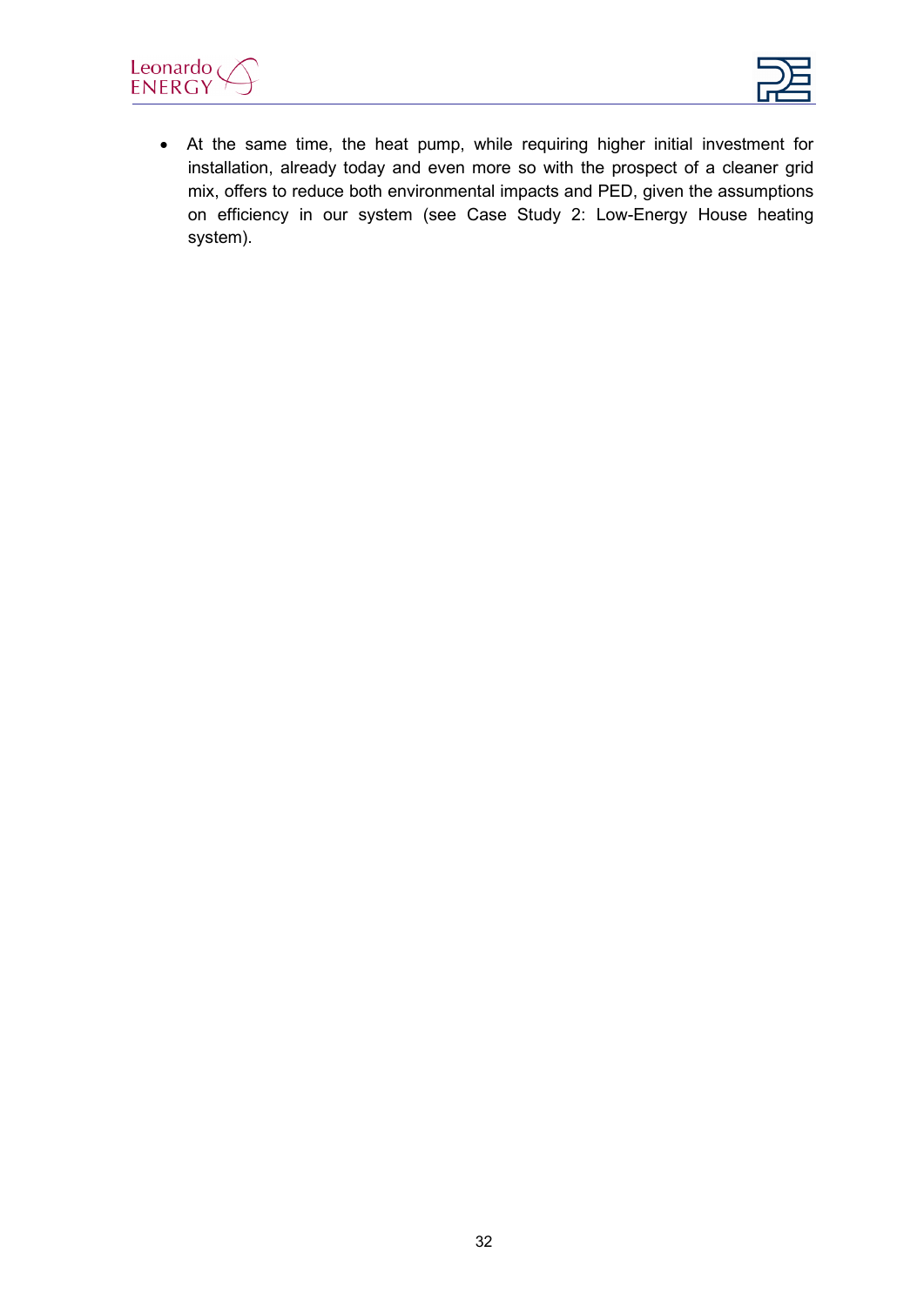- At the same time, the heat pump, while requiring higher initial investment for installation, already today and even more so with the prospect of a cleaner grid mix, offers to reduce both environmental impacts and PED, given the assumptions on efficiency in our system (see Case Study 2: Low-Energy House heating system).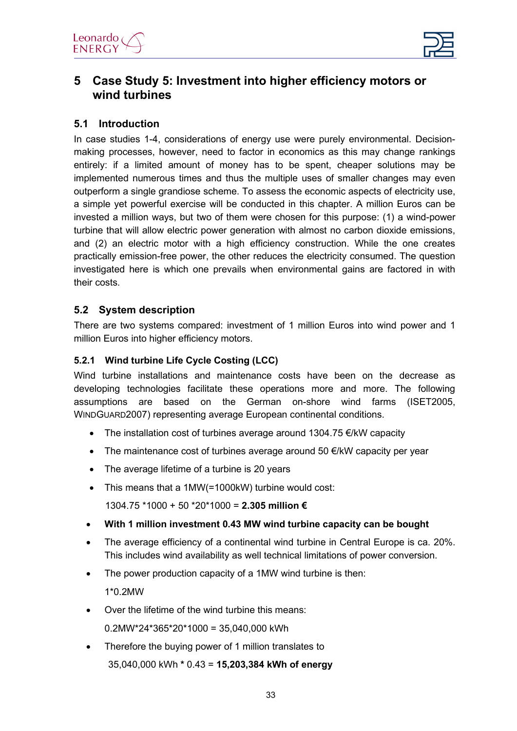# 5 Case Study 5: Investment into higher efficiency motors or wind turbines

## 5.1 Introduction

In case studies 1-4, considerations of energy use were purely environmental. Decision-making processes, however, need to factor in economics as this may change rankings entirely: if a limited amount of money has to be spent, cheaper solutions may be implemented numerous times and thus the multiple uses of smaller changes may even outperform a single grandiose scheme. To assess the economic aspects of electricity use, a simple yet powerful exercise will be conducted in this chapter. A million Euros can be invested a million ways, but two of them were chosen for this purpose: (1) a wind-power turbine that will allow electric power generation with almost no carbon dioxide emissions, and (2) an electric motor with a high efficiency construction. While the one creates practically emission-free power, the other reduces the electricity consumed. The question investigated here is which one prevails when environmental gains are factored in with their costs.

## 5.2 System description

There are two systems compared: investment of 1 million Euros into wind power and 1 million Euros into higher efficiency motors.

### 5.2.1 Wind turbine Life Cycle Costing (LCC)

Wind turbine installations and maintenance costs have been on the decrease as developing technologies facilitate these operations more and more. The following assumptions are based on the German on-shore wind farms (ISET2005, WINDGUARD2007) representing average European continental conditions.

- The installation cost of turbines average around 1304.75 €/kW capacity
- The maintenance cost of turbines average around 50 €/kW capacity per year
- The average lifetime of a turbine is 20 years
- This means that a 1MW(=1000kW) turbine would cost:

  1304.75 *1000 + 50 *20*1000 = **2.305 million €**
- **With 1 million investment 0.43 MW wind turbine capacity can be bought**
- The average efficiency of a continental wind turbine in Central Europe is ca. 20%. This includes wind availability as well technical limitations of power conversion.
- The power production capacity of a 1MW wind turbine is then:

  1*0.2MW
- Over the lifetime of the wind turbine this means:

  0.2MW*24*365*20*1000 = 35,040,000 kWh
- Therefore the buying power of 1 million translates to

  35,040,000 kWh * 0.43 = **15,203,384 kWh of energy**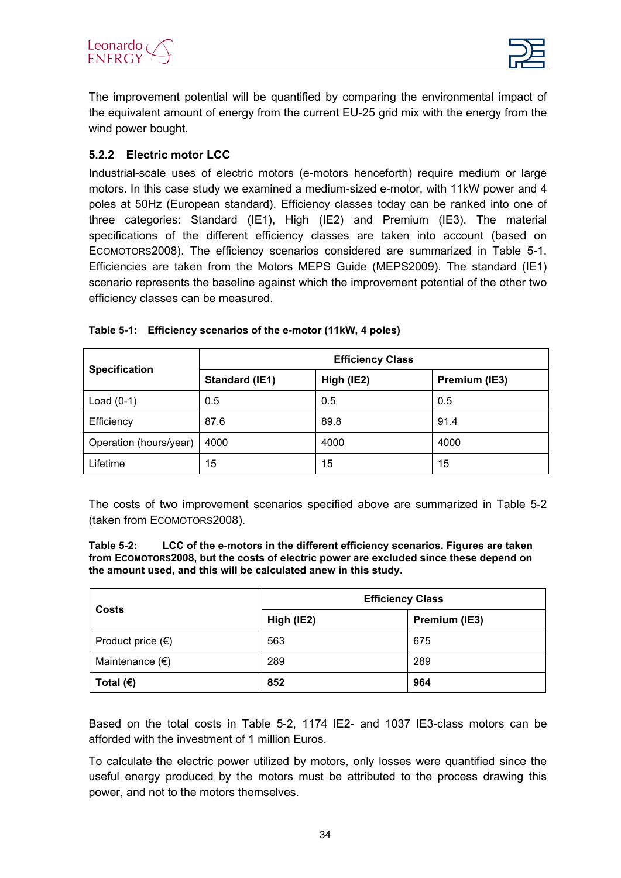The improvement potential will be quantified by comparing the environmental impact of the equivalent amount of energy from the current EU-25 grid mix with the energy from the wind power bought.

### 5.2.2 Electric motor LCC

Industrial-scale uses of electric motors (e-motors henceforth) require medium or large motors. In this case study we examined a medium-sized e-motor, with 11kW power and 4 poles at 50Hz (European standard). Efficiency classes today can be ranked into one of three categories: Standard (IE1), High (IE2) and Premium (IE3). The material specifications of the different efficiency classes are taken into account (based on ECOMOTORS2008). The efficiency scenarios considered are summarized in Table 5-1. Efficiencies are taken from the Motors MEPS Guide (MEPS2009). The standard (IE1) scenario represents the baseline against which the improvement potential of the other two efficiency classes can be measured.

**Table 5-1: Efficiency scenarios of the e-motor (11kW, 4 poles)**

| Specification | Efficiency Class | | |
|---|---|---|---|
| | Standard (IE1) | High (IE2) | Premium (IE3) |
| Load (0-1) | 0.5 | 0.5 | 0.5 |
| Efficiency | 87.6 | 89.8 | 91.4 |
| Operation (hours/year) | 4000 | 4000 | 4000 |
| Lifetime | 15 | 15 | 15 |

The costs of two improvement scenarios specified above are summarized in Table 5-2 (taken from ECOMOTORS2008).

**Table 5-2: LCC of the e-motors in the different efficiency scenarios. Figures are taken from ECOMOTORS2008, but the costs of electric power are excluded since these depend on the amount used, and this will be calculated anew in this study.**

| Costs | Efficiency Class | |
|---|---|---|
| | High (IE2) | Premium (IE3) |
| Product price (€) | 563 | 675 |
| Maintenance (€) | 289 | 289 |
| **Total (€)** | **852** | **964** |

Based on the total costs in Table 5-2, 1174 IE2- and 1037 IE3-class motors can be afforded with the investment of 1 million Euros.

To calculate the electric power utilized by motors, only losses were quantified since the useful energy produced by the motors must be attributed to the process drawing this power, and not to the motors themselves.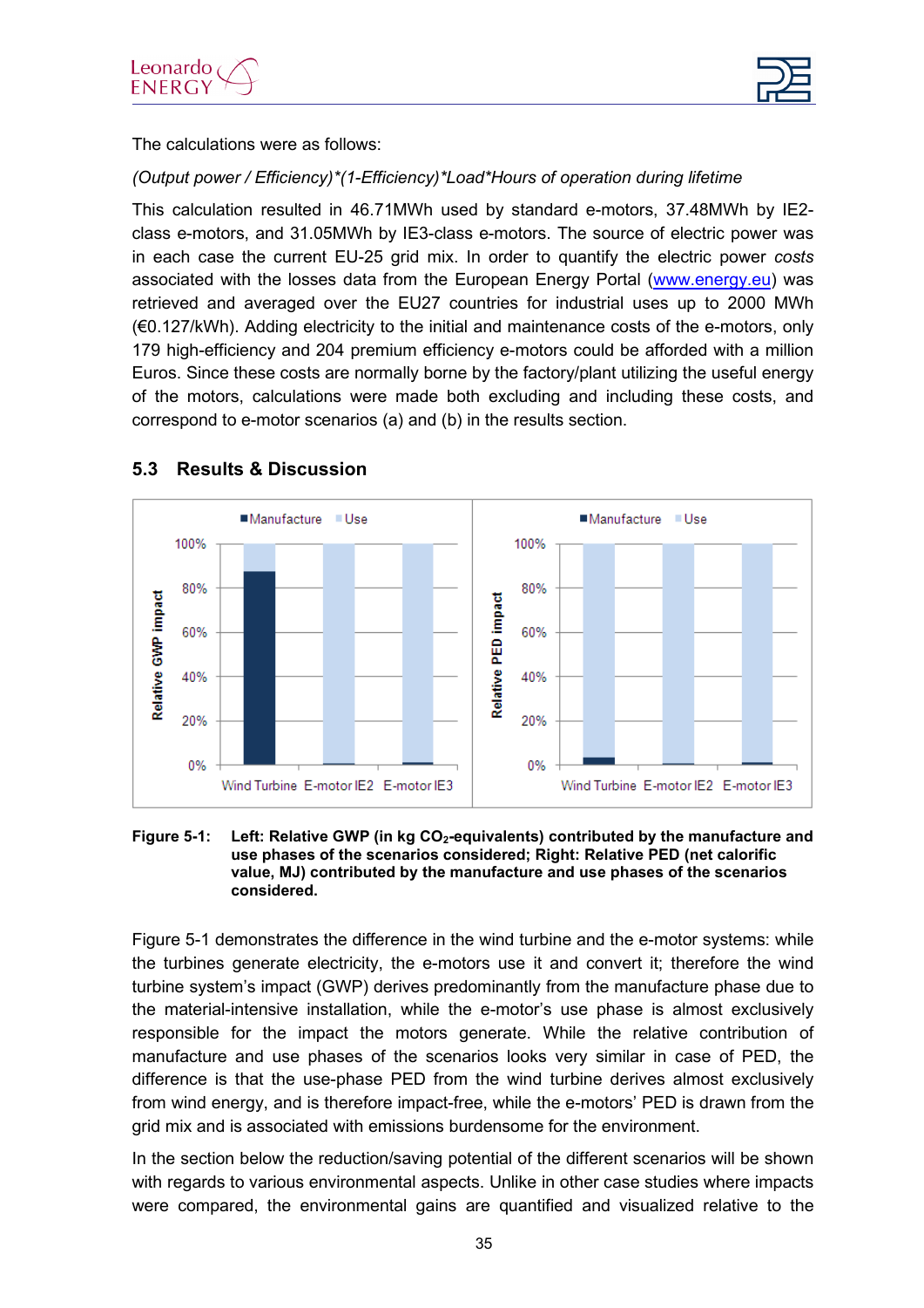The calculations were as follows:

*(Output power / Efficiency)*(1-Efficiency)*Load*Hours of operation during lifetime*

This calculation resulted in 46.71MWh used by standard e-motors, 37.48MWh by IE2-class e-motors, and 31.05MWh by IE3-class e-motors. The source of electric power was in each case the current EU-25 grid mix. In order to quantify the electric power *costs* associated with the losses data from the European Energy Portal (www.energy.eu) was retrieved and averaged over the EU27 countries for industrial uses up to 2000 MWh (€0.127/kWh). Adding electricity to the initial and maintenance costs of the e-motors, only 179 high-efficiency and 204 premium efficiency e-motors could be afforded with a million Euros. Since these costs are normally borne by the factory/plant utilizing the useful energy of the motors, calculations were made both excluding and including these costs, and correspond to e-motor scenarios (a) and (b) in the results section.

## 5.3 Results & Discussion

Manufacture
Use
Relative GWP impact
100%
80%
60%
40%
20%
0%
Wind Turbine
E-motor IE2
E-motor IE3

Manufacture
Use
Relative PED impact
100%
80%
60%
40%
20%
0%
Wind Turbine
E-motor IE2
E-motor IE3

**Figure 5-1: Left: Relative GWP (in kg $CO_2$-equivalents) contributed by the manufacture and use phases of the scenarios considered; Right: Relative PED (net calorific value, MJ) contributed by the manufacture and use phases of the scenarios considered.**

Figure 5-1 demonstrates the difference in the wind turbine and the e-motor systems: while the turbines generate electricity, the e-motors use it and convert it; therefore the wind turbine system's impact (GWP) derives predominantly from the manufacture phase due to the material-intensive installation, while the e-motor's use phase is almost exclusively responsible for the impact the motors generate. While the relative contribution of manufacture and use phases of the scenarios looks very similar in case of PED, the difference is that the use-phase PED from the wind turbine derives almost exclusively from wind energy, and is therefore impact-free, while the e-motors' PED is drawn from the grid mix and is associated with emissions burdensome for the environment.

In the section below the reduction/saving potential of the different scenarios will be shown with regards to various environmental aspects. Unlike in other case studies where impacts were compared, the environmental gains are quantified and visualized relative to the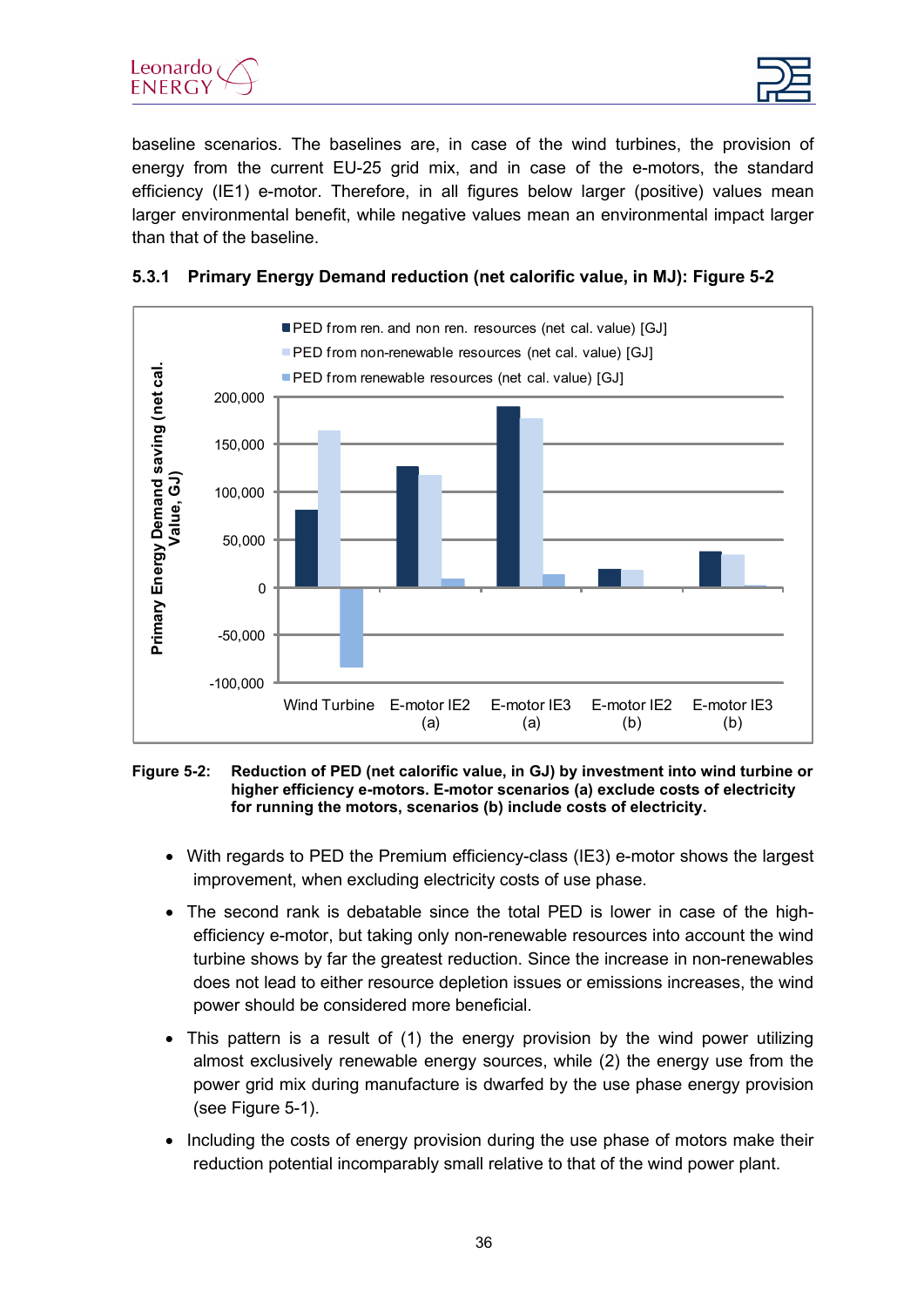baseline scenarios. The baselines are, in case of the wind turbines, the provision of energy from the current EU-25 grid mix, and in case of the e-motors, the standard efficiency (IE1) e-motor. Therefore, in all figures below larger (positive) values mean larger environmental benefit, while negative values mean an environmental impact larger than that of the baseline.

### 5.3.1 Primary Energy Demand reduction (net calorific value, in MJ): Figure 5-2

PED from ren. and non ren. resources (net cal. value) [GJ]
PED from non-renewable resources (net cal. value) [GJ]
PED from renewable resources (net cal. value) [GJ]

Primary Energy Demand saving (net cal. Value, GJ)

200,000
150,000
100,000
50,000
0
-50,000
-100,000

Wind Turbine
E-motor IE2 (a)
E-motor IE3 (a)
E-motor IE2 (b)
E-motor IE3 (b)

**Figure 5-2: Reduction of PED (net calorific value, in GJ) by investment into wind turbine or higher efficiency e-motors. E-motor scenarios (a) exclude costs of electricity for running the motors, scenarios (b) include costs of electricity.**

- With regards to PED the Premium efficiency-class (IE3) e-motor shows the largest improvement, when excluding electricity costs of use phase.
- The second rank is debatable since the total PED is lower in case of the high-efficiency e-motor, but taking only non-renewable resources into account the wind turbine shows by far the greatest reduction. Since the increase in non-renewables does not lead to either resource depletion issues or emissions increases, the wind power should be considered more beneficial.
- This pattern is a result of (1) the energy provision by the wind power utilizing almost exclusively renewable energy sources, while (2) the energy use from the power grid mix during manufacture is dwarfed by the use phase energy provision (see Figure 5-1).
- Including the costs of energy provision during the use phase of motors make their reduction potential incomparably small relative to that of the wind power plant.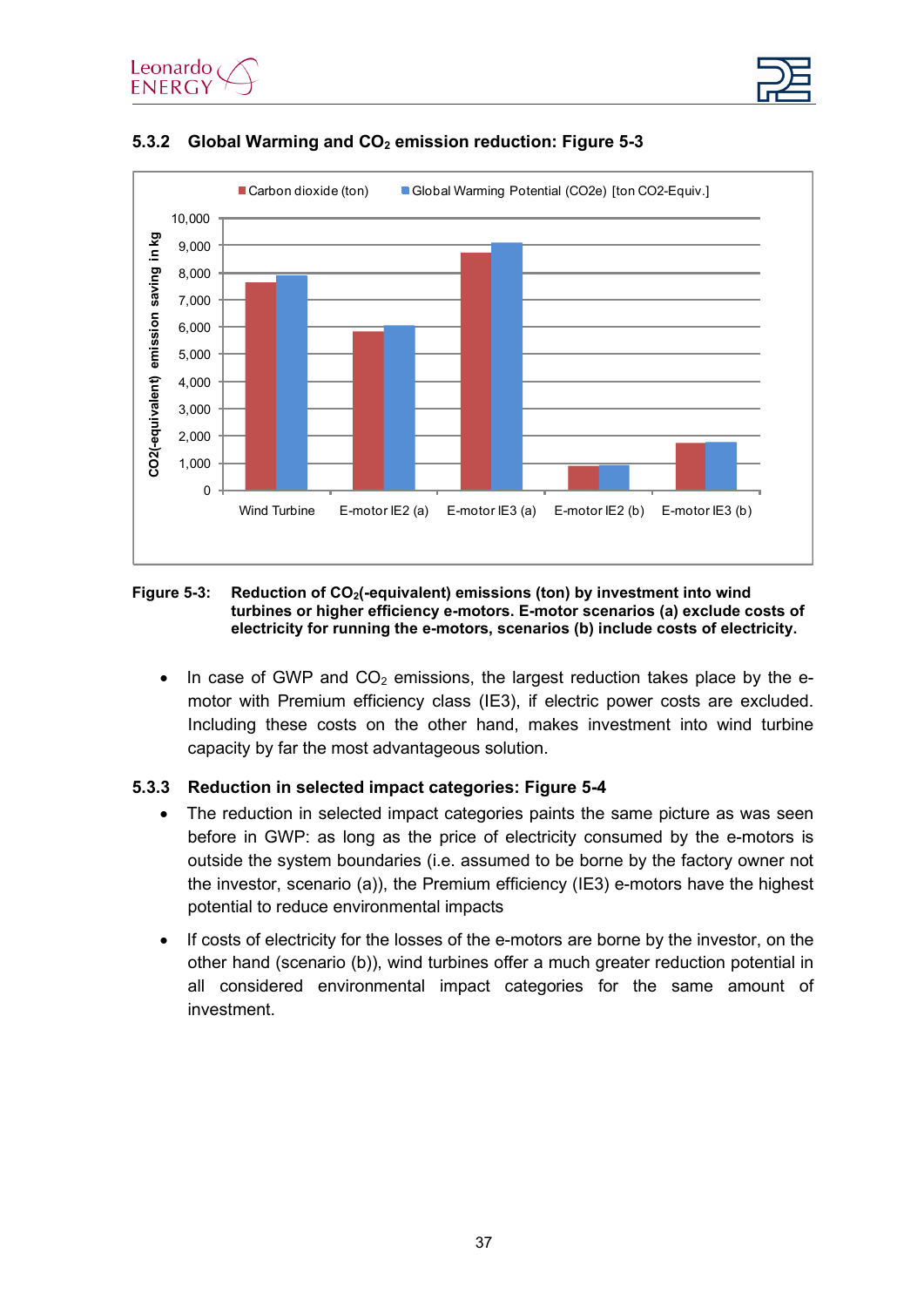### 5.3.2 Global Warming and $CO_2$ emission reduction: Figure 5-3

Carbon dioxide (ton)
Global Warming Potential (CO2e) [ton CO2-Equiv.]

CO2(-equivalent) emission saving in kg

10,000
9,000
8,000
7,000
6,000
5,000
4,000
3,000
2,000
1,000
0

Wind Turbine
E-motor IE2 (a)
E-motor IE3 (a)
E-motor IE2 (b)
E-motor IE3 (b)

**Figure 5-3: Reduction of $CO_2$(-equivalent) emissions (ton) by investment into wind turbines or higher efficiency e-motors. E-motor scenarios (a) exclude costs of electricity for running the e-motors, scenarios (b) include costs of electricity.**

- In case of GWP and $CO_2$ emissions, the largest reduction takes place by the e-motor with Premium efficiency class (IE3), if electric power costs are excluded. Including these costs on the other hand, makes investment into wind turbine capacity by far the most advantageous solution.

### 5.3.3 Reduction in selected impact categories: Figure 5-4

- The reduction in selected impact categories paints the same picture as was seen before in GWP: as long as the price of electricity consumed by the e-motors is outside the system boundaries (i.e. assumed to be borne by the factory owner not the investor, scenario (a)), the Premium efficiency (IE3) e-motors have the highest potential to reduce environmental impacts
- If costs of electricity for the losses of the e-motors are borne by the investor, on the other hand (scenario (b)), wind turbines offer a much greater reduction potential in all considered environmental impact categories for the same amount of investment.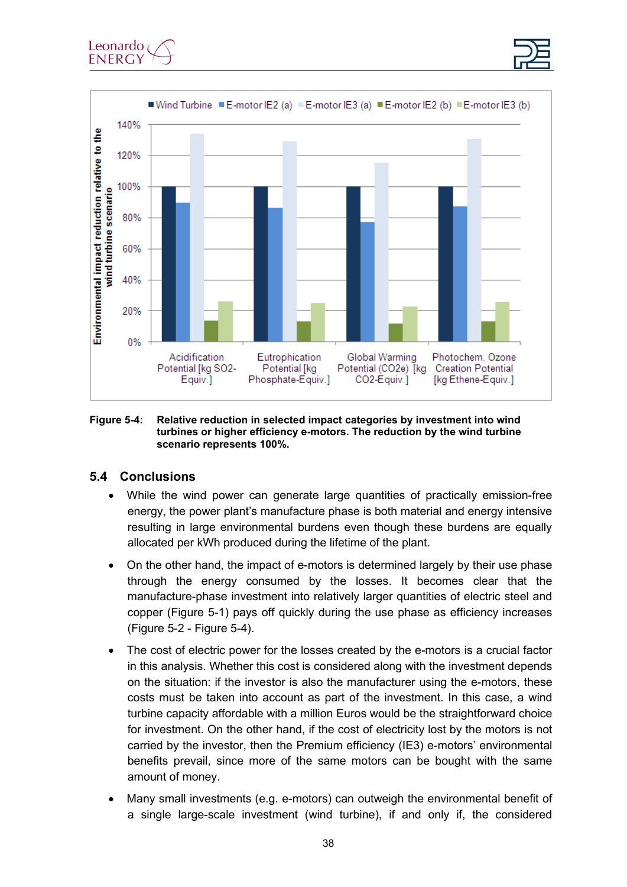Wind Turbine E-motor IE2 (a) E-motor IE3 (a) E-motor IE2 (b) E-motor IE3 (b)

Environmental impact reduction relative to the wind turbine scenario

140%
120%
100%
80%
60%
40%
20%
0%

Acidification Potential [kg SO2-Equiv.]
Eutrophication Potential [kg Phosphate-Equiv.]
Global Warming Potential (CO2e) [kg CO2-Equiv.]
Photochem. Ozone Creation Potential [kg Ethene-Equiv.]

**Figure 5-4: Relative reduction in selected impact categories by investment into wind turbines or higher efficiency e-motors. The reduction by the wind turbine scenario represents 100%.**

## 5.4 Conclusions

- While the wind power can generate large quantities of practically emission-free energy, the power plant's manufacture phase is both material and energy intensive resulting in large environmental burdens even though these burdens are equally allocated per kWh produced during the lifetime of the plant.

- On the other hand, the impact of e-motors is determined largely by their use phase through the energy consumed by the losses. It becomes clear that the manufacture-phase investment into relatively larger quantities of electric steel and copper (Figure 5-1) pays off quickly during the use phase as efficiency increases (Figure 5-2 - Figure 5-4).

- The cost of electric power for the losses created by the e-motors is a crucial factor in this analysis. Whether this cost is considered along with the investment depends on the situation: if the investor is also the manufacturer using the e-motors, these costs must be taken into account as part of the investment. In this case, a wind turbine capacity affordable with a million Euros would be the straightforward choice for investment. On the other hand, if the cost of electricity lost by the motors is not carried by the investor, then the Premium efficiency (IE3) e-motors' environmental benefits prevail, since more of the same motors can be bought with the same amount of money.

- Many small investments (e.g. e-motors) can outweigh the environmental benefit of a single large-scale investment (wind turbine), if and only if, the considered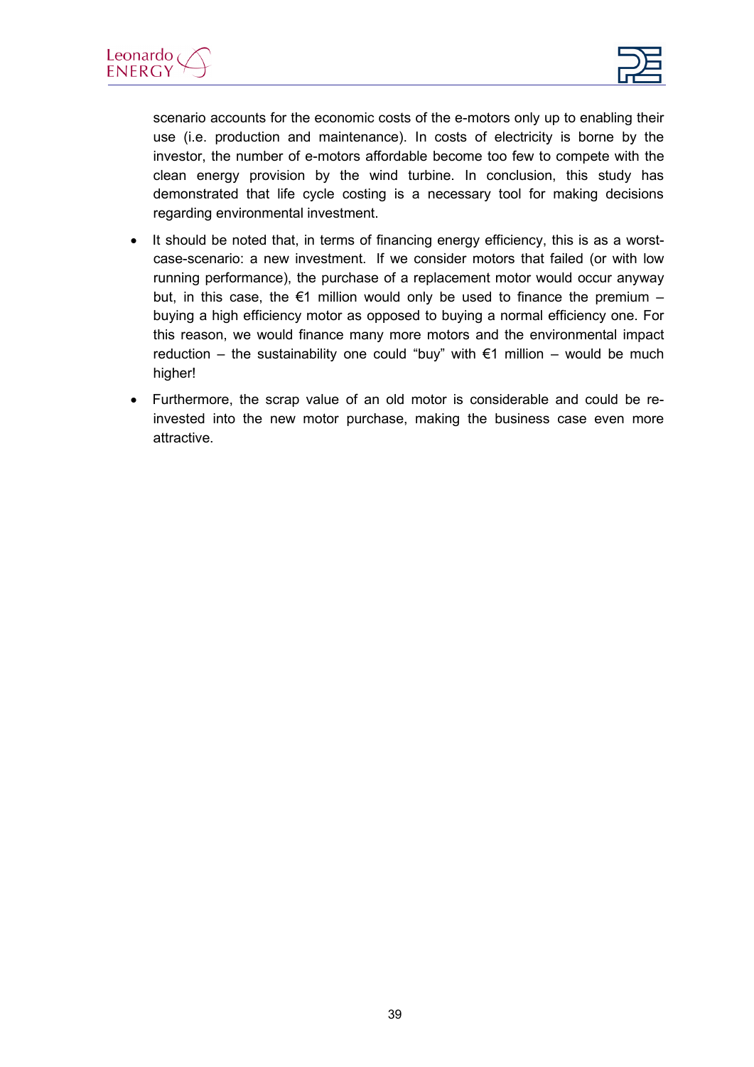scenario accounts for the economic costs of the e-motors only up to enabling their use (i.e. production and maintenance). In costs of electricity is borne by the investor, the number of e-motors affordable become too few to compete with the clean energy provision by the wind turbine. In conclusion, this study has demonstrated that life cycle costing is a necessary tool for making decisions regarding environmental investment.

- It should be noted that, in terms of financing energy efficiency, this is as a worst-case-scenario: a new investment. If we consider motors that failed (or with low running performance), the purchase of a replacement motor would occur anyway but, in this case, the €1 million would only be used to finance the premium – buying a high efficiency motor as opposed to buying a normal efficiency one. For this reason, we would finance many more motors and the environmental impact reduction – the sustainability one could "buy" with €1 million – would be much higher!
- Furthermore, the scrap value of an old motor is considerable and could be re-invested into the new motor purchase, making the business case even more attractive.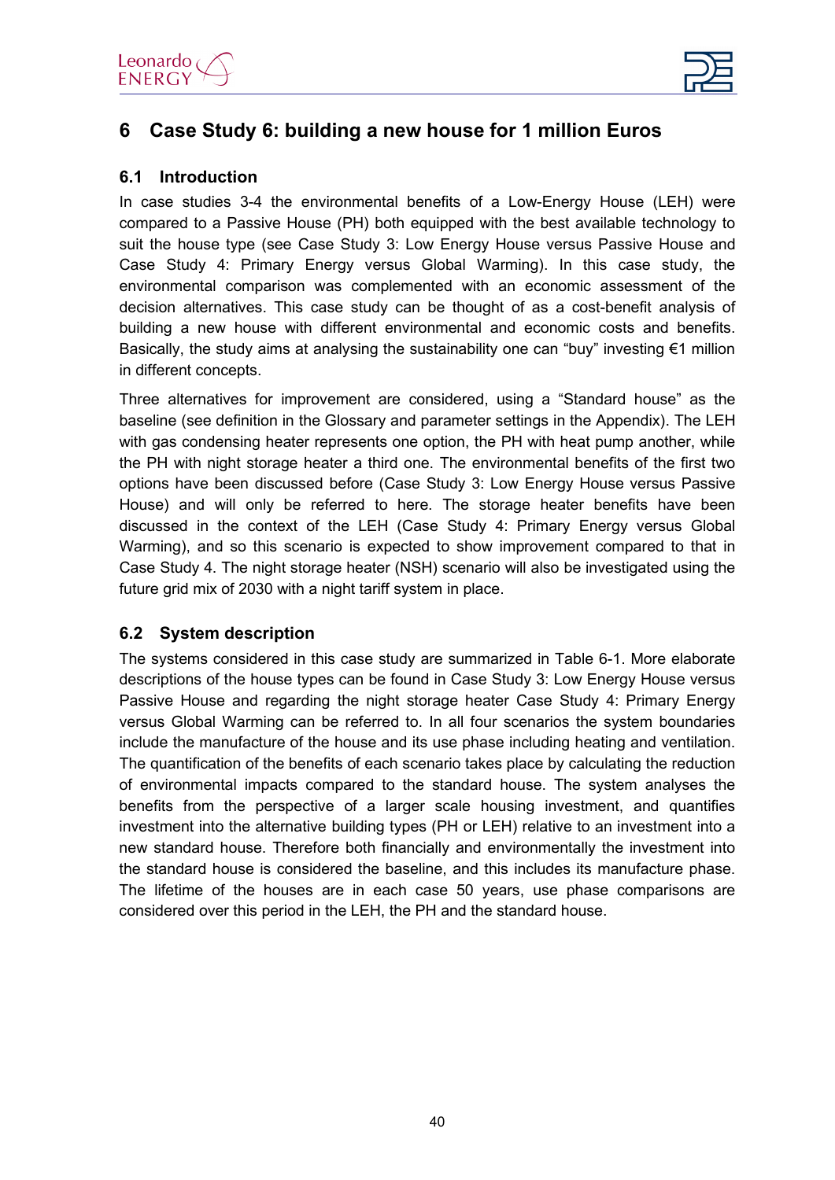# 6 Case Study 6: building a new house for 1 million Euros

## 6.1 Introduction

In case studies 3-4 the environmental benefits of a Low-Energy House (LEH) were compared to a Passive House (PH) both equipped with the best available technology to suit the house type (see Case Study 3: Low Energy House versus Passive House and Case Study 4: Primary Energy versus Global Warming). In this case study, the environmental comparison was complemented with an economic assessment of the decision alternatives. This case study can be thought of as a cost-benefit analysis of building a new house with different environmental and economic costs and benefits. Basically, the study aims at analysing the sustainability one can "buy" investing €1 million in different concepts.

Three alternatives for improvement are considered, using a "Standard house" as the baseline (see definition in the Glossary and parameter settings in the Appendix). The LEH with gas condensing heater represents one option, the PH with heat pump another, while the PH with night storage heater a third one. The environmental benefits of the first two options have been discussed before (Case Study 3: Low Energy House versus Passive House) and will only be referred to here. The storage heater benefits have been discussed in the context of the LEH (Case Study 4: Primary Energy versus Global Warming), and so this scenario is expected to show improvement compared to that in Case Study 4. The night storage heater (NSH) scenario will also be investigated using the future grid mix of 2030 with a night tariff system in place.

## 6.2 System description

The systems considered in this case study are summarized in Table 6-1. More elaborate descriptions of the house types can be found in Case Study 3: Low Energy House versus Passive House and regarding the night storage heater Case Study 4: Primary Energy versus Global Warming can be referred to. In all four scenarios the system boundaries include the manufacture of the house and its use phase including heating and ventilation. The quantification of the benefits of each scenario takes place by calculating the reduction of environmental impacts compared to the standard house. The system analyses the benefits from the perspective of a larger scale housing investment, and quantifies investment into the alternative building types (PH or LEH) relative to an investment into a new standard house. Therefore both financially and environmentally the investment into the standard house is considered the baseline, and this includes its manufacture phase. The lifetime of the houses are in each case 50 years, use phase comparisons are considered over this period in the LEH, the PH and the standard house.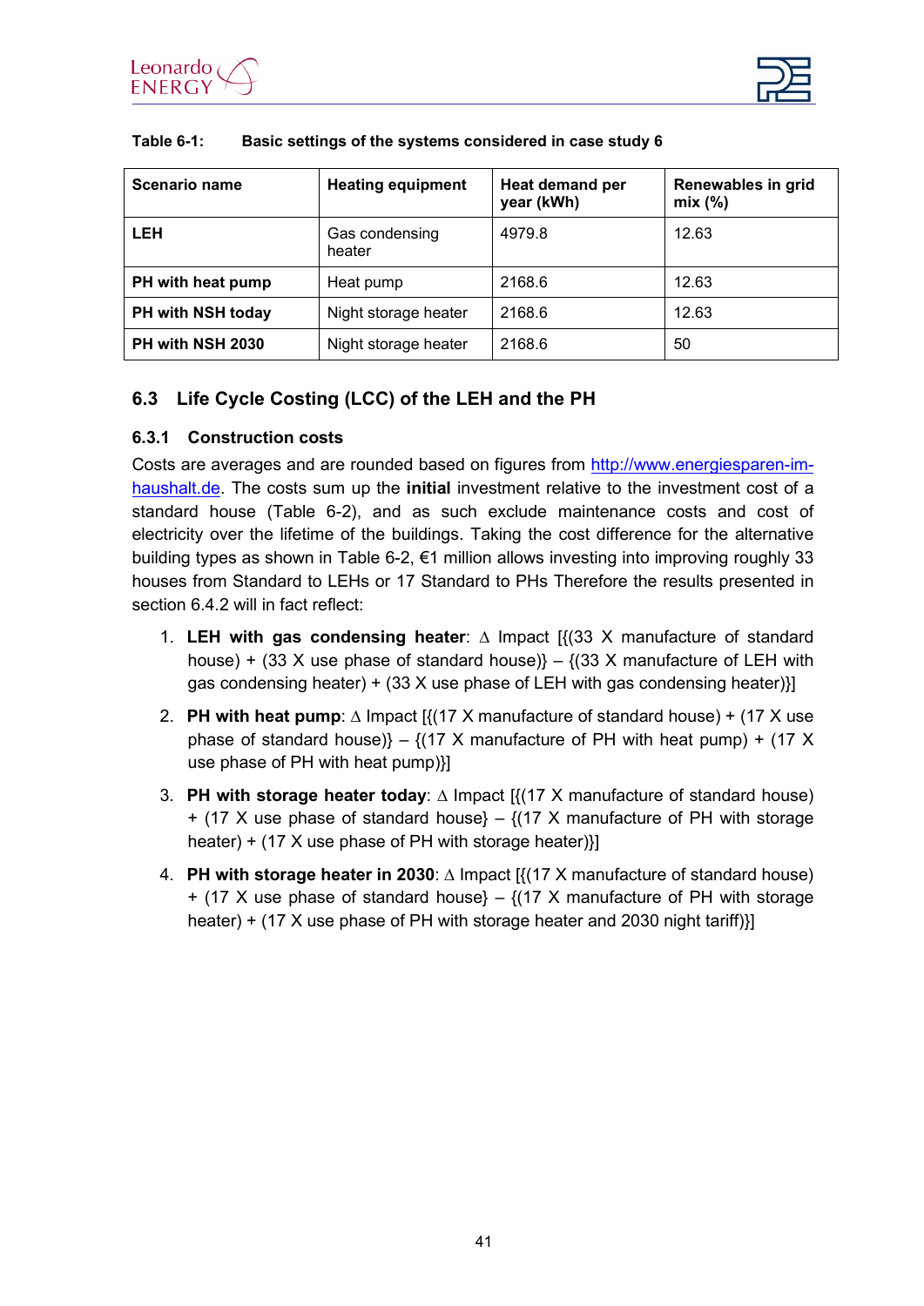**Table 6-1: Basic settings of the systems considered in case study 6**

| Scenario name | Heating equipment | Heat demand per year (kWh) | Renewables in grid mix (%) |
|---|---|---|---|
| **LEH** | Gas condensing heater | 4979.8 | 12.63 |
| **PH with heat pump** | Heat pump | 2168.6 | 12.63 |
| **PH with NSH today** | Night storage heater | 2168.6 | 12.63 |
| **PH with NSH 2030** | Night storage heater | 2168.6 | 50 |

## 6.3 Life Cycle Costing (LCC) of the LEH and the PH

### 6.3.1 Construction costs

Costs are averages and are rounded based on figures from http://www.energiesparen-im-haushalt.de. The costs sum up the **initial** investment relative to the investment cost of a standard house (Table 6-2), and as such exclude maintenance costs and cost of electricity over the lifetime of the buildings. Taking the cost difference for the alternative building types as shown in Table 6-2, €1 million allows investing into improving roughly 33 houses from Standard to LEHs or 17 Standard to PHs Therefore the results presented in section 6.4.2 will in fact reflect:

1. **LEH with gas condensing heater**: ∆ Impact [{(33 X manufacture of standard house) + (33 X use phase of standard house)} – {(33 X manufacture of LEH with gas condensing heater) + (33 X use phase of LEH with gas condensing heater)}]
2. **PH with heat pump**: ∆ Impact [{(17 X manufacture of standard house) + (17 X use phase of standard house)} – {(17 X manufacture of PH with heat pump) + (17 X use phase of PH with heat pump)}]
3. **PH with storage heater today**: ∆ Impact [{(17 X manufacture of standard house) + (17 X use phase of standard house} – {(17 X manufacture of PH with storage heater) + (17 X use phase of PH with storage heater)}]
4. **PH with storage heater in 2030**: ∆ Impact [{(17 X manufacture of standard house) + (17 X use phase of standard house} – {(17 X manufacture of PH with storage heater) + (17 X use phase of PH with storage heater and 2030 night tariff)}]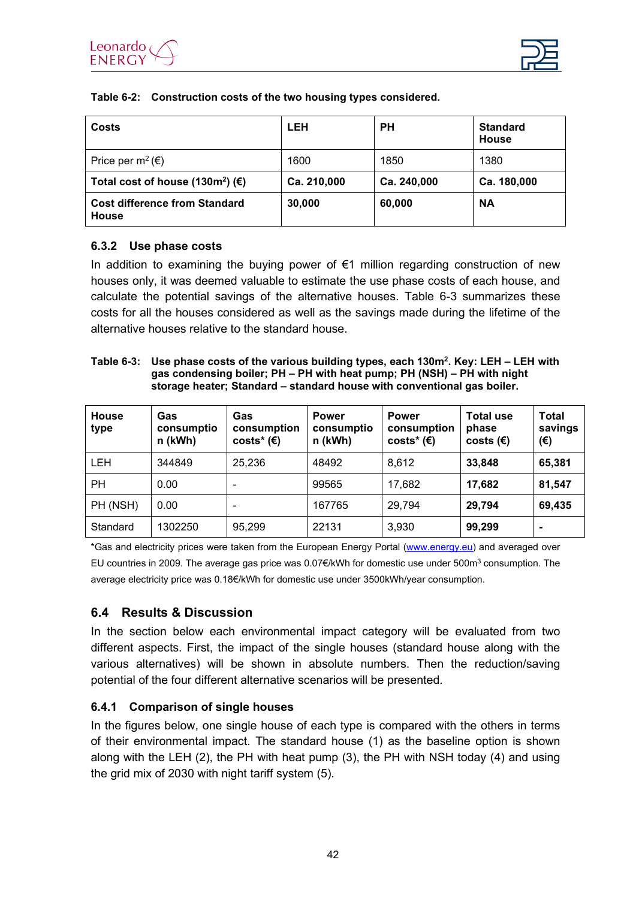**Table 6-2: Construction costs of the two housing types considered.**

| Costs | LEH | PH | Standard House |
|---|---|---|---|
| Price per $m^2$ (€) | 1600 | 1850 | 1380 |
| **Total cost of house (130$m^2$) (€)** | **Ca. 210,000** | **Ca. 240,000** | **Ca. 180,000** |
| **Cost difference from Standard House** | **30,000** | **60,000** | **NA** |

### 6.3.2 Use phase costs

In addition to examining the buying power of €1 million regarding construction of new houses only, it was deemed valuable to estimate the use phase costs of each house, and calculate the potential savings of the alternative houses. Table 6-3 summarizes these costs for all the houses considered as well as the savings made during the lifetime of the alternative houses relative to the standard house.

**Table 6-3: Use phase costs of the various building types, each 130$m^2$. Key: LEH – LEH with gas condensing boiler; PH – PH with heat pump; PH (NSH) – PH with night storage heater; Standard – standard house with conventional gas boiler.**

| House type | Gas consumption (kWh) | Gas consumption costs* (€) | Power consumption (kWh) | Power consumption costs* (€) | Total use phase costs (€) | Total savings (€) |
|---|---|---|---|---|---|---|
| LEH | 344849 | 25,236 | 48492 | 8,612 | **33,848** | **65,381** |
| PH | 0.00 | - | 99565 | 17,682 | **17,682** | **81,547** |
| PH (NSH) | 0.00 | - | 167765 | 29,794 | **29,794** | **69,435** |
| Standard | 1302250 | 95,299 | 22131 | 3,930 | **99,299** | **-** |

*Gas and electricity prices were taken from the European Energy Portal (www.energy.eu) and averaged over EU countries in 2009. The average gas price was 0.07€/kWh for domestic use under 500$m^3$ consumption. The average electricity price was 0.18€/kWh for domestic use under 3500kWh/year consumption.

## 6.4 Results & Discussion

In the section below each environmental impact category will be evaluated from two different aspects. First, the impact of the single houses (standard house along with the various alternatives) will be shown in absolute numbers. Then the reduction/saving potential of the four different alternative scenarios will be presented.

### 6.4.1 Comparison of single houses

In the figures below, one single house of each type is compared with the others in terms of their environmental impact. The standard house (1) as the baseline option is shown along with the LEH (2), the PH with heat pump (3), the PH with NSH today (4) and using the grid mix of 2030 with night tariff system (5).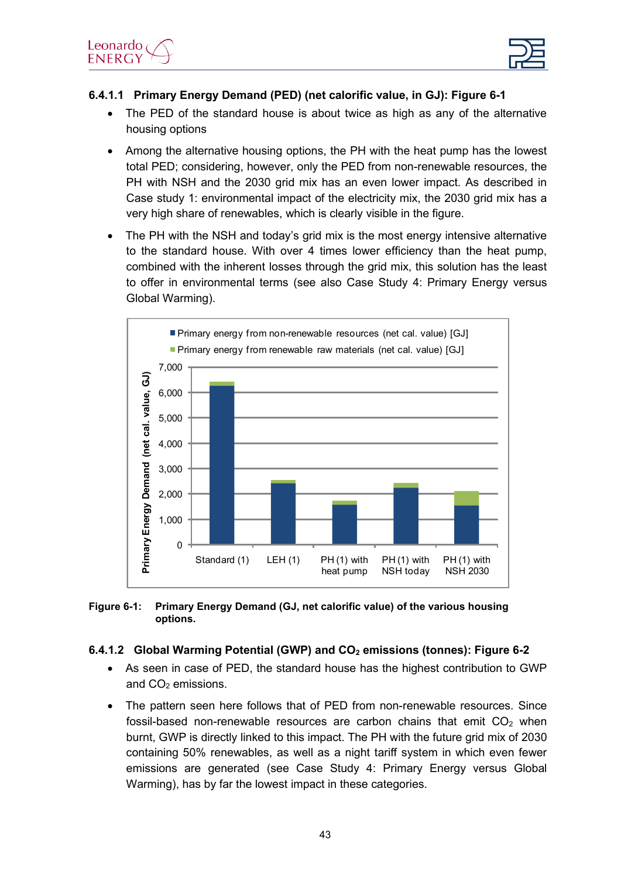#### 6.4.1.1 Primary Energy Demand (PED) (net calorific value, in GJ): Figure 6-1

- The PED of the standard house is about twice as high as any of the alternative housing options
- Among the alternative housing options, the PH with the heat pump has the lowest total PED; considering, however, only the PED from non-renewable resources, the PH with NSH and the 2030 grid mix has an even lower impact. As described in Case study 1: environmental impact of the electricity mix, the 2030 grid mix has a very high share of renewables, which is clearly visible in the figure.
- The PH with the NSH and today's grid mix is the most energy intensive alternative to the standard house. With over 4 times lower efficiency than the heat pump, combined with the inherent losses through the grid mix, this solution has the least to offer in environmental terms (see also Case Study 4: Primary Energy versus Global Warming).

Primary energy from non-renewable resources (net cal. value) [GJ]
Primary energy from renewable raw materials (net cal. value) [GJ]

Primary Energy Demand (net cal. value, GJ)

7,000
6,000
5,000
4,000
3,000
2,000
1,000
0

Standard (1)
LEH (1)
PH (1) with heat pump
PH (1) with NSH today
PH (1) with NSH 2030

**Figure 6-1: Primary Energy Demand (GJ, net calorific value) of the various housing options.**

#### 6.4.1.2 Global Warming Potential (GWP) and $CO_2$ emissions (tonnes): Figure 6-2

- As seen in case of PED, the standard house has the highest contribution to GWP and $CO_2$ emissions.
- The pattern seen here follows that of PED from non-renewable resources. Since fossil-based non-renewable resources are carbon chains that emit $CO_2$ when burnt, GWP is directly linked to this impact. The PH with the future grid mix of 2030 containing 50% renewables, as well as a night tariff system in which even fewer emissions are generated (see Case Study 4: Primary Energy versus Global Warming), has by far the lowest impact in these categories.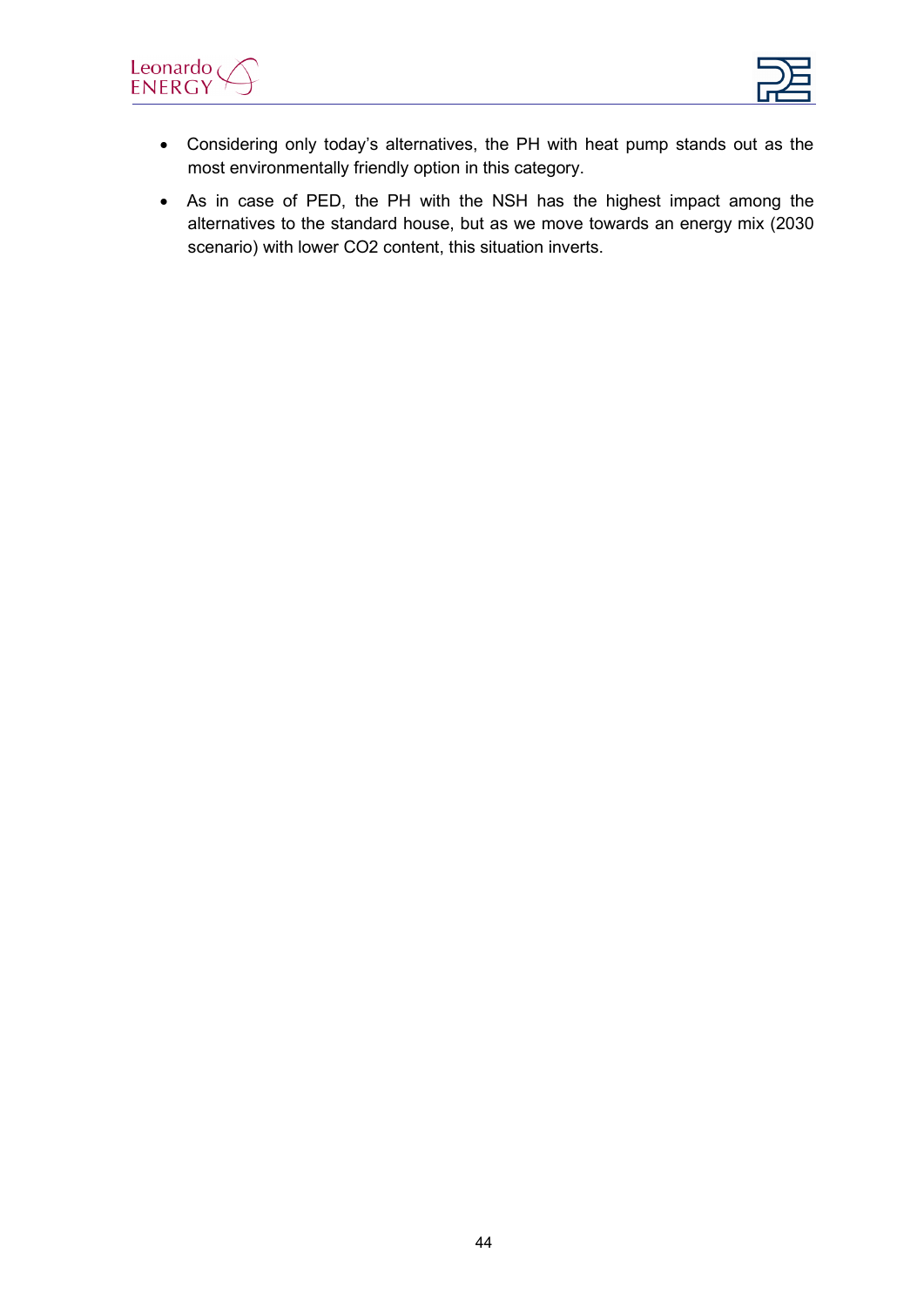- Considering only today's alternatives, the PH with heat pump stands out as the most environmentally friendly option in this category.
- As in case of PED, the PH with the NSH has the highest impact among the alternatives to the standard house, but as we move towards an energy mix (2030 scenario) with lower $CO_2$ content, this situation inverts.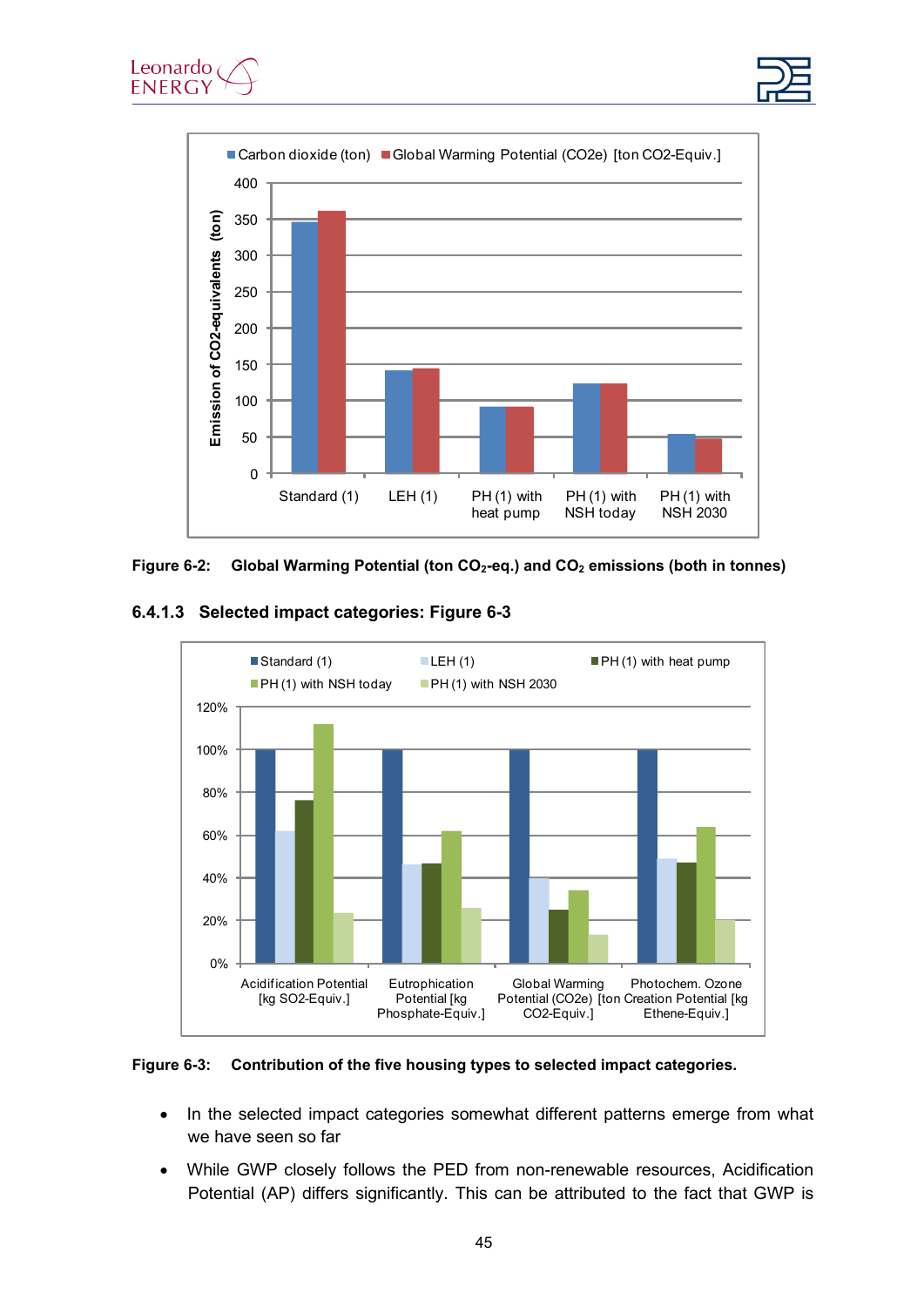Carbon dioxide (ton)
Global Warming Potential (CO2e) [ton CO2-Equiv.]

Emission of CO2-equivalents (ton)

400
350
300
250
200
150
100
50
0

Standard (1)
LEH (1)
PH (1) with heat pump
PH (1) with NSH today
PH (1) with NSH 2030

**Figure 6-2: Global Warming Potential (ton $CO_2$-eq.) and $CO_2$ emissions (both in tonnes)**

### 6.4.1.3 Selected impact categories: Figure 6-3

Standard (1)
LEH (1)
PH (1) with heat pump
PH (1) with NSH today
PH (1) with NSH 2030

120%
100%
80%
60%
40%
20%
0%

Acidification Potential [kg SO2-Equiv.]
Eutrophication Potential [kg Phosphate-Equiv.]
Global Warming Potential (CO2e) [ton CO2-Equiv.]
Photochem. Ozone Creation Potential [kg Ethene-Equiv.]

**Figure 6-3: Contribution of the five housing types to selected impact categories.**

- In the selected impact categories somewhat different patterns emerge from what we have seen so far
- While GWP closely follows the PED from non-renewable resources, Acidification Potential (AP) differs significantly. This can be attributed to the fact that GWP is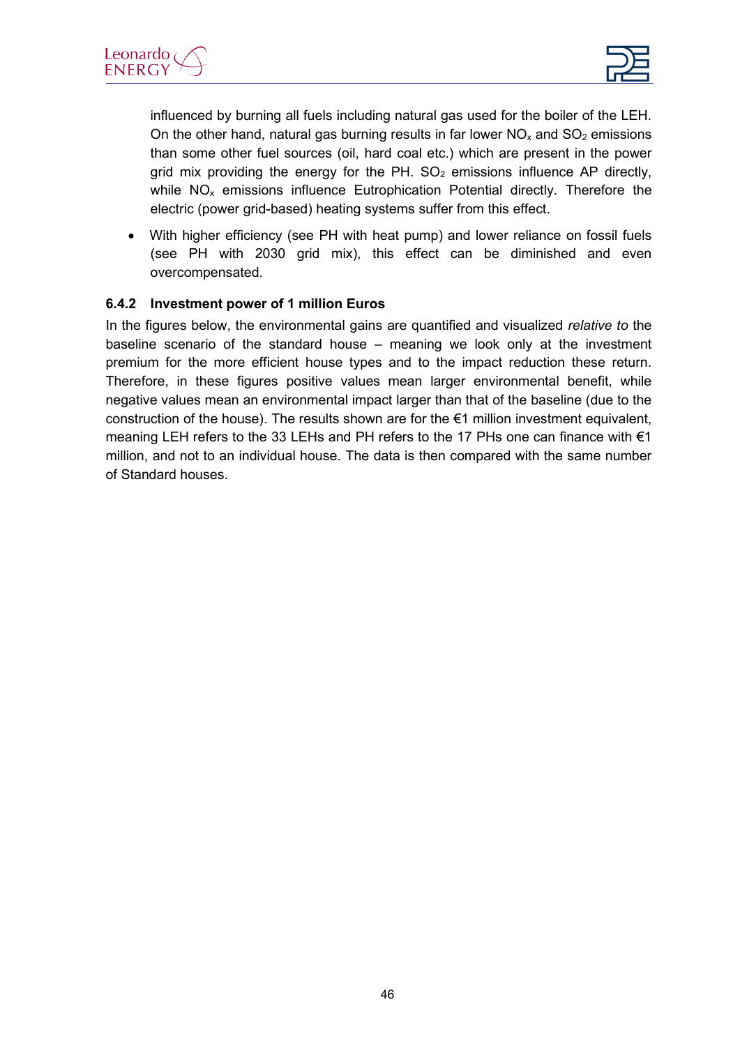influenced by burning all fuels including natural gas used for the boiler of the LEH. On the other hand, natural gas burning results in far lower $NO_x$ and $SO_2$ emissions than some other fuel sources (oil, hard coal etc.) which are present in the power grid mix providing the energy for the PH. $SO_2$ emissions influence AP directly, while $NO_x$ emissions influence Eutrophication Potential directly. Therefore the electric (power grid-based) heating systems suffer from this effect.

- With higher efficiency (see PH with heat pump) and lower reliance on fossil fuels (see PH with 2030 grid mix), this effect can be diminished and even overcompensated.

### 6.4.2 Investment power of 1 million Euros

In the figures below, the environmental gains are quantified and visualized *relative to* the baseline scenario of the standard house – meaning we look only at the investment premium for the more efficient house types and to the impact reduction these return. Therefore, in these figures positive values mean larger environmental benefit, while negative values mean an environmental impact larger than that of the baseline (due to the construction of the house). The results shown are for the €1 million investment equivalent, meaning LEH refers to the 33 LEHs and PH refers to the 17 PHs one can finance with €1 million, and not to an individual house. The data is then compared with the same number of Standard houses.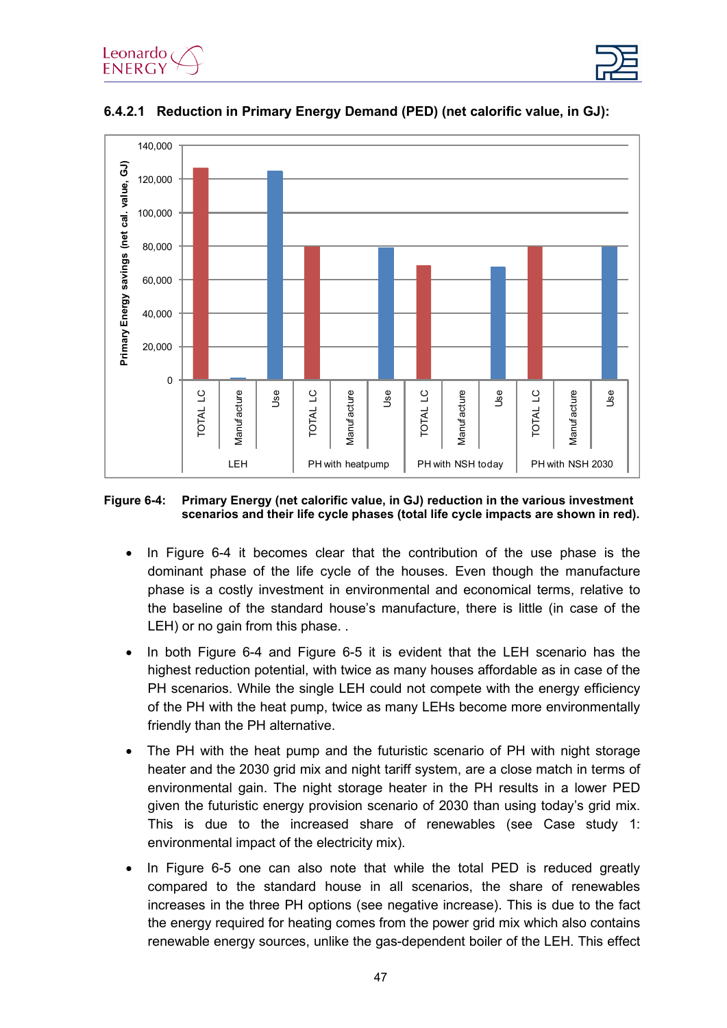#### 6.4.2.1 Reduction in Primary Energy Demand (PED) (net calorific value, in GJ):

**Figure 6-4: Primary Energy (net calorific value, in GJ) reduction in the various investment scenarios and their life cycle phases (total life cycle impacts are shown in red).**

- In Figure 6-4 it becomes clear that the contribution of the use phase is the dominant phase of the life cycle of the houses. Even though the manufacture phase is a costly investment in environmental and economical terms, relative to the baseline of the standard house's manufacture, there is little (in case of the LEH) or no gain from this phase. .
- In both Figure 6-4 and Figure 6-5 it is evident that the LEH scenario has the highest reduction potential, with twice as many houses affordable as in case of the PH scenarios. While the single LEH could not compete with the energy efficiency of the PH with the heat pump, twice as many LEHs become more environmentally friendly than the PH alternative.
- The PH with the heat pump and the futuristic scenario of PH with night storage heater and the 2030 grid mix and night tariff system, are a close match in terms of environmental gain. The night storage heater in the PH results in a lower PED given the futuristic energy provision scenario of 2030 than using today's grid mix. This is due to the increased share of renewables (see Case study 1: environmental impact of the electricity mix).
- In Figure 6-5 one can also note that while the total PED is reduced greatly compared to the standard house in all scenarios, the share of renewables increases in the three PH options (see negative increase). This is due to the fact the energy required for heating comes from the power grid mix which also contains renewable energy sources, unlike the gas-dependent boiler of the LEH. This effect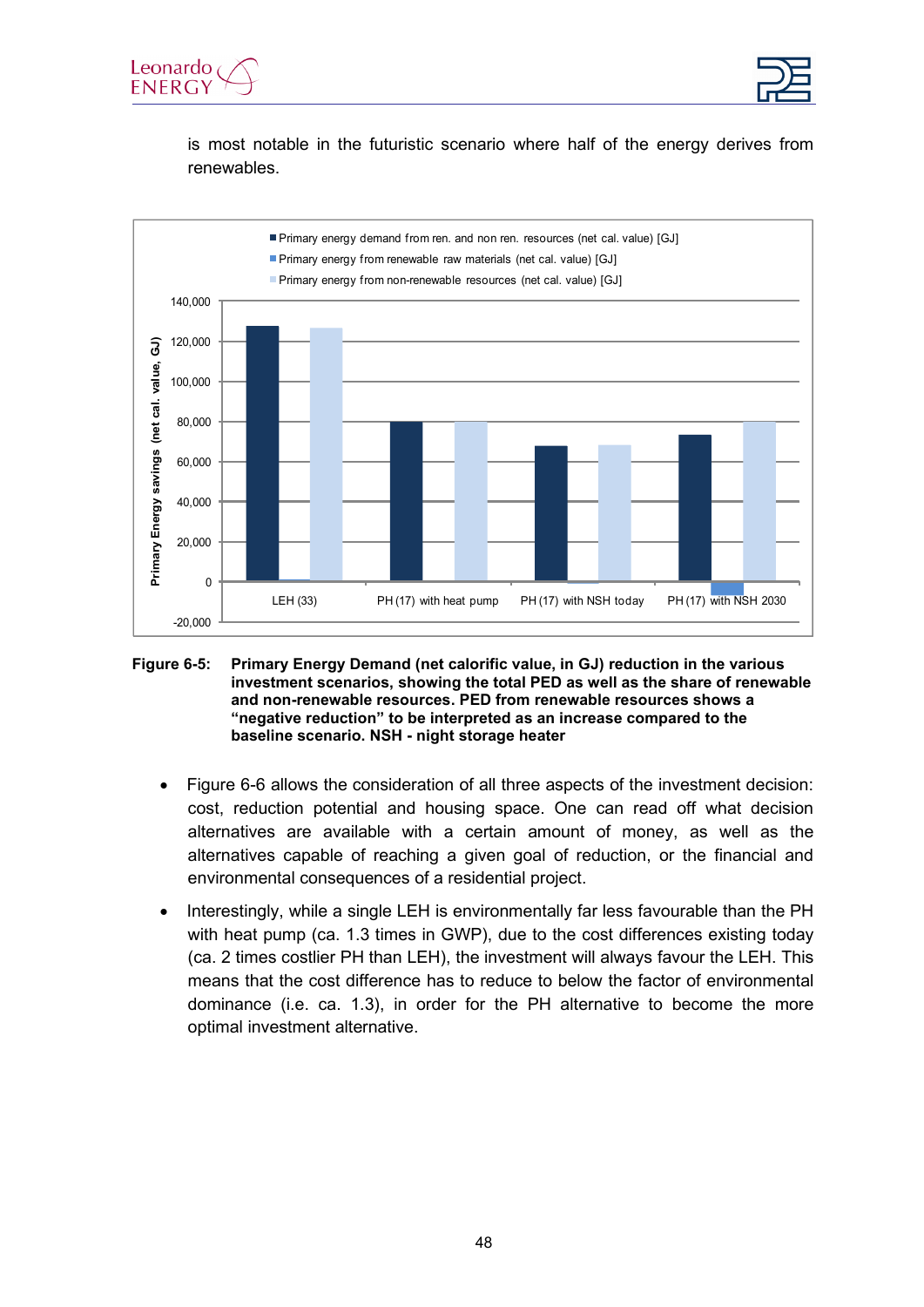is most notable in the futuristic scenario where half of the energy derives from renewables.

Primary energy demand from ren. and non ren. resources (net cal. value) [GJ]
Primary energy from renewable raw materials (net cal. value) [GJ]
Primary energy from non-renewable resources (net cal. value) [GJ]

Primary Energy savings (net cal. value, GJ)

140,000
120,000
100,000
80,000
60,000
40,000
20,000
0
-20,000

LEH (33)
PH (17) with heat pump
PH (17) with NSH today
PH (17) with NSH 2030

**Figure 6-5: Primary Energy Demand (net calorific value, in GJ) reduction in the various investment scenarios, showing the total PED as well as the share of renewable and non-renewable resources. PED from renewable resources shows a "negative reduction" to be interpreted as an increase compared to the baseline scenario. NSH - night storage heater**

- Figure 6-6 allows the consideration of all three aspects of the investment decision: cost, reduction potential and housing space. One can read off what decision alternatives are available with a certain amount of money, as well as the alternatives capable of reaching a given goal of reduction, or the financial and environmental consequences of a residential project.
- Interestingly, while a single LEH is environmentally far less favourable than the PH with heat pump (ca. 1.3 times in GWP), due to the cost differences existing today (ca. 2 times costlier PH than LEH), the investment will always favour the LEH. This means that the cost difference has to reduce to below the factor of environmental dominance (i.e. ca. 1.3), in order for the PH alternative to become the more optimal investment alternative.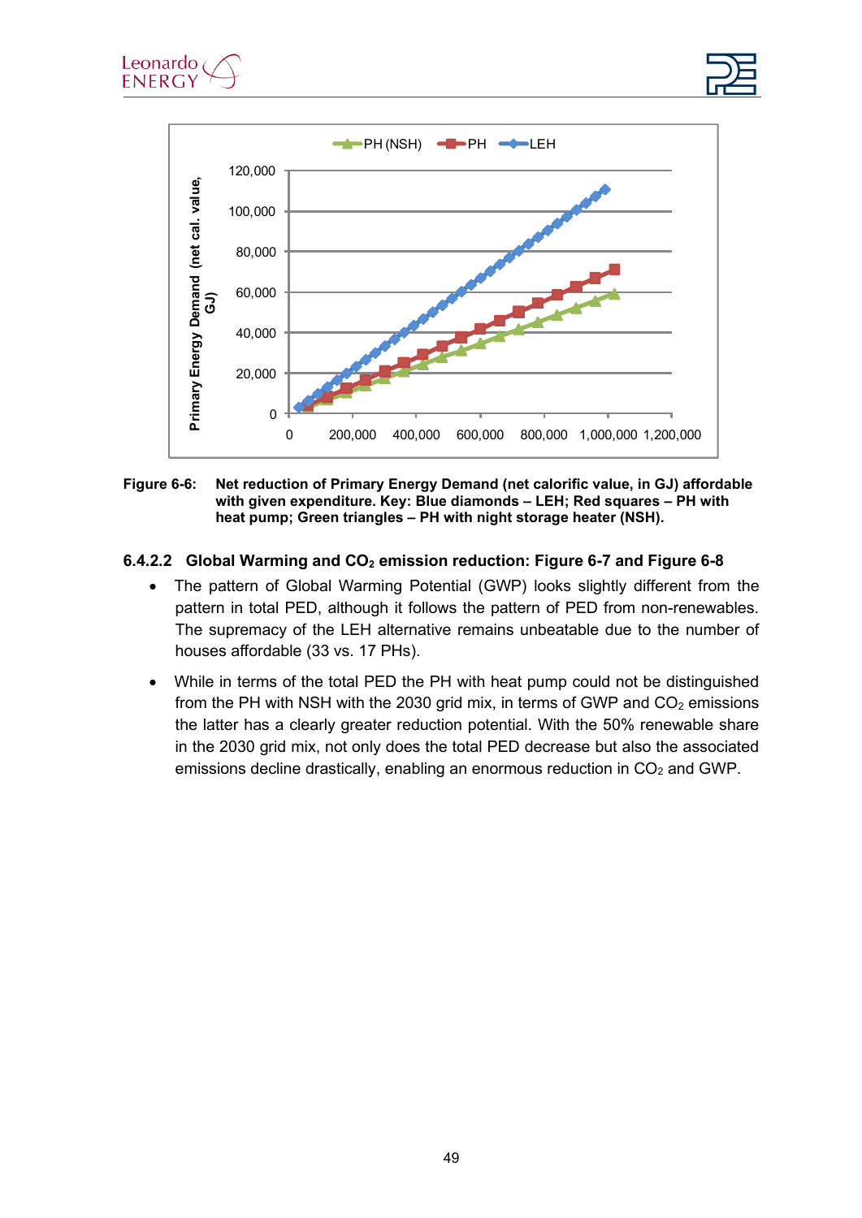PH (NSH)
PH
LEH

Primary Energy Demand (net cal. value, GJ)

120,000
100,000
80,000
60,000
40,000
20,000
0

0
200,000
400,000
600,000
800,000
1,000,000
1,200,000

**Figure 6-6: Net reduction of Primary Energy Demand (net calorific value, in GJ) affordable with given expenditure. Key: Blue diamonds – LEH; Red squares – PH with heat pump; Green triangles – PH with night storage heater (NSH).**

#### 6.4.2.2 Global Warming and $CO_2$ emission reduction: Figure 6-7 and Figure 6-8

- The pattern of Global Warming Potential (GWP) looks slightly different from the pattern in total PED, although it follows the pattern of PED from non-renewables. The supremacy of the LEH alternative remains unbeatable due to the number of houses affordable (33 vs. 17 PHs).
- While in terms of the total PED the PH with heat pump could not be distinguished from the PH with NSH with the 2030 grid mix, in terms of GWP and $CO_2$ emissions the latter has a clearly greater reduction potential. With the 50% renewable share in the 2030 grid mix, not only does the total PED decrease but also the associated emissions decline drastically, enabling an enormous reduction in $CO_2$ and GWP.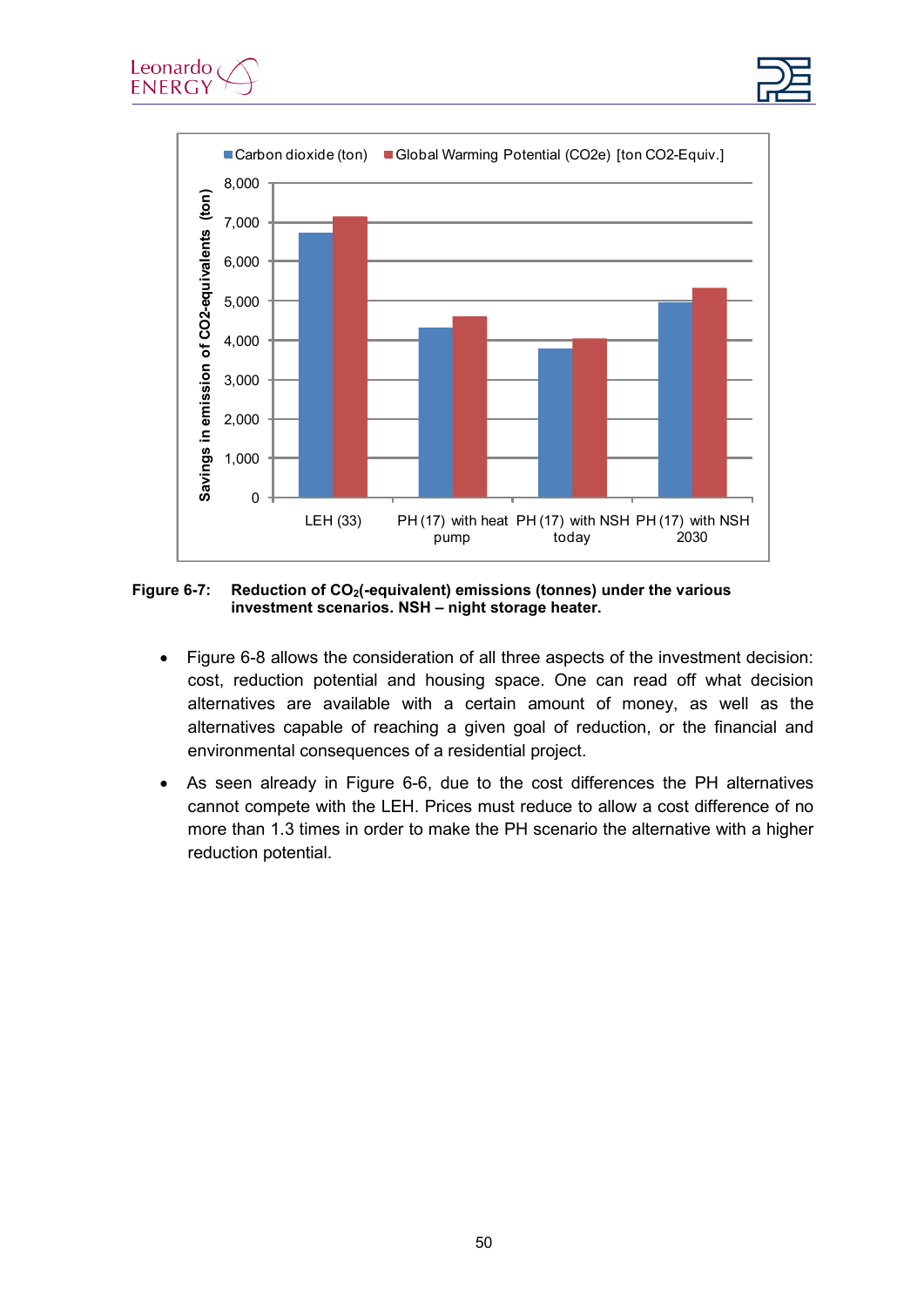Carbon dioxide (ton)
Global Warming Potential (CO2e) [ton CO2-Equiv.]

Savings in emission of CO2-equivalents (ton)

8,000
7,000
6,000
5,000
4,000
3,000
2,000
1,000
0

LEH (33)
PH (17) with heat pump
PH (17) with NSH today
PH (17) with NSH 2030

**Figure 6-7: Reduction of $CO_2$(-equivalent) emissions (tonnes) under the various investment scenarios. NSH – night storage heater.**

- Figure 6-8 allows the consideration of all three aspects of the investment decision: cost, reduction potential and housing space. One can read off what decision alternatives are available with a certain amount of money, as well as the alternatives capable of reaching a given goal of reduction, or the financial and environmental consequences of a residential project.
- As seen already in Figure 6-6, due to the cost differences the PH alternatives cannot compete with the LEH. Prices must reduce to allow a cost difference of no more than 1.3 times in order to make the PH scenario the alternative with a higher reduction potential.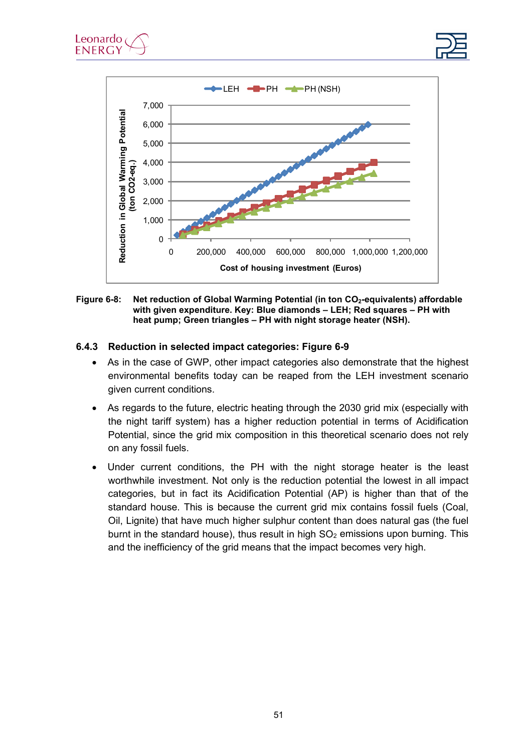LEH
PH
PH (NSH)

7,000
6,000
5,000
4,000
3,000
2,000
1,000
0

Reduction in Global Warming Potential (ton CO2-eq.)

0
200,000
400,000
600,000
800,000
1,000,000
1,200,000

Cost of housing investment (Euros)

**Figure 6-8: Net reduction of Global Warming Potential (in ton $CO_2$-equivalents) affordable with given expenditure. Key: Blue diamonds – LEH; Red squares – PH with heat pump; Green triangles – PH with night storage heater (NSH).**

### 6.4.3 Reduction in selected impact categories: Figure 6-9

- As in the case of GWP, other impact categories also demonstrate that the highest environmental benefits today can be reaped from the LEH investment scenario given current conditions.
- As regards to the future, electric heating through the 2030 grid mix (especially with the night tariff system) has a higher reduction potential in terms of Acidification Potential, since the grid mix composition in this theoretical scenario does not rely on any fossil fuels.
- Under current conditions, the PH with the night storage heater is the least worthwhile investment. Not only is the reduction potential the lowest in all impact categories, but in fact its Acidification Potential (AP) is higher than that of the standard house. This is because the current grid mix contains fossil fuels (Coal, Oil, Lignite) that have much higher sulphur content than does natural gas (the fuel burnt in the standard house), thus result in high $SO_2$ emissions upon burning. This and the inefficiency of the grid means that the impact becomes very high.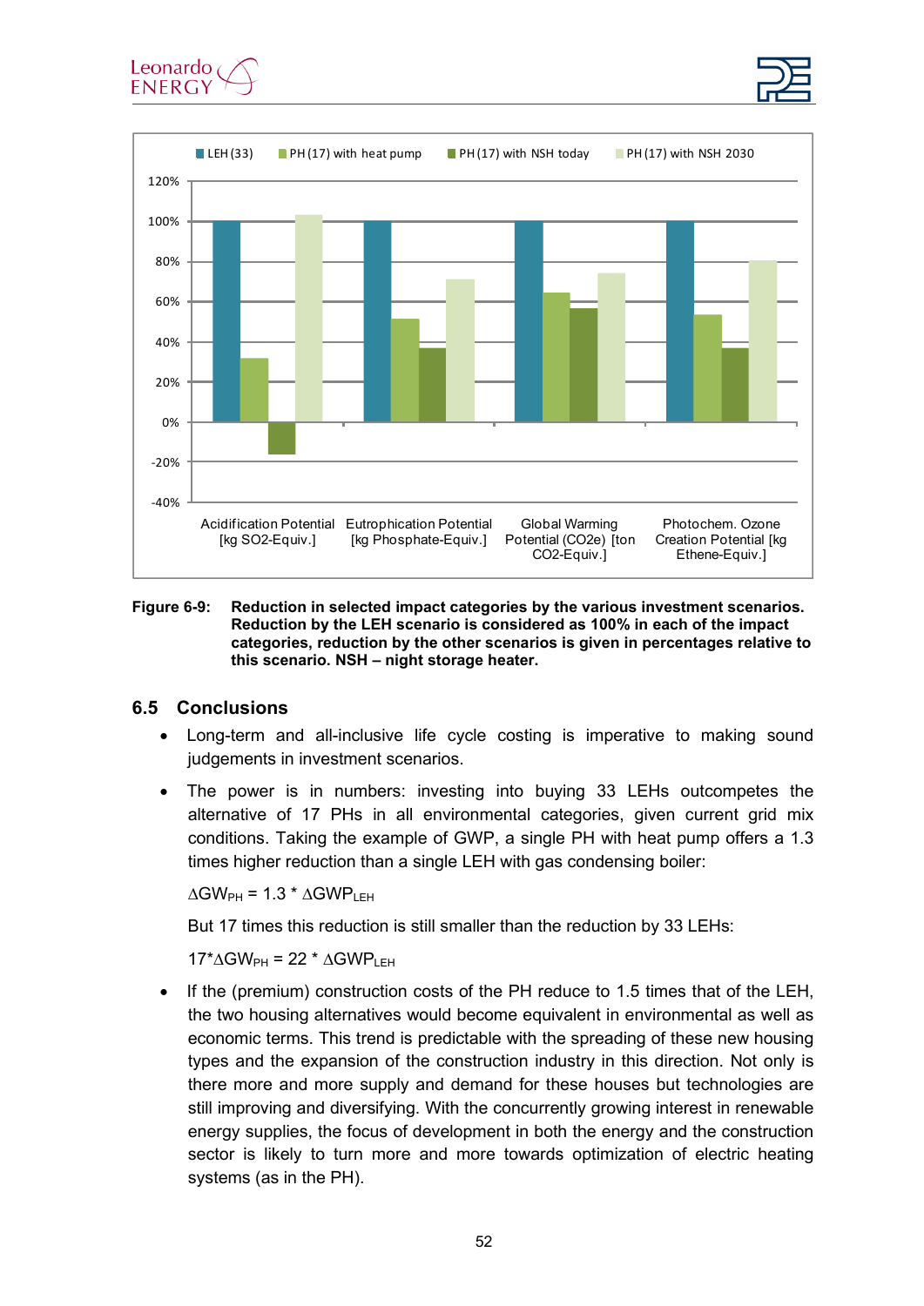LEH (33)
PH (17) with heat pump
PH (17) with NSH today
PH (17) with NSH 2030

120%
100%
80%
60%
40%
20%
0%
-20%
-40%

Acidification Potential [kg SO2-Equiv.]
Eutrophication Potential [kg Phosphate-Equiv.]
Global Warming Potential (CO2e) [ton CO2-Equiv.]
Photochem. Ozone Creation Potential [kg Ethene-Equiv.]

**Figure 6-9: Reduction in selected impact categories by the various investment scenarios. Reduction by the LEH scenario is considered as 100% in each of the impact categories, reduction by the other scenarios is given in percentages relative to this scenario. NSH – night storage heater.**

## 6.5 Conclusions

- Long-term and all-inclusive life cycle costing is imperative to making sound judgements in investment scenarios.
- The power is in numbers: investing into buying 33 LEHs outcompetes the alternative of 17 PHs in all environmental categories, given current grid mix conditions. Taking the example of GWP, a single PH with heat pump offers a 1.3 times higher reduction than a single LEH with gas condensing boiler:

  $\Delta GW_{PH} = 1.3 * \Delta GWP_{LEH}$

  But 17 times this reduction is still smaller than the reduction by 33 LEHs:

  $17 * \Delta GW_{PH} = 22 * \Delta GWP_{LEH}$

- If the (premium) construction costs of the PH reduce to 1.5 times that of the LEH, the two housing alternatives would become equivalent in environmental as well as economic terms. This trend is predictable with the spreading of these new housing types and the expansion of the construction industry in this direction. Not only is there more and more supply and demand for these houses but technologies are still improving and diversifying. With the concurrently growing interest in renewable energy supplies, the focus of development in both the energy and the construction sector is likely to turn more and more towards optimization of electric heating systems (as in the PH).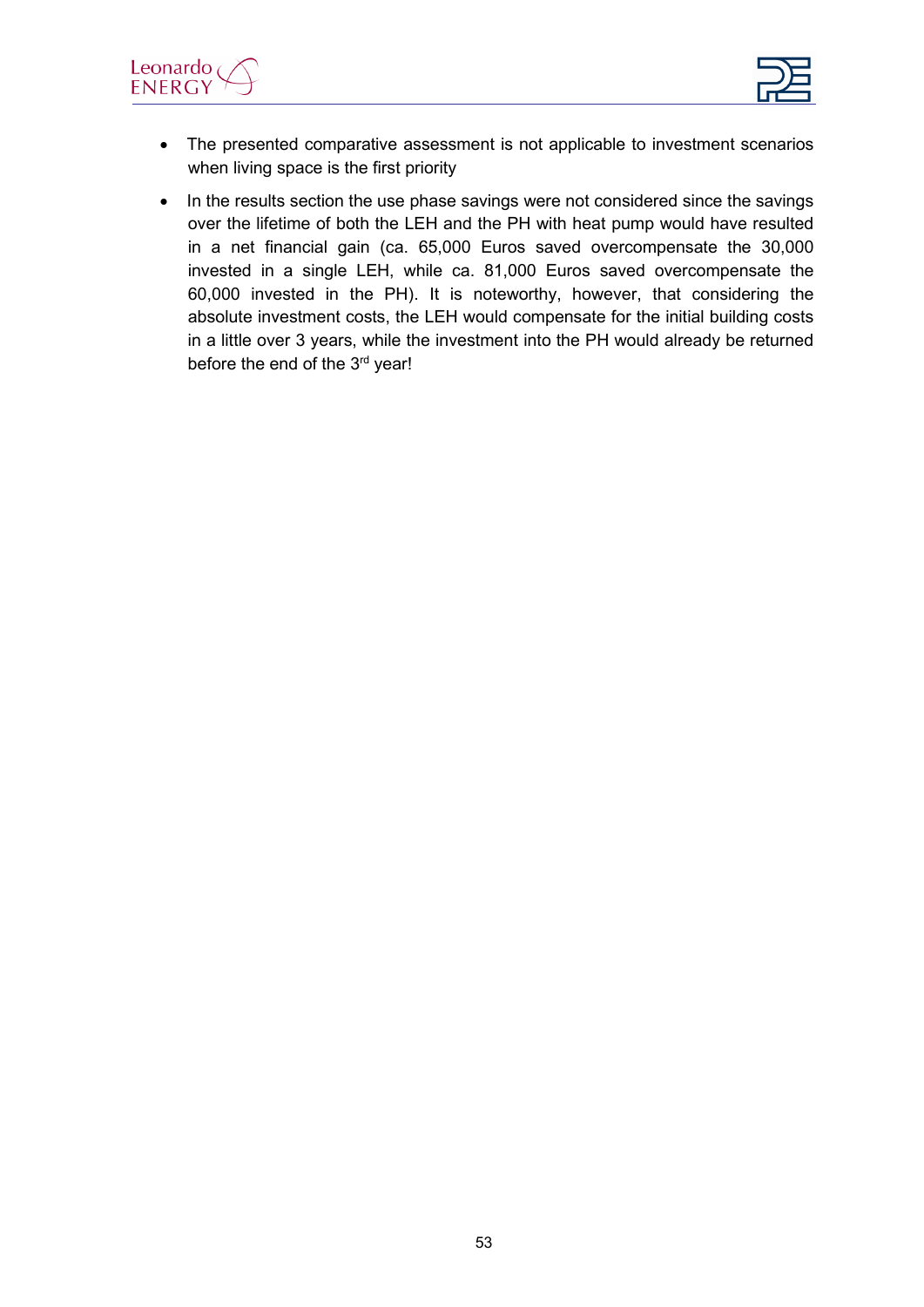- The presented comparative assessment is not applicable to investment scenarios when living space is the first priority
- In the results section the use phase savings were not considered since the savings over the lifetime of both the LEH and the PH with heat pump would have resulted in a net financial gain (ca. 65,000 Euros saved overcompensate the 30,000 invested in a single LEH, while ca. 81,000 Euros saved overcompensate the 60,000 invested in the PH). It is noteworthy, however, that considering the absolute investment costs, the LEH would compensate for the initial building costs in a little over 3 years, while the investment into the PH would already be returned before the end of the 3rd year!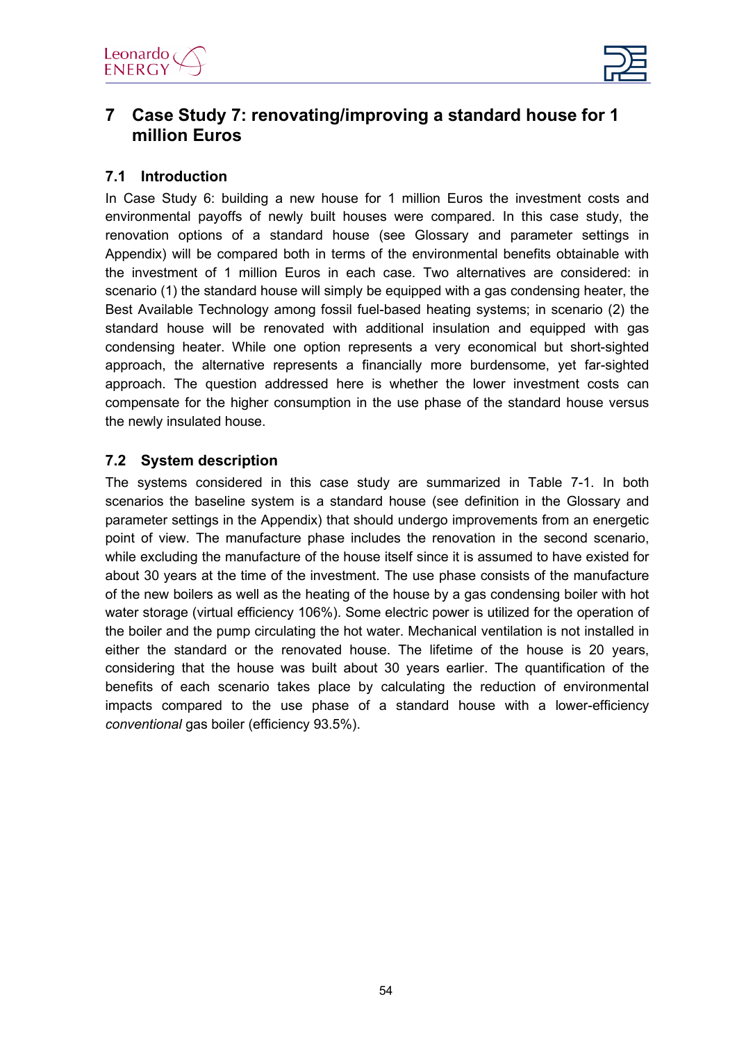# 7 Case Study 7: renovating/improving a standard house for 1 million Euros

## 7.1 Introduction

In Case Study 6: building a new house for 1 million Euros the investment costs and environmental payoffs of newly built houses were compared. In this case study, the renovation options of a standard house (see Glossary and parameter settings in Appendix) will be compared both in terms of the environmental benefits obtainable with the investment of 1 million Euros in each case. Two alternatives are considered: in scenario (1) the standard house will simply be equipped with a gas condensing heater, the Best Available Technology among fossil fuel-based heating systems; in scenario (2) the standard house will be renovated with additional insulation and equipped with gas condensing heater. While one option represents a very economical but short-sighted approach, the alternative represents a financially more burdensome, yet far-sighted approach. The question addressed here is whether the lower investment costs can compensate for the higher consumption in the use phase of the standard house versus the newly insulated house.

## 7.2 System description

The systems considered in this case study are summarized in Table 7-1. In both scenarios the baseline system is a standard house (see definition in the Glossary and parameter settings in the Appendix) that should undergo improvements from an energetic point of view. The manufacture phase includes the renovation in the second scenario, while excluding the manufacture of the house itself since it is assumed to have existed for about 30 years at the time of the investment. The use phase consists of the manufacture of the new boilers as well as the heating of the house by a gas condensing boiler with hot water storage (virtual efficiency 106%). Some electric power is utilized for the operation of the boiler and the pump circulating the hot water. Mechanical ventilation is not installed in either the standard or the renovated house. The lifetime of the house is 20 years, considering that the house was built about 30 years earlier. The quantification of the benefits of each scenario takes place by calculating the reduction of environmental impacts compared to the use phase of a standard house with a lower-efficiency *conventional* gas boiler (efficiency 93.5%).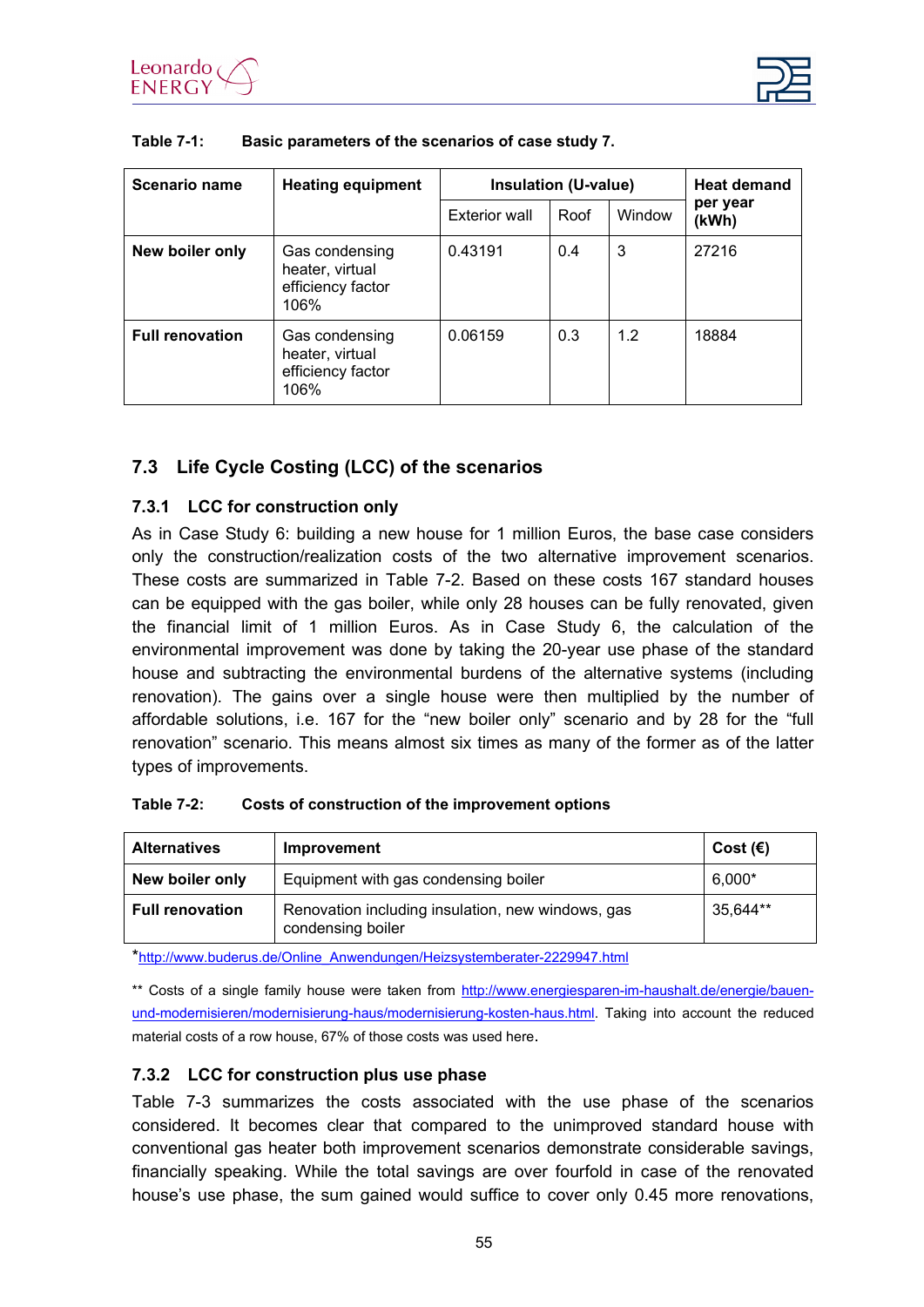**Table 7-1: Basic parameters of the scenarios of case study 7.**

| Scenario name | Heating equipment | Insulation (U-value) | | | Heat demand per year (kWh) |
|---|---|---|---|---|---|
| | | Exterior wall | Roof | Window | |
| **New boiler only** | Gas condensing heater, virtual efficiency factor 106% | 0.43191 | 0.4 | 3 | 27216 |
| **Full renovation** | Gas condensing heater, virtual efficiency factor 106% | 0.06159 | 0.3 | 1.2 | 18884 |

## 7.3 Life Cycle Costing (LCC) of the scenarios

### 7.3.1 LCC for construction only

As in Case Study 6: building a new house for 1 million Euros, the base case considers only the construction/realization costs of the two alternative improvement scenarios. These costs are summarized in Table 7-2. Based on these costs 167 standard houses can be equipped with the gas boiler, while only 28 houses can be fully renovated, given the financial limit of 1 million Euros. As in Case Study 6, the calculation of the environmental improvement was done by taking the 20-year use phase of the standard house and subtracting the environmental burdens of the alternative systems (including renovation). The gains over a single house were then multiplied by the number of affordable solutions, i.e. 167 for the "new boiler only" scenario and by 28 for the "full renovation" scenario. This means almost six times as many of the former as of the latter types of improvements.

**Table 7-2: Costs of construction of the improvement options**

| Alternatives | Improvement | Cost (€) |
|---|---|---|
| **New boiler only** | Equipment with gas condensing boiler | 6,000* |
| **Full renovation** | Renovation including insulation, new windows, gas condensing boiler | 35,644** |

*http://www.buderus.de/Online_Anwendungen/Heizsystemberater-2229947.html

** Costs of a single family house were taken from http://www.energiesparen-im-haushalt.de/energie/bauen-und-modernisieren/modernisierung-haus/modernisierung-kosten-haus.html. Taking into account the reduced material costs of a row house, 67% of those costs was used here.

### 7.3.2 LCC for construction plus use phase

Table 7-3 summarizes the costs associated with the use phase of the scenarios considered. It becomes clear that compared to the unimproved standard house with conventional gas heater both improvement scenarios demonstrate considerable savings, financially speaking. While the total savings are over fourfold in case of the renovated house's use phase, the sum gained would suffice to cover only 0.45 more renovations,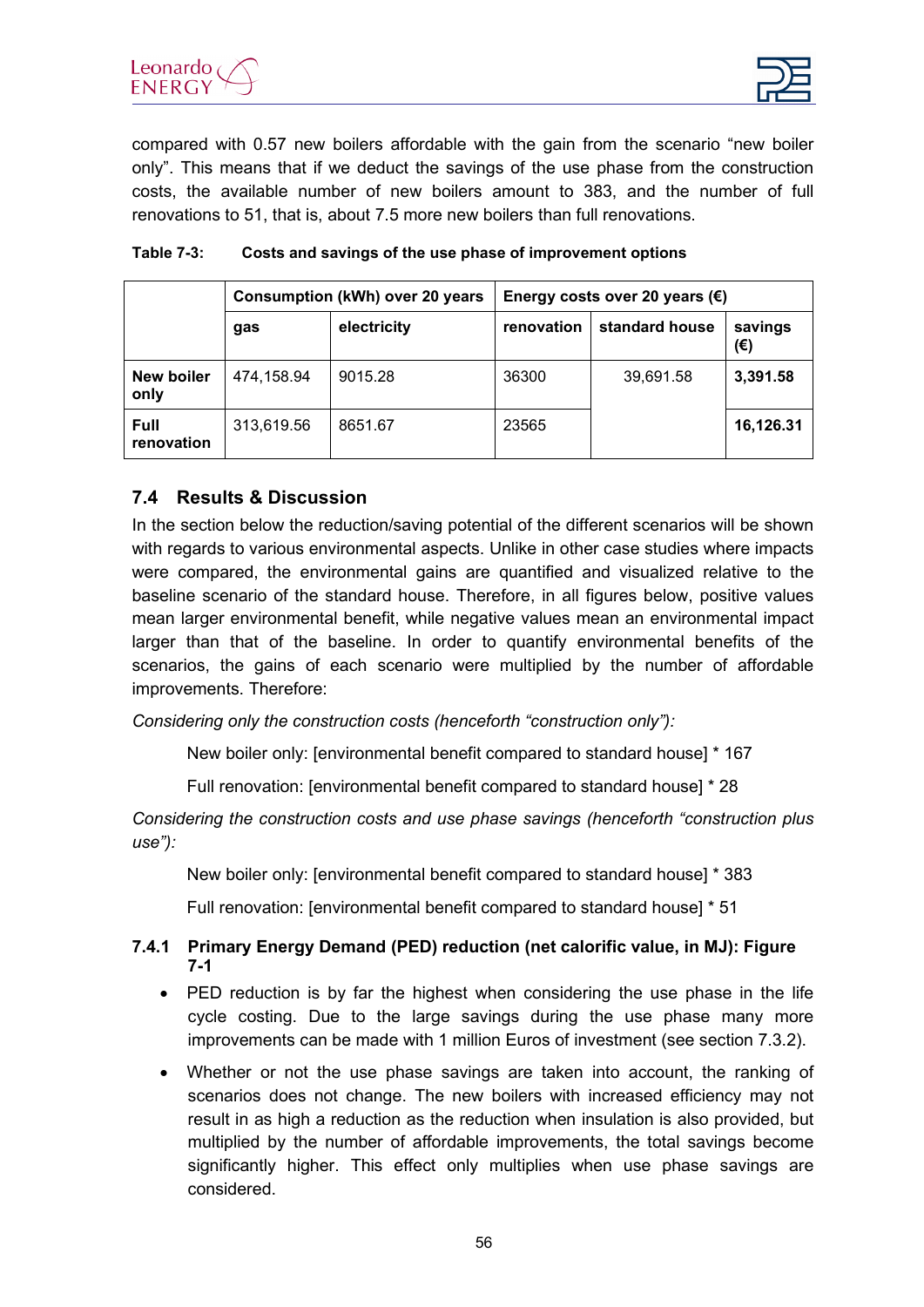compared with 0.57 new boilers affordable with the gain from the scenario “new boiler only”. This means that if we deduct the savings of the use phase from the construction costs, the available number of new boilers amount to 383, and the number of full renovations to 51, that is, about 7.5 more new boilers than full renovations.

**Table 7-3: Costs and savings of the use phase of improvement options**

| | Consumption (kWh) over 20 years | | Energy costs over 20 years (€) | | |
|---|---|---|---|---|---|
| | gas | electricity | renovation | standard house | savings (€) |
| **New boiler only** | 474,158.94 | 9015.28 | 36300 | 39,691.58 | **3,391.58** |
| **Full renovation** | 313,619.56 | 8651.67 | 23565 | | **16,126.31** |

## 7.4 Results & Discussion

In the section below the reduction/saving potential of the different scenarios will be shown with regards to various environmental aspects. Unlike in other case studies where impacts were compared, the environmental gains are quantified and visualized relative to the baseline scenario of the standard house. Therefore, in all figures below, positive values mean larger environmental benefit, while negative values mean an environmental impact larger than that of the baseline. In order to quantify environmental benefits of the scenarios, the gains of each scenario were multiplied by the number of affordable improvements. Therefore:

*Considering only the construction costs (henceforth “construction only”):*

New boiler only: [environmental benefit compared to standard house] * 167

Full renovation: [environmental benefit compared to standard house] * 28

*Considering the construction costs and use phase savings (henceforth “construction plus use”):*

New boiler only: [environmental benefit compared to standard house] * 383

Full renovation: [environmental benefit compared to standard house] * 51

### 7.4.1 Primary Energy Demand (PED) reduction (net calorific value, in MJ): Figure 7-1

- PED reduction is by far the highest when considering the use phase in the life cycle costing. Due to the large savings during the use phase many more improvements can be made with 1 million Euros of investment (see section 7.3.2).
- Whether or not the use phase savings are taken into account, the ranking of scenarios does not change. The new boilers with increased efficiency may not result in as high a reduction as the reduction when insulation is also provided, but multiplied by the number of affordable improvements, the total savings become significantly higher. This effect only multiplies when use phase savings are considered.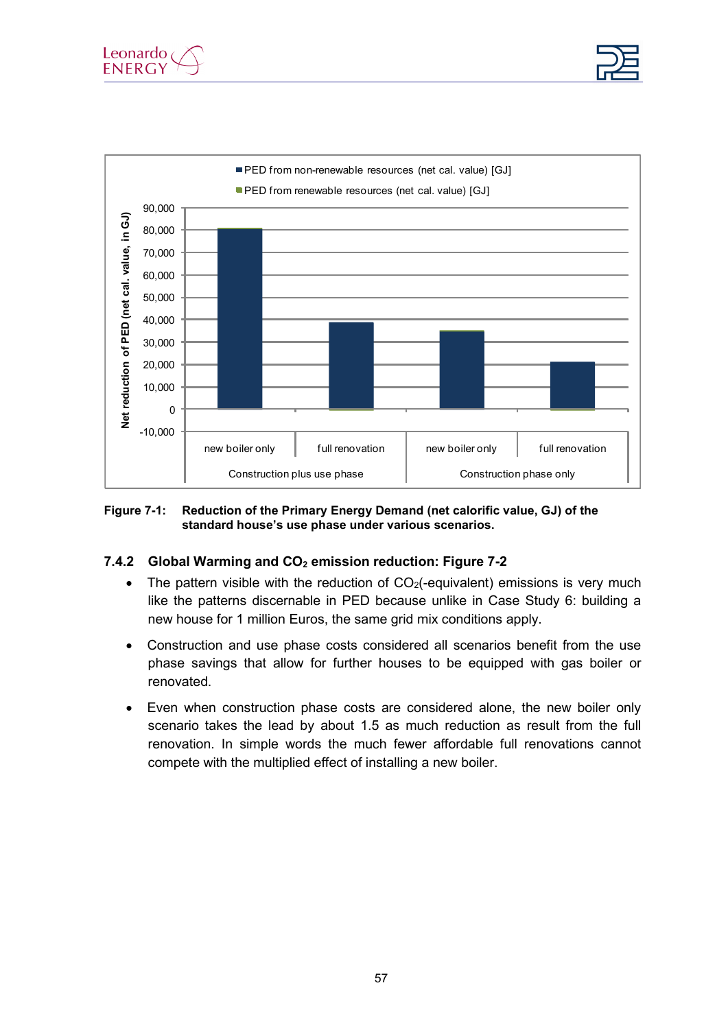PED from non-renewable resources (net cal. value) [GJ]

PED from renewable resources (net cal. value) [GJ]

Net reduction of PED (net cal. value, in GJ)

90,000
80,000
70,000
60,000
50,000
40,000
30,000
20,000
10,000
0
-10,000

new boiler only
full renovation
new boiler only
full renovation

Construction plus use phase
Construction phase only

**Figure 7-1: Reduction of the Primary Energy Demand (net calorific value, GJ) of the standard house's use phase under various scenarios.**

### 7.4.2 Global Warming and $CO_2$ emission reduction: Figure 7-2

- The pattern visible with the reduction of $CO_2$(-equivalent) emissions is very much like the patterns discernable in PED because unlike in Case Study 6: building a new house for 1 million Euros, the same grid mix conditions apply.
- Construction and use phase costs considered all scenarios benefit from the use phase savings that allow for further houses to be equipped with gas boiler or renovated.
- Even when construction phase costs are considered alone, the new boiler only scenario takes the lead by about 1.5 as much reduction as result from the full renovation. In simple words the much fewer affordable full renovations cannot compete with the multiplied effect of installing a new boiler.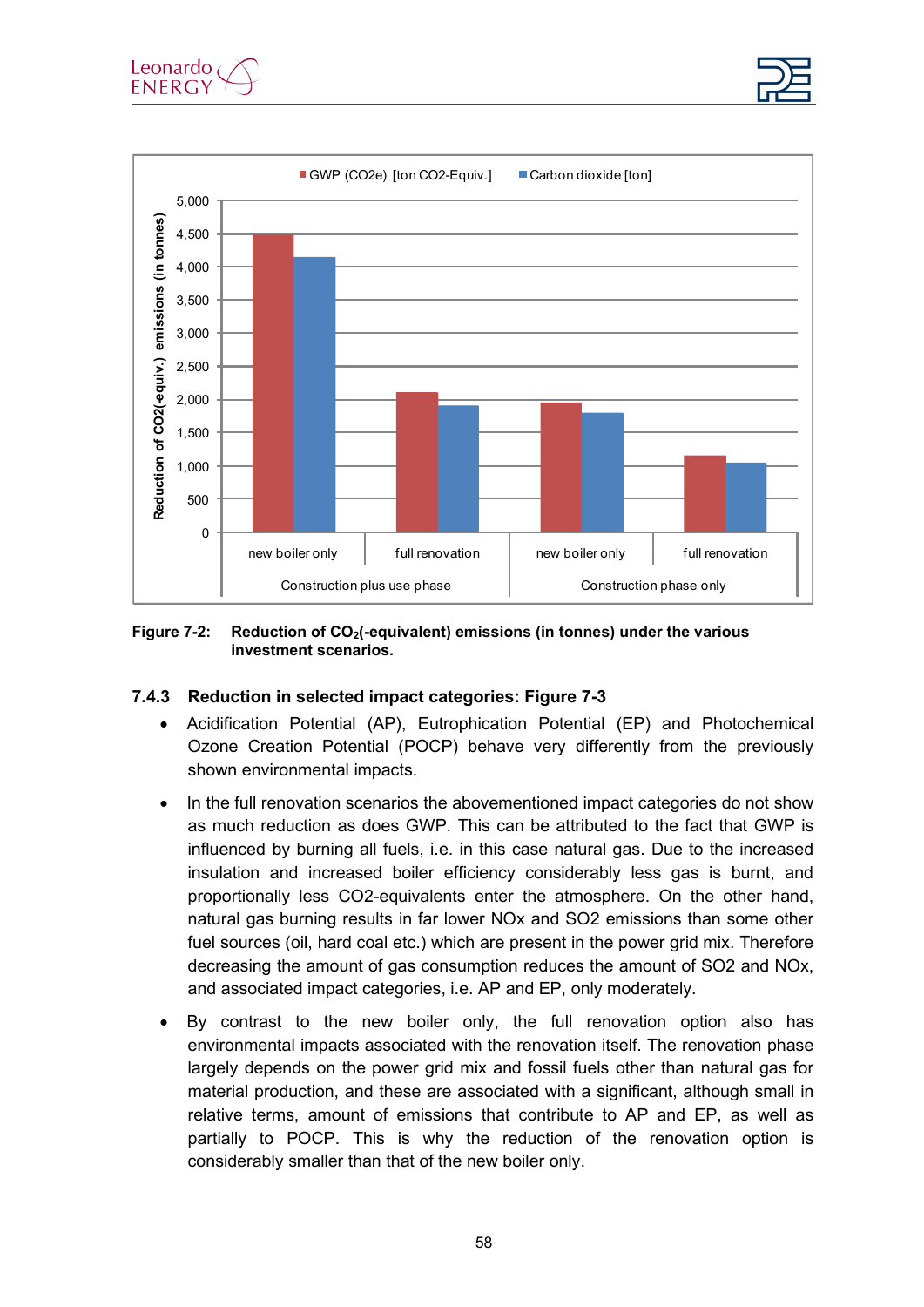GWP (CO2e) [ton CO2-Equiv.]
Carbon dioxide [ton]

Reduction of CO2(-equiv.) emissions (in tonnes)

5,000
4,500
4,000
3,500
3,000
2,500
2,000
1,500
1,000
500
0

new boiler only
full renovation
new boiler only
full renovation

Construction plus use phase
Construction phase only

**Figure 7-2: Reduction of $CO_2$(-equivalent) emissions (in tonnes) under the various investment scenarios.**

### 7.4.3 Reduction in selected impact categories: Figure 7-3

- Acidification Potential (AP), Eutrophication Potential (EP) and Photochemical Ozone Creation Potential (POCP) behave very differently from the previously shown environmental impacts.
- In the full renovation scenarios the abovementioned impact categories do not show as much reduction as does GWP. This can be attributed to the fact that GWP is influenced by burning all fuels, i.e. in this case natural gas. Due to the increased insulation and increased boiler efficiency considerably less gas is burnt, and proportionally less CO2-equivalents enter the atmosphere. On the other hand, natural gas burning results in far lower NOx and SO2 emissions than some other fuel sources (oil, hard coal etc.) which are present in the power grid mix. Therefore decreasing the amount of gas consumption reduces the amount of SO2 and NOx, and associated impact categories, i.e. AP and EP, only moderately.
- By contrast to the new boiler only, the full renovation option also has environmental impacts associated with the renovation itself. The renovation phase largely depends on the power grid mix and fossil fuels other than natural gas for material production, and these are associated with a significant, although small in relative terms, amount of emissions that contribute to AP and EP, as well as partially to POCP. This is why the reduction of the renovation option is considerably smaller than that of the new boiler only.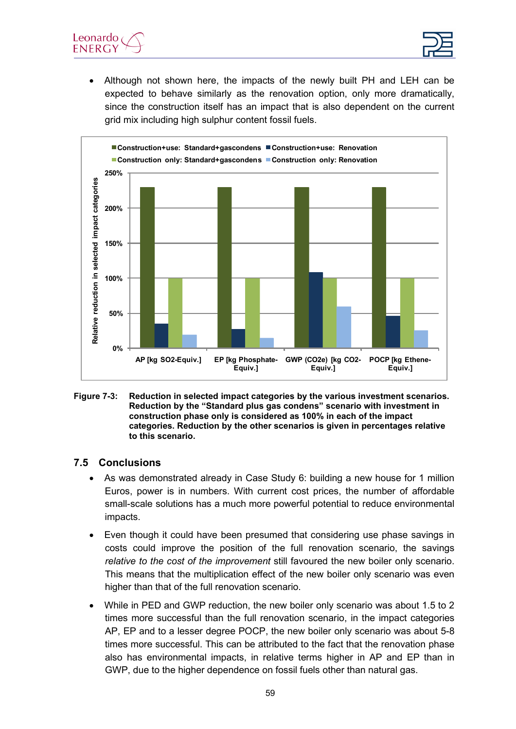- Although not shown here, the impacts of the newly built PH and LEH can be expected to behave similarly as the renovation option, only more dramatically, since the construction itself has an impact that is also dependent on the current grid mix including high sulphur content fossil fuels.

Construction+use: Standard+gascondens
Construction+use: Renovation
Construction only: Standard+gascondens
Construction only: Renovation

Relative reduction in selected impact categories

250%
200%
150%
100%
50%
0%

AP [kg SO2-Equiv.]
EP [kg Phosphate-Equiv.]
GWP (CO2e) [kg CO2-Equiv.]
POCP [kg Ethene-Equiv.]

**Figure 7-3: Reduction in selected impact categories by the various investment scenarios. Reduction by the "Standard plus gas condens" scenario with investment in construction phase only is considered as 100% in each of the impact categories. Reduction by the other scenarios is given in percentages relative to this scenario.**

## 7.5 Conclusions

- As was demonstrated already in Case Study 6: building a new house for 1 million Euros, power is in numbers. With current cost prices, the number of affordable small-scale solutions has a much more powerful potential to reduce environmental impacts.
- Even though it could have been presumed that considering use phase savings in costs could improve the position of the full renovation scenario, the savings *relative to the cost of the improvement* still favoured the new boiler only scenario. This means that the multiplication effect of the new boiler only scenario was even higher than that of the full renovation scenario.
- While in PED and GWP reduction, the new boiler only scenario was about 1.5 to 2 times more successful than the full renovation scenario, in the impact categories AP, EP and to a lesser degree POCP, the new boiler only scenario was about 5-8 times more successful. This can be attributed to the fact that the renovation phase also has environmental impacts, in relative terms higher in AP and EP than in GWP, due to the higher dependence on fossil fuels other than natural gas.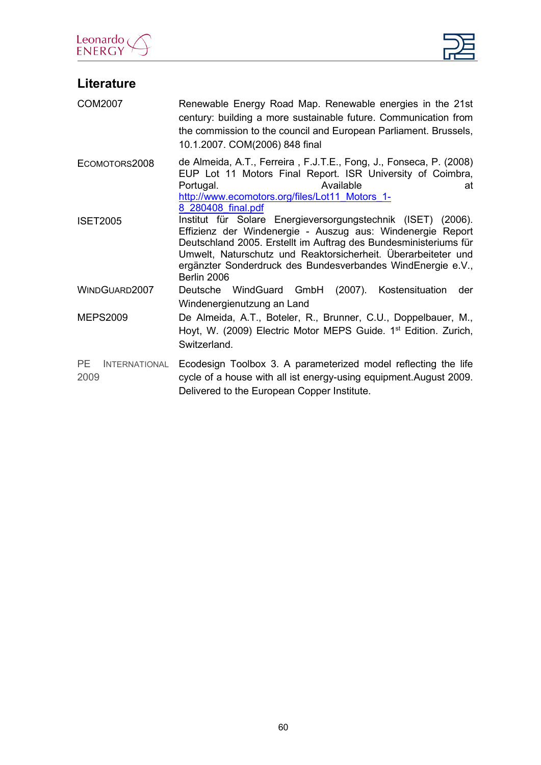## Literature

| | |
|---|---|
| COM2007 | Renewable Energy Road Map. Renewable energies in the 21st century: building a more sustainable future. Communication from the commission to the council and European Parliament. Brussels, 10.1.2007. COM(2006) 848 final |
| ECOMOTORS2008 | de Almeida, A.T., Ferreira , F.J.T.E., Fong, J., Fonseca, P. (2008) EUP Lot 11 Motors Final Report. ISR University of Coimbra, Portugal. Available at http://www.ecomotors.org/files/Lot11_Motors_1-8_280408_final.pdf |
| ISET2005 | Institut für Solare Energieversorgungstechnik (ISET) (2006). Effizienz der Windenergie - Auszug aus: Windenergie Report Deutschland 2005. Erstellt im Auftrag des Bundesministeriums für Umwelt, Naturschutz und Reaktorsicherheit. Überarbeiteter und ergänzter Sonderdruck des Bundesverbandes WindEnergie e.V., Berlin 2006 |
| WINDGUARD2007 | Deutsche WindGuard GmbH (2007). Kostensituation der Windenergienutzung an Land |
| MEPS2009 | De Almeida, A.T., Boteler, R., Brunner, C.U., Doppelbauer, M., Hoyt, W. (2009) Electric Motor MEPS Guide. 1st Edition. Zurich, Switzerland. |
| PE INTERNATIONAL 2009 | Ecodesign Toolbox 3. A parameterized model reflecting the life cycle of a house with all ist energy-using equipment.August 2009. Delivered to the European Copper Institute. |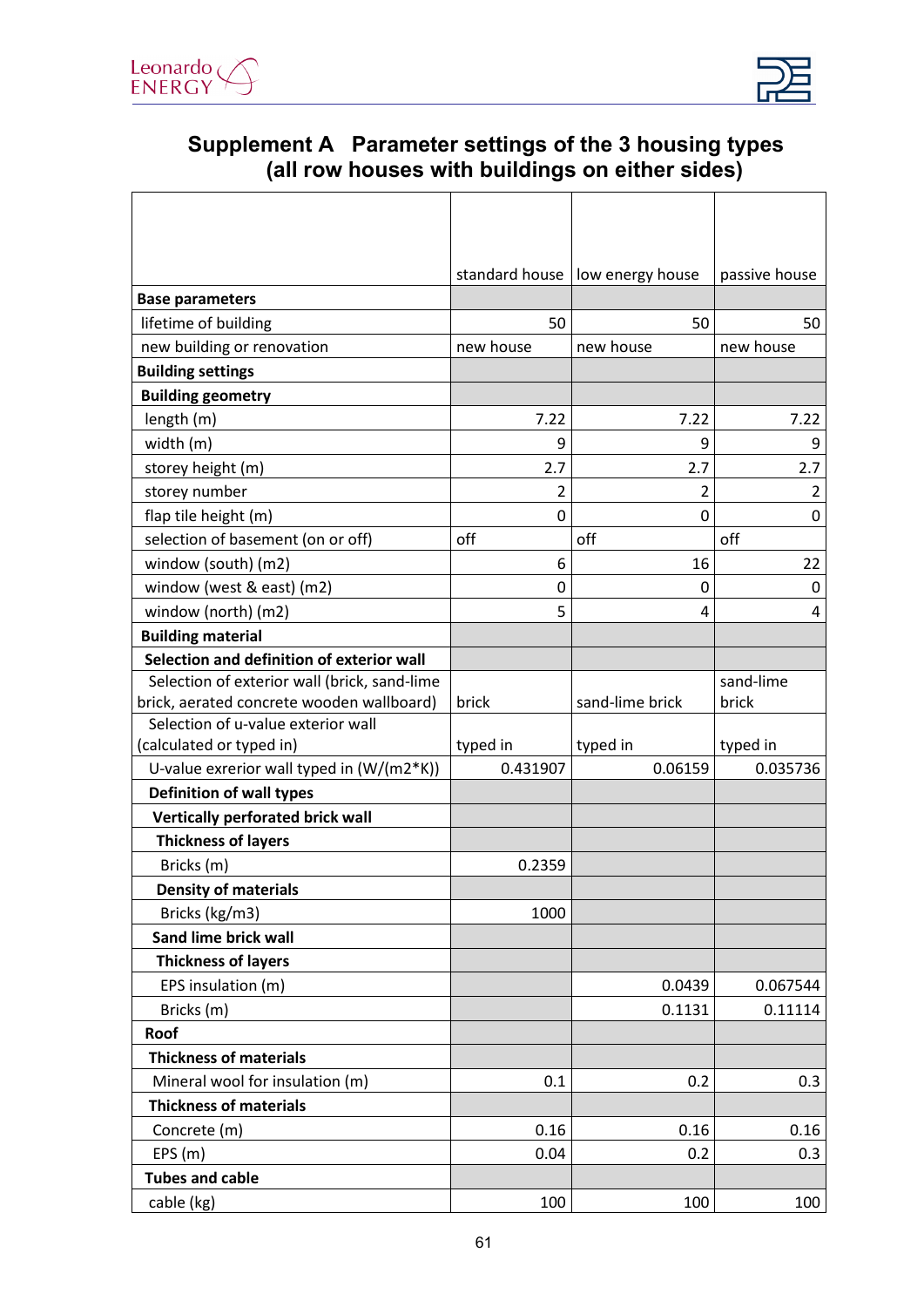## Supplement A   Parameter settings of the 3 housing types (all row houses with buildings on either sides)

| | standard house | low energy house | passive house |
|---|---|---|---|
| **Base parameters** | | | |
| lifetime of building | 50 | 50 | 50 |
| new building or renovation | new house | new house | new house |
| **Building settings** | | | |
| **Building geometry** | | | |
| length (m) | 7.22 | 7.22 | 7.22 |
| width (m) | 9 | 9 | 9 |
| storey height (m) | 2.7 | 2.7 | 2.7 |
| storey number | 2 | 2 | 2 |
| flap tile height (m) | 0 | 0 | 0 |
| selection of basement (on or off) | off | off | off |
| window (south) (m2) | 6 | 16 | 22 |
| window (west & east) (m2) | 0 | 0 | 0 |
| window (north) (m2) | 5 | 4 | 4 |
| **Building material** | | | |
| **Selection and definition of exterior wall** | | | |
| Selection of exterior wall (brick, sand-lime brick, aerated concrete wooden wallboard) | brick | sand-lime brick | sand-lime brick |
| Selection of u-value exterior wall (calculated or typed in) | typed in | typed in | typed in |
| U-value exrerior wall typed in (W/(m2*K)) | 0.431907 | 0.06159 | 0.035736 |
| **Definition of wall types** | | | |
| **Vertically perforated brick wall** | | | |
| **Thickness of layers** | | | |
| Bricks (m) | 0.2359 | | |
| **Density of materials** | | | |
| Bricks (kg/m3) | 1000 | | |
| **Sand lime brick wall** | | | |
| **Thickness of layers** | | | |
| EPS insulation (m) | | 0.0439 | 0.067544 |
| Bricks (m) | | 0.1131 | 0.11114 |
| **Roof** | | | |
| **Thickness of materials** | | | |
| Mineral wool for insulation (m) | 0.1 | 0.2 | 0.3 |
| **Thickness of materials** | | | |
| Concrete (m) | 0.16 | 0.16 | 0.16 |
| EPS (m) | 0.04 | 0.2 | 0.3 |
| **Tubes and cable** | | | |
| cable (kg) | 100 | 100 | 100 |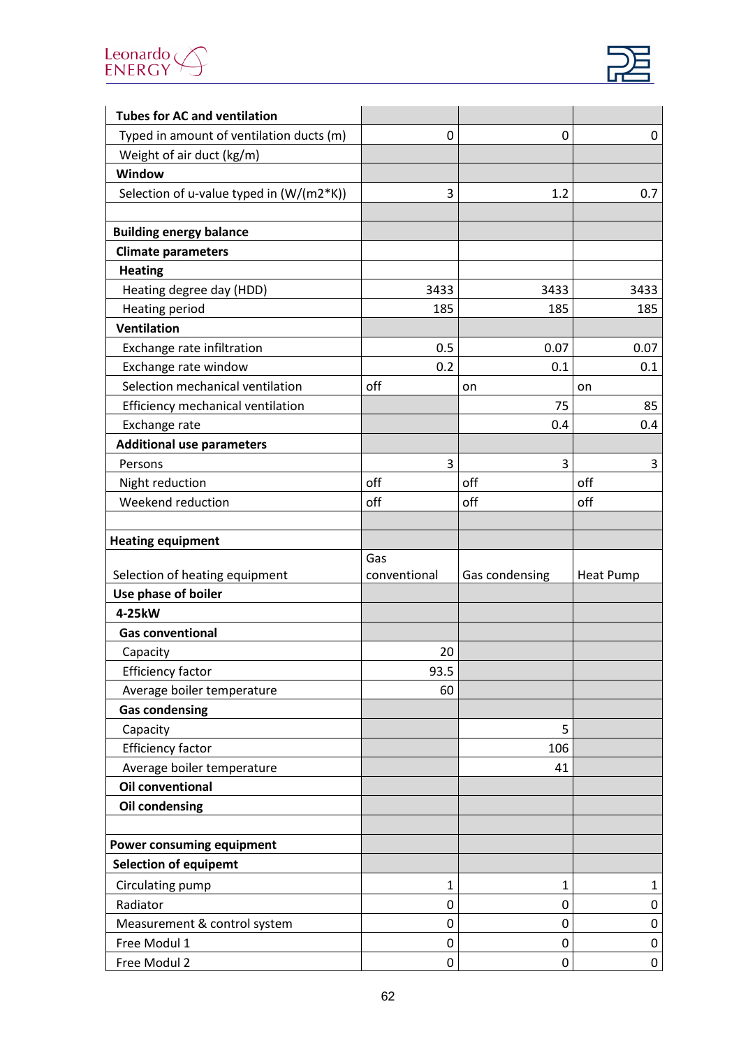| | | | |
|---|---|---|---|
| **Tubes for AC and ventilation** | | | |
| Typed in amount of ventilation ducts (m) | 0 | 0 | 0 |
| Weight of air duct (kg/m) | | | |
| **Window** | | | |
| Selection of u-value typed in (W/(m2*K)) | 3 | 1.2 | 0.7 |
| | | | |
| **Building energy balance** | | | |
| **Climate parameters** | | | |
| **Heating** | | | |
| Heating degree day (HDD) | 3433 | 3433 | 3433 |
| Heating period | 185 | 185 | 185 |
| **Ventilation** | | | |
| Exchange rate infiltration | 0.5 | 0.07 | 0.07 |
| Exchange rate window | 0.2 | 0.1 | 0.1 |
| Selection mechanical ventilation | off | on | on |
| Efficiency mechanical ventilation | | 75 | 85 |
| Exchange rate | | 0.4 | 0.4 |
| **Additional use parameters** | | | |
| Persons | 3 | 3 | 3 |
| Night reduction | off | off | off |
| Weekend reduction | off | off | off |
| | | | |
| **Heating equipment** | | | |
| Selection of heating equipment | Gas conventional | Gas condensing | Heat Pump |
| **Use phase of boiler** | | | |
| **4-25kW** | | | |
| **Gas conventional** | | | |
| Capacity | 20 | | |
| Efficiency factor | 93.5 | | |
| Average boiler temperature | 60 | | |
| **Gas condensing** | | | |
| Capacity | | 5 | |
| Efficiency factor | | 106 | |
| Average boiler temperature | | 41 | |
| **Oil conventional** | | | |
| **Oil condensing** | | | |
| | | | |
| **Power consuming equipment** | | | |
| **Selection of equipemt** | | | |
| Circulating pump | 1 | 1 | 1 |
| Radiator | 0 | 0 | 0 |
| Measurement & control system | 0 | 0 | 0 |
| Free Modul 1 | 0 | 0 | 0 |
| Free Modul 2 | 0 | 0 | 0 |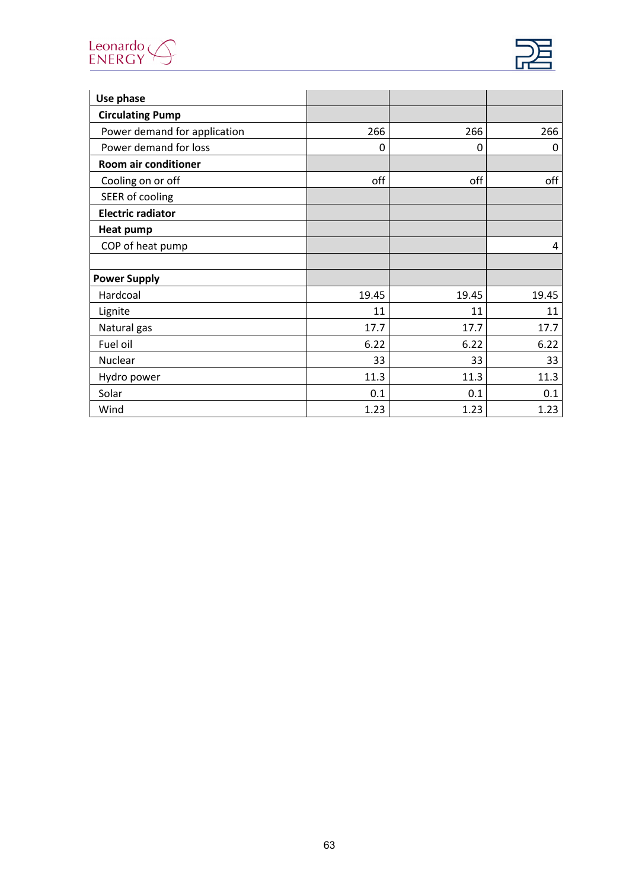| | | | |
|---|---|---|---|
| **Use phase** | | | |
| **Circulating Pump** | | | |
| Power demand for application | 266 | 266 | 266 |
| Power demand for loss | 0 | 0 | 0 |
| **Room air conditioner** | | | |
| Cooling on or off | off | off | off |
| SEER of cooling | | | |
| **Electric radiator** | | | |
| **Heat pump** | | | |
| COP of heat pump | | | 4 |
| | | | |
| **Power Supply** | | | |
| Hardcoal | 19.45 | 19.45 | 19.45 |
| Lignite | 11 | 11 | 11 |
| Natural gas | 17.7 | 17.7 | 17.7 |
| Fuel oil | 6.22 | 6.22 | 6.22 |
| Nuclear | 33 | 33 | 33 |
| Hydro power | 11.3 | 11.3 | 11.3 |
| Solar | 0.1 | 0.1 | 0.1 |
| Wind | 1.23 | 1.23 | 1.23 |